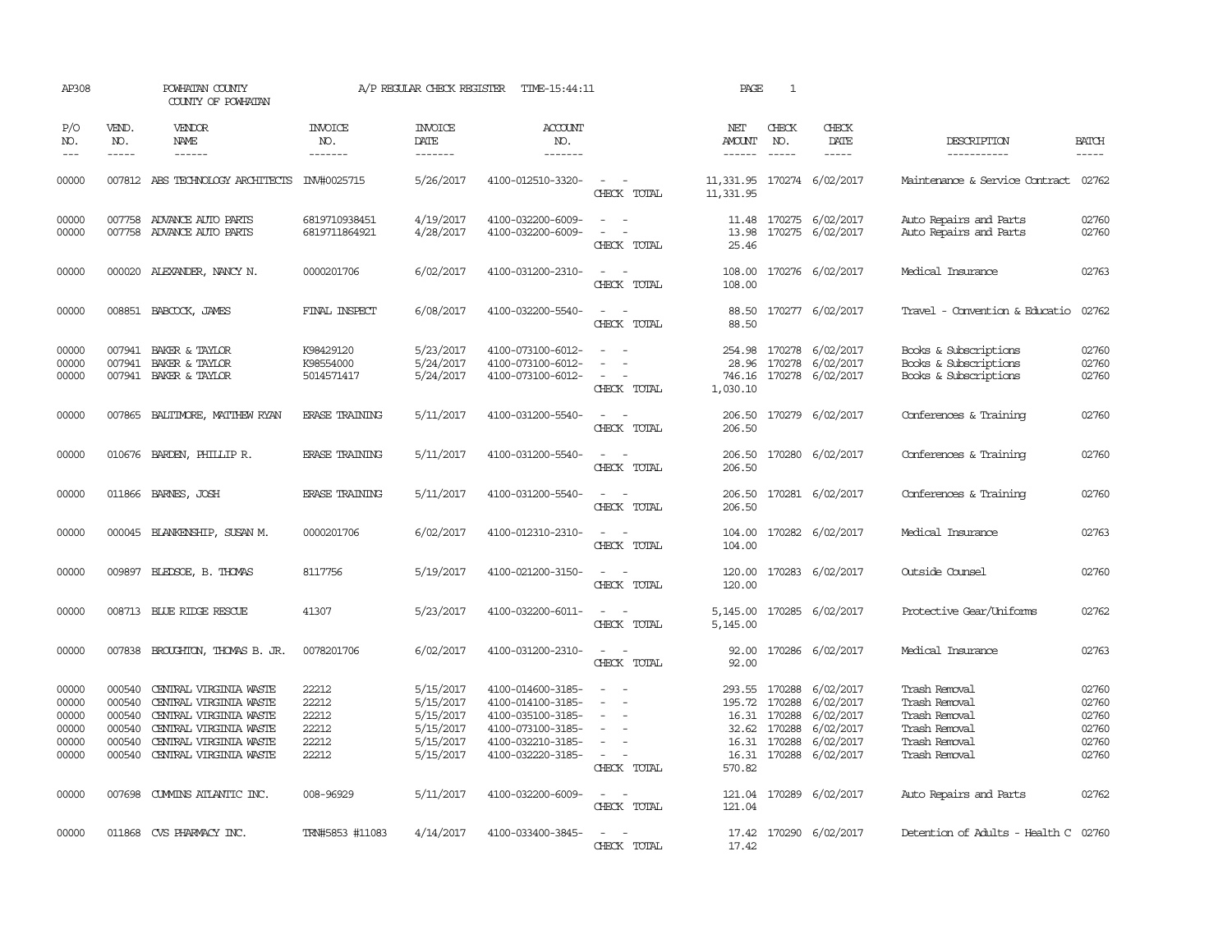AP308 POWHATAN COUNTY A/P REGULAR CHECK REGISTER TIME-15:44:11 PAGE 1

COUNTY OF POWHATAN

| P/O NO. | VEND. NO. | VENDOR NAME | INVOICE NO. | INVOICE DATE | ACCOUNT NO. | | NET AMOUNT | CHECK NO. | CHECK DATE | DESCRIPTION | BATCH |
|---|---|---|---|---|---|---|---|---|---|---|---|
| 00000 | 007812 | ABS TECHNOLOGY ARCHITECTS | INV#0025715 | 5/26/2017 | 4100-012510-3320- | - - | 11,331.95 | 170274 | 6/02/2017 | Maintenance & Service Contract | 02762 |
| | | | | | | CHECK TOTAL | 11,331.95 | | | | |
| 00000 | 007758 | ADVANCE AUTO PARTS | 6819710938451 | 4/19/2017 | 4100-032200-6009- | - - | 11.48 | 170275 | 6/02/2017 | Auto Repairs and Parts | 02760 |
| 00000 | 007758 | ADVANCE AUTO PARTS | 6819711864921 | 4/28/2017 | 4100-032200-6009- | - - | 13.98 | 170275 | 6/02/2017 | Auto Repairs and Parts | 02760 |
| | | | | | | CHECK TOTAL | 25.46 | | | | |
| 00000 | 000020 | ALEXANDER, NANCY N. | 0000201706 | 6/02/2017 | 4100-031200-2310- | - - | 108.00 | 170276 | 6/02/2017 | Medical Insurance | 02763 |
| | | | | | | CHECK TOTAL | 108.00 | | | | |
| 00000 | 008851 | BABCOCK, JAMES | FINAL INSPECT | 6/08/2017 | 4100-032200-5540- | - - | 88.50 | 170277 | 6/02/2017 | Travel - Convention & Educatio | 02762 |
| | | | | | | CHECK TOTAL | 88.50 | | | | |
| 00000 | 007941 | BAKER & TAYLOR | K98429120 | 5/23/2017 | 4100-073100-6012- | - - | 254.98 | 170278 | 6/02/2017 | Books & Subscriptions | 02760 |
| 00000 | 007941 | BAKER & TAYLOR | K98554000 | 5/24/2017 | 4100-073100-6012- | - - | 28.96 | 170278 | 6/02/2017 | Books & Subscriptions | 02760 |
| 00000 | 007941 | BAKER & TAYLOR | 5014571417 | 5/24/2017 | 4100-073100-6012- | - - | 746.16 | 170278 | 6/02/2017 | Books & Subscriptions | 02760 |
| | | | | | | CHECK TOTAL | 1,030.10 | | | | |
| 00000 | 007865 | BALTIMORE, MATTHEW RYAN | ERASE TRAINING | 5/11/2017 | 4100-031200-5540- | - - | 206.50 | 170279 | 6/02/2017 | Conferences & Training | 02760 |
| | | | | | | CHECK TOTAL | 206.50 | | | | |
| 00000 | 010676 | BARDEN, PHILLIP R. | ERASE TRAINING | 5/11/2017 | 4100-031200-5540- | - - | 206.50 | 170280 | 6/02/2017 | Conferences & Training | 02760 |
| | | | | | | CHECK TOTAL | 206.50 | | | | |
| 00000 | 011866 | BARNES, JOSH | ERASE TRAINING | 5/11/2017 | 4100-031200-5540- | - - | 206.50 | 170281 | 6/02/2017 | Conferences & Training | 02760 |
| | | | | | | CHECK TOTAL | 206.50 | | | | |
| 00000 | 000045 | BLANKENSHIP, SUSAN M. | 0000201706 | 6/02/2017 | 4100-012310-2310- | - - | 104.00 | 170282 | 6/02/2017 | Medical Insurance | 02763 |
| | | | | | | CHECK TOTAL | 104.00 | | | | |
| 00000 | 009897 | BLEDSOE, B. THOMAS | 8117756 | 5/19/2017 | 4100-021200-3150- | - - | 120.00 | 170283 | 6/02/2017 | Outside Counsel | 02760 |
| | | | | | | CHECK TOTAL | 120.00 | | | | |
| 00000 | 008713 | BLUE RIDGE RESCUE | 41307 | 5/23/2017 | 4100-032200-6011- | - - | 5,145.00 | 170285 | 6/02/2017 | Protective Gear/Uniforms | 02762 |
| | | | | | | CHECK TOTAL | 5,145.00 | | | | |
| 00000 | 007838 | BROUGHTON, THOMAS B. JR. | 0078201706 | 6/02/2017 | 4100-031200-2310- | - - | 92.00 | 170286 | 6/02/2017 | Medical Insurance | 02763 |
| | | | | | | CHECK TOTAL | 92.00 | | | | |
| 00000 | 000540 | CENTRAL VIRGINIA WASTE | 22212 | 5/15/2017 | 4100-014600-3185- | - - | 293.55 | 170288 | 6/02/2017 | Trash Removal | 02760 |
| 00000 | 000540 | CENTRAL VIRGINIA WASTE | 22212 | 5/15/2017 | 4100-014100-3185- | - - | 195.72 | 170288 | 6/02/2017 | Trash Removal | 02760 |
| 00000 | 000540 | CENTRAL VIRGINIA WASTE | 22212 | 5/15/2017 | 4100-035100-3185- | - - | 16.31 | 170288 | 6/02/2017 | Trash Removal | 02760 |
| 00000 | 000540 | CENTRAL VIRGINIA WASTE | 22212 | 5/15/2017 | 4100-073100-3185- | - - | 32.62 | 170288 | 6/02/2017 | Trash Removal | 02760 |
| 00000 | 000540 | CENTRAL VIRGINIA WASTE | 22212 | 5/15/2017 | 4100-032210-3185- | - - | 16.31 | 170288 | 6/02/2017 | Trash Removal | 02760 |
| 00000 | 000540 | CENTRAL VIRGINIA WASTE | 22212 | 5/15/2017 | 4100-032220-3185- | - - | 16.31 | 170288 | 6/02/2017 | Trash Removal | 02760 |
| | | | | | | CHECK TOTAL | 570.82 | | | | |
| 00000 | 007698 | CUMMINS ATLANTIC INC. | 008-96929 | 5/11/2017 | 4100-032200-6009- | - - | 121.04 | 170289 | 6/02/2017 | Auto Repairs and Parts | 02762 |
| | | | | | | CHECK TOTAL | 121.04 | | | | |
| 00000 | 011868 | CVS PHARMACY INC. | TRN#5853 #11083 | 4/14/2017 | 4100-033400-3845- | - - | 17.42 | 170290 | 6/02/2017 | Detention of Adults - Health C | 02760 |
| | | | | | | CHECK TOTAL | 17.42 | | | | |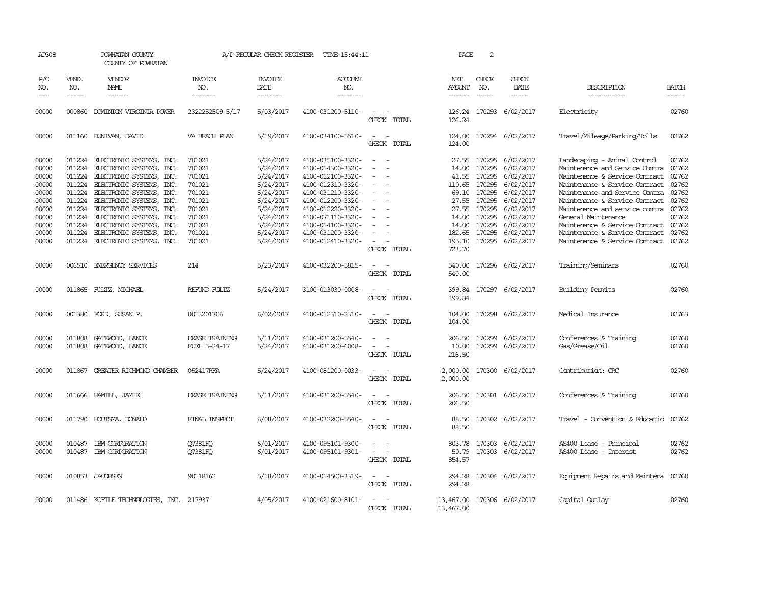AP308 POWHATAN COUNTY A/P REGULAR CHECK REGISTER TIME-15:44:11

COUNTY OF POWHATAN

| P/O NO. | VEND. NO. | VENDOR NAME | INVOICE NO. | INVOICE DATE | ACCOUNT NO. | | NET AMOUNT | CHECK NO. | CHECK DATE | DESCRIPTION | BATCH |
|---|---|---|---|---|---|---|---|---|---|---|---|
| 00000 | 000860 | DOMINION VIRGINIA POWER | 2322252509 5/17 | 5/03/2017 | 4100-031200-5110- | - - | 126.24 | 170293 | 6/02/2017 | Electricity | 02760 |
| | | | | | | CHECK TOTAL | 126.24 | | | | |
| 00000 | 011160 | DUNIVAN, DAVID | VA BEACH PLAN | 5/19/2017 | 4100-034100-5510- | - - | 124.00 | 170294 | 6/02/2017 | Travel/Mileage/Parking/Tolls | 02762 |
| | | | | | | CHECK TOTAL | 124.00 | | | | |
| 00000 | 011224 | ELECTRONIC SYSTEMS, INC. | 701021 | 5/24/2017 | 4100-035100-3320- | - - | 27.55 | 170295 | 6/02/2017 | Landscaping - Animal Control | 02762 |
| 00000 | 011224 | ELECTRONIC SYSTEMS, INC. | 701021 | 5/24/2017 | 4100-014300-3320- | - - | 14.00 | 170295 | 6/02/2017 | Maintenance and Service Contra | 02762 |
| 00000 | 011224 | ELECTRONIC SYSTEMS, INC. | 701021 | 5/24/2017 | 4100-012100-3320- | - - | 41.55 | 170295 | 6/02/2017 | Maintenance & Service Contract | 02762 |
| 00000 | 011224 | ELECTRONIC SYSTEMS, INC. | 701021 | 5/24/2017 | 4100-012310-3320- | - - | 110.65 | 170295 | 6/02/2017 | Maintenance & Service Contract | 02762 |
| 00000 | 011224 | ELECTRONIC SYSTEMS, INC. | 701021 | 5/24/2017 | 4100-031210-3320- | - - | 69.10 | 170295 | 6/02/2017 | Maintenance and Service Contra | 02762 |
| 00000 | 011224 | ELECTRONIC SYSTEMS, INC. | 701021 | 5/24/2017 | 4100-012200-3320- | - - | 27.55 | 170295 | 6/02/2017 | Maintenance & Service Contract | 02762 |
| 00000 | 011224 | ELECTRONIC SYSTEMS, INC. | 701021 | 5/24/2017 | 4100-012220-3320- | - - | 27.55 | 170295 | 6/02/2017 | Maintenance and service contra | 02762 |
| 00000 | 011224 | ELECTRONIC SYSTEMS, INC. | 701021 | 5/24/2017 | 4100-071110-3320- | - - | 14.00 | 170295 | 6/02/2017 | General Maintenance | 02762 |
| 00000 | 011224 | ELECTRONIC SYSTEMS, INC. | 701021 | 5/24/2017 | 4100-014100-3320- | - - | 14.00 | 170295 | 6/02/2017 | Maintenance & Service Contract | 02762 |
| 00000 | 011224 | ELECTRONIC SYSTEMS, INC. | 701021 | 5/24/2017 | 4100-031200-3320- | - - | 182.65 | 170295 | 6/02/2017 | Maintenance & Service Contract | 02762 |
| 00000 | 011224 | ELECTRONIC SYSTEMS, INC. | 701021 | 5/24/2017 | 4100-012410-3320- | - - | 195.10 | 170295 | 6/02/2017 | Maintenance & Service Contract | 02762 |
| | | | | | | CHECK TOTAL | 723.70 | | | | |
| 00000 | 006510 | EMERGENCY SERVICES | 214 | 5/23/2017 | 4100-032200-5815- | - - | 540.00 | 170296 | 6/02/2017 | Training/Seminars | 02760 |
| | | | | | | CHECK TOTAL | 540.00 | | | | |
| 00000 | 011865 | FOLTZ, MICHAEL | REFUND FOLTZ | 5/24/2017 | 3100-013030-0008- | - - | 399.84 | 170297 | 6/02/2017 | Building Permits | 02760 |
| | | | | | | CHECK TOTAL | 399.84 | | | | |
| 00000 | 001380 | FORD, SUSAN P. | 0013201706 | 6/02/2017 | 4100-012310-2310- | - - | 104.00 | 170298 | 6/02/2017 | Medical Insurance | 02763 |
| | | | | | | CHECK TOTAL | 104.00 | | | | |
| 00000 | 011808 | GATEWOOD, LANCE | ERASE TRAINING | 5/11/2017 | 4100-031200-5540- | - - | 206.50 | 170299 | 6/02/2017 | Conferences & Training | 02760 |
| 00000 | 011808 | GATEWOOD, LANCE | FUEL 5-24-17 | 5/24/2017 | 4100-031200-6008- | - - | 10.00 | 170299 | 6/02/2017 | Gas/Grease/Oil | 02760 |
| | | | | | | CHECK TOTAL | 216.50 | | | | |
| 00000 | 011867 | GREATER RICHMOND CHAMBER | 052417RFA | 5/24/2017 | 4100-081200-0033- | - - | 2,000.00 | 170300 | 6/02/2017 | Contribution: CRC | 02760 |
| | | | | | | CHECK TOTAL | 2,000.00 | | | | |
| 00000 | 011666 | HAMILL, JAMIE | ERASE TRAINING | 5/11/2017 | 4100-031200-5540- | - - | 206.50 | 170301 | 6/02/2017 | Conferences & Training | 02760 |
| | | | | | | CHECK TOTAL | 206.50 | | | | |
| 00000 | 011790 | HOUTSMA, DONALD | FINAL INSPECT | 6/08/2017 | 4100-032200-5540- | - - | 88.50 | 170302 | 6/02/2017 | Travel - Convention & Educatio | 02762 |
| | | | | | | CHECK TOTAL | 88.50 | | | | |
| 00000 | 010487 | IBM CORPORATION | Q7381FQ | 6/01/2017 | 4100-095101-9300- | - - | 803.78 | 170303 | 6/02/2017 | AS400 Lease - Principal | 02762 |
| 00000 | 010487 | IBM CORPORATION | Q7381FQ | 6/01/2017 | 4100-095101-9301- | - - | 50.79 | 170303 | 6/02/2017 | AS400 Lease - Interest | 02762 |
| | | | | | | CHECK TOTAL | 854.57 | | | | |
| 00000 | 010853 | JACOBSEN | 90118162 | 5/18/2017 | 4100-014500-3319- | - - | 294.28 | 170304 | 6/02/2017 | Equipment Repairs and Maintena | 02760 |
| | | | | | | CHECK TOTAL | 294.28 | | | | |
| 00000 | 011486 | KOFILE TECHNOLOGIES, INC. | 217937 | 4/05/2017 | 4100-021600-8101- | - - | 13,467.00 | 170306 | 6/02/2017 | Capital Outlay | 02760 |
| | | | | | | CHECK TOTAL | 13,467.00 | | | | |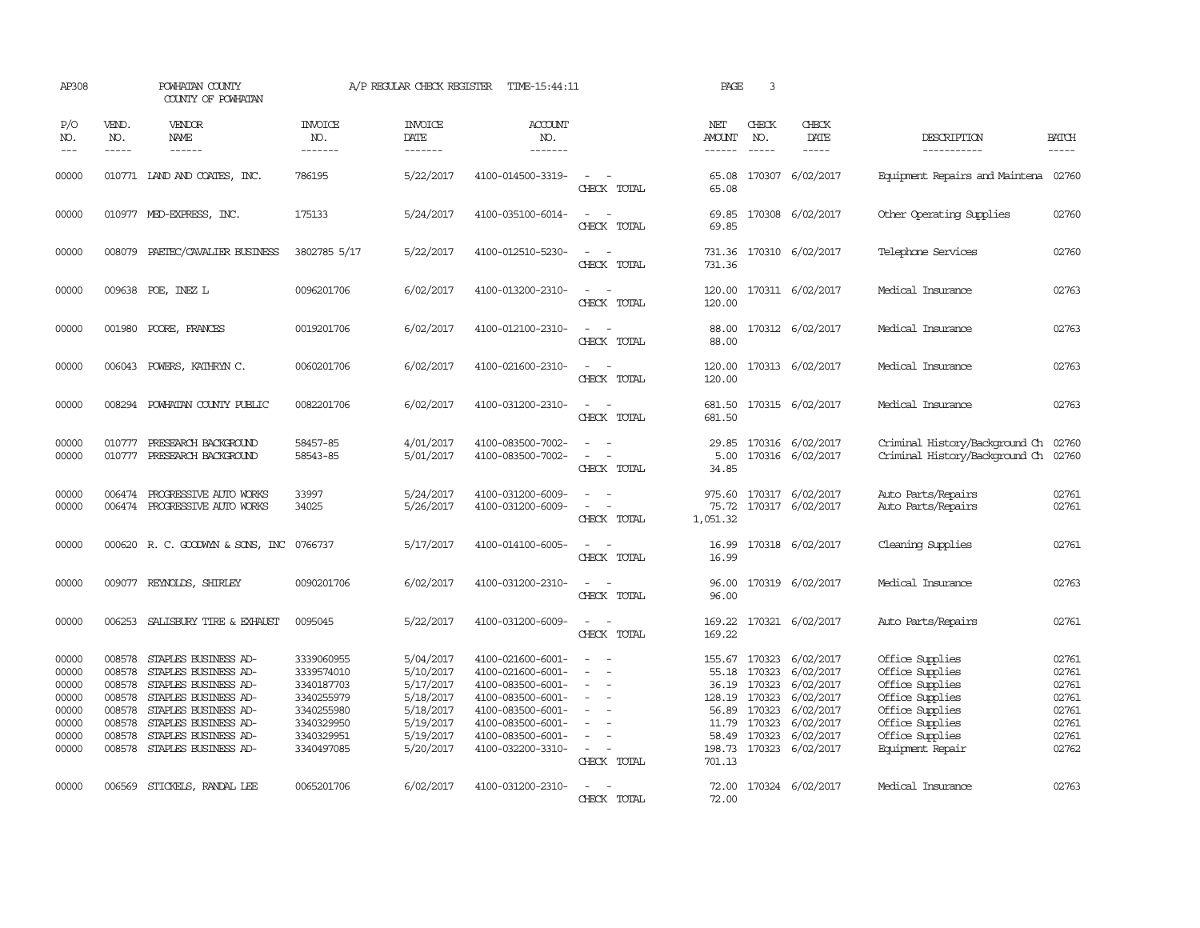AP308 POWHATAN COUNTY A/P REGULAR CHECK REGISTER TIME-15:44:11 PAGE 3

COUNTY OF POWHATAN

| P/O NO. | VEND. NO. | VENDOR NAME | INVOICE NO. | INVOICE DATE | ACCOUNT NO. | | NET AMOUNT | CHECK NO. | CHECK DATE | DESCRIPTION | BATCH |
|---|---|---|---|---|---|---|---|---|---|---|---|
| 00000 | 010771 | LAND AND COATES, INC. | 786195 | 5/22/2017 | 4100-014500-3319- | - - | 65.08 | 170307 | 6/02/2017 | Equipment Repairs and Maintena | 02760 |
| | | | | | | CHECK TOTAL | 65.08 | | | | |
| 00000 | 010977 | MED-EXPRESS, INC. | 175133 | 5/24/2017 | 4100-035100-6014- | - - | 69.85 | 170308 | 6/02/2017 | Other Operating Supplies | 02760 |
| | | | | | | CHECK TOTAL | 69.85 | | | | |
| 00000 | 008079 | PAETEC/CAVALIER BUSINESS | 3802785 5/17 | 5/22/2017 | 4100-012510-5230- | - - | 731.36 | 170310 | 6/02/2017 | Telephone Services | 02760 |
| | | | | | | CHECK TOTAL | 731.36 | | | | |
| 00000 | 009638 | POE, INEZ L | 0096201706 | 6/02/2017 | 4100-013200-2310- | - - | 120.00 | 170311 | 6/02/2017 | Medical Insurance | 02763 |
| | | | | | | CHECK TOTAL | 120.00 | | | | |
| 00000 | 001980 | POORE, FRANCES | 0019201706 | 6/02/2017 | 4100-012100-2310- | - - | 88.00 | 170312 | 6/02/2017 | Medical Insurance | 02763 |
| | | | | | | CHECK TOTAL | 88.00 | | | | |
| 00000 | 006043 | POWERS, KATHRYN C. | 0060201706 | 6/02/2017 | 4100-021600-2310- | - - | 120.00 | 170313 | 6/02/2017 | Medical Insurance | 02763 |
| | | | | | | CHECK TOTAL | 120.00 | | | | |
| 00000 | 008294 | POWHATAN COUNTY PUBLIC | 0082201706 | 6/02/2017 | 4100-031200-2310- | - - | 681.50 | 170315 | 6/02/2017 | Medical Insurance | 02763 |
| | | | | | | CHECK TOTAL | 681.50 | | | | |
| 00000 | 010777 | PRESEARCH BACKGROUND | 58457-85 | 4/01/2017 | 4100-083500-7002- | - - | 29.85 | 170316 | 6/02/2017 | Criminal History/Background Ch | 02760 |
| 00000 | 010777 | PRESEARCH BACKGROUND | 58543-85 | 5/01/2017 | 4100-083500-7002- | - - | 5.00 | 170316 | 6/02/2017 | Criminal History/Background Ch | 02760 |
| | | | | | | CHECK TOTAL | 34.85 | | | | |
| 00000 | 006474 | PROGRESSIVE AUTO WORKS | 33997 | 5/24/2017 | 4100-031200-6009- | - - | 975.60 | 170317 | 6/02/2017 | Auto Parts/Repairs | 02761 |
| 00000 | 006474 | PROGRESSIVE AUTO WORKS | 34025 | 5/26/2017 | 4100-031200-6009- | - - | 75.72 | 170317 | 6/02/2017 | Auto Parts/Repairs | 02761 |
| | | | | | | CHECK TOTAL | 1,051.32 | | | | |
| 00000 | 000620 | R. C. GOODWYN & SONS, INC | 0766737 | 5/17/2017 | 4100-014100-6005- | - - | 16.99 | 170318 | 6/02/2017 | Cleaning Supplies | 02761 |
| | | | | | | CHECK TOTAL | 16.99 | | | | |
| 00000 | 009077 | REYNOLDS, SHIRLEY | 0090201706 | 6/02/2017 | 4100-031200-2310- | - - | 96.00 | 170319 | 6/02/2017 | Medical Insurance | 02763 |
| | | | | | | CHECK TOTAL | 96.00 | | | | |
| 00000 | 006253 | SALISBURY TIRE & EXHAUST | 0095045 | 5/22/2017 | 4100-031200-6009- | - - | 169.22 | 170321 | 6/02/2017 | Auto Parts/Repairs | 02761 |
| | | | | | | CHECK TOTAL | 169.22 | | | | |
| 00000 | 008578 | STAPLES BUSINESS AD- | 3339060955 | 5/04/2017 | 4100-021600-6001- | - - | 155.67 | 170323 | 6/02/2017 | Office Supplies | 02761 |
| 00000 | 008578 | STAPLES BUSINESS AD- | 3339574010 | 5/10/2017 | 4100-021600-6001- | - - | 55.18 | 170323 | 6/02/2017 | Office Supplies | 02761 |
| 00000 | 008578 | STAPLES BUSINESS AD- | 3340187703 | 5/17/2017 | 4100-083500-6001- | - - | 36.19 | 170323 | 6/02/2017 | Office Supplies | 02761 |
| 00000 | 008578 | STAPLES BUSINESS AD- | 3340255979 | 5/18/2017 | 4100-083500-6001- | - - | 128.19 | 170323 | 6/02/2017 | Office Supplies | 02761 |
| 00000 | 008578 | STAPLES BUSINESS AD- | 3340255980 | 5/18/2017 | 4100-083500-6001- | - - | 56.89 | 170323 | 6/02/2017 | Office Supplies | 02761 |
| 00000 | 008578 | STAPLES BUSINESS AD- | 3340329950 | 5/19/2017 | 4100-083500-6001- | - - | 11.79 | 170323 | 6/02/2017 | Office Supplies | 02761 |
| 00000 | 008578 | STAPLES BUSINESS AD- | 3340329951 | 5/19/2017 | 4100-083500-6001- | - - | 58.49 | 170323 | 6/02/2017 | Office Supplies | 02761 |
| 00000 | 008578 | STAPLES BUSINESS AD- | 3340497085 | 5/20/2017 | 4100-032200-3310- | - - | 198.73 | 170323 | 6/02/2017 | Equipment Repair | 02762 |
| | | | | | | CHECK TOTAL | 701.13 | | | | |
| 00000 | 006569 | STICKELS, RANDAL LEE | 0065201706 | 6/02/2017 | 4100-031200-2310- | - - | 72.00 | 170324 | 6/02/2017 | Medical Insurance | 02763 |
| | | | | | | CHECK TOTAL | 72.00 | | | | |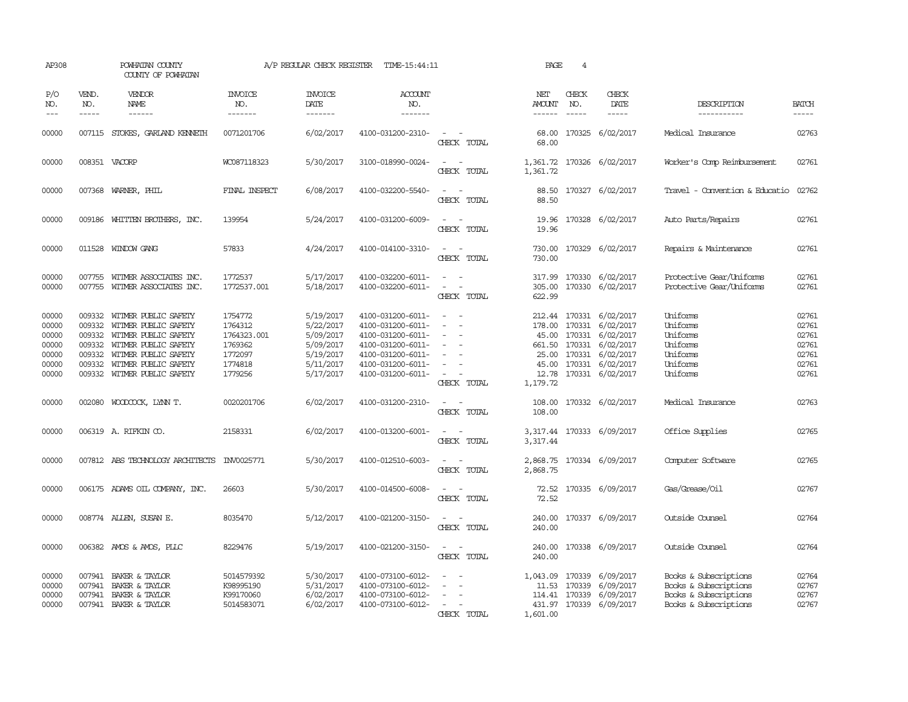AP308 POWHATAN COUNTY A/P REGULAR CHECK REGISTER TIME-15:44:11 PAGE 4

COUNTY OF POWHATAN

| P/O NO. | VEND. NO. | VENDOR NAME | INVOICE NO. | INVOICE DATE | ACCOUNT NO. | | NET AMOUNT | CHECK NO. | CHECK DATE | DESCRIPTION | BATCH |
|---|---|---|---|---|---|---|---|---|---|---|---|
| --- | ----- | ------ | ------- | ------- | ------- | | ------ | ----- | ----- | ----------- | ----- |
| 00000 | 007115 | STOKES, GARLAND KENNETH | 0071201706 | 6/02/2017 | 4100-031200-2310- | - - | 68.00 | 170325 | 6/02/2017 | Medical Insurance | 02763 |
| | | | | | | CHECK TOTAL | 68.00 | | | | |
| 00000 | 008351 | VACORP | WC087118323 | 5/30/2017 | 3100-018990-0024- | - - | 1,361.72 | 170326 | 6/02/2017 | Worker's Comp Reimbursement | 02761 |
| | | | | | | CHECK TOTAL | 1,361.72 | | | | |
| 00000 | 007368 | WARNER, PHIL | FINAL INSPECT | 6/08/2017 | 4100-032200-5540- | - - | 88.50 | 170327 | 6/02/2017 | Travel - Convention & Educatio | 02762 |
| | | | | | | CHECK TOTAL | 88.50 | | | | |
| 00000 | 009186 | WHITTEN BROTHERS, INC. | 139954 | 5/24/2017 | 4100-031200-6009- | - - | 19.96 | 170328 | 6/02/2017 | Auto Parts/Repairs | 02761 |
| | | | | | | CHECK TOTAL | 19.96 | | | | |
| 00000 | 011528 | WINDOW GANG | 57833 | 4/24/2017 | 4100-014100-3310- | - - | 730.00 | 170329 | 6/02/2017 | Repairs & Maintenance | 02761 |
| | | | | | | CHECK TOTAL | 730.00 | | | | |
| 00000 | 007755 | WITMER ASSOCIATES INC. | 1772537 | 5/17/2017 | 4100-032200-6011- | - - | 317.99 | 170330 | 6/02/2017 | Protective Gear/Uniforms | 02761 |
| 00000 | 007755 | WITMER ASSOCIATES INC. | 1772537.001 | 5/18/2017 | 4100-032200-6011- | - - | 305.00 | 170330 | 6/02/2017 | Protective Gear/Uniforms | 02761 |
| | | | | | | CHECK TOTAL | 622.99 | | | | |
| 00000 | 009332 | WITMER PUBLIC SAFETY | 1754772 | 5/19/2017 | 4100-031200-6011- | - - | 212.44 | 170331 | 6/02/2017 | Uniforms | 02761 |
| 00000 | 009332 | WITMER PUBLIC SAFETY | 1764312 | 5/22/2017 | 4100-031200-6011- | - - | 178.00 | 170331 | 6/02/2017 | Uniforms | 02761 |
| 00000 | 009332 | WITMER PUBLIC SAFETY | 1764323.001 | 5/09/2017 | 4100-031200-6011- | - - | 45.00 | 170331 | 6/02/2017 | Uniforms | 02761 |
| 00000 | 009332 | WITMER PUBLIC SAFETY | 1769362 | 5/09/2017 | 4100-031200-6011- | - - | 661.50 | 170331 | 6/02/2017 | Uniforms | 02761 |
| 00000 | 009332 | WITMER PUBLIC SAFETY | 1772097 | 5/19/2017 | 4100-031200-6011- | - - | 25.00 | 170331 | 6/02/2017 | Uniforms | 02761 |
| 00000 | 009332 | WITMER PUBLIC SAFETY | 1774818 | 5/11/2017 | 4100-031200-6011- | - - | 45.00 | 170331 | 6/02/2017 | Uniforms | 02761 |
| 00000 | 009332 | WITMER PUBLIC SAFETY | 1779256 | 5/17/2017 | 4100-031200-6011- | - - | 12.78 | 170331 | 6/02/2017 | Uniforms | 02761 |
| | | | | | | CHECK TOTAL | 1,179.72 | | | | |
| 00000 | 002080 | WOODCOCK, LYNN T. | 0020201706 | 6/02/2017 | 4100-031200-2310- | - - | 108.00 | 170332 | 6/02/2017 | Medical Insurance | 02763 |
| | | | | | | CHECK TOTAL | 108.00 | | | | |
| 00000 | 006319 | A. RIFKIN CO. | 2158331 | 6/02/2017 | 4100-013200-6001- | - - | 3,317.44 | 170333 | 6/09/2017 | Office Supplies | 02765 |
| | | | | | | CHECK TOTAL | 3,317.44 | | | | |
| 00000 | 007812 | ABS TECHNOLOGY ARCHITECTS | INV0025771 | 5/30/2017 | 4100-012510-6003- | - - | 2,868.75 | 170334 | 6/09/2017 | Computer Software | 02765 |
| | | | | | | CHECK TOTAL | 2,868.75 | | | | |
| 00000 | 006175 | ADAMS OIL COMPANY, INC. | 26603 | 5/30/2017 | 4100-014500-6008- | - - | 72.52 | 170335 | 6/09/2017 | Gas/Grease/Oil | 02767 |
| | | | | | | CHECK TOTAL | 72.52 | | | | |
| 00000 | 008774 | ALLEN, SUSAN E. | 8035470 | 5/12/2017 | 4100-021200-3150- | - - | 240.00 | 170337 | 6/09/2017 | Outside Counsel | 02764 |
| | | | | | | CHECK TOTAL | 240.00 | | | | |
| 00000 | 006382 | AMOS & AMOS, PLLC | 8229476 | 5/19/2017 | 4100-021200-3150- | - - | 240.00 | 170338 | 6/09/2017 | Outside Counsel | 02764 |
| | | | | | | CHECK TOTAL | 240.00 | | | | |
| 00000 | 007941 | BAKER & TAYLOR | 5014579392 | 5/30/2017 | 4100-073100-6012- | - - | 1,043.09 | 170339 | 6/09/2017 | Books & Subscriptions | 02764 |
| 00000 | 007941 | BAKER & TAYLOR | K98995190 | 5/31/2017 | 4100-073100-6012- | - - | 11.53 | 170339 | 6/09/2017 | Books & Subscriptions | 02767 |
| 00000 | 007941 | BAKER & TAYLOR | K99170060 | 6/02/2017 | 4100-073100-6012- | - - | 114.41 | 170339 | 6/09/2017 | Books & Subscriptions | 02767 |
| 00000 | 007941 | BAKER & TAYLOR | 5014583071 | 6/02/2017 | 4100-073100-6012- | - - | 431.97 | 170339 | 6/09/2017 | Books & Subscriptions | 02767 |
| | | | | | | CHECK TOTAL | 1,601.00 | | | | |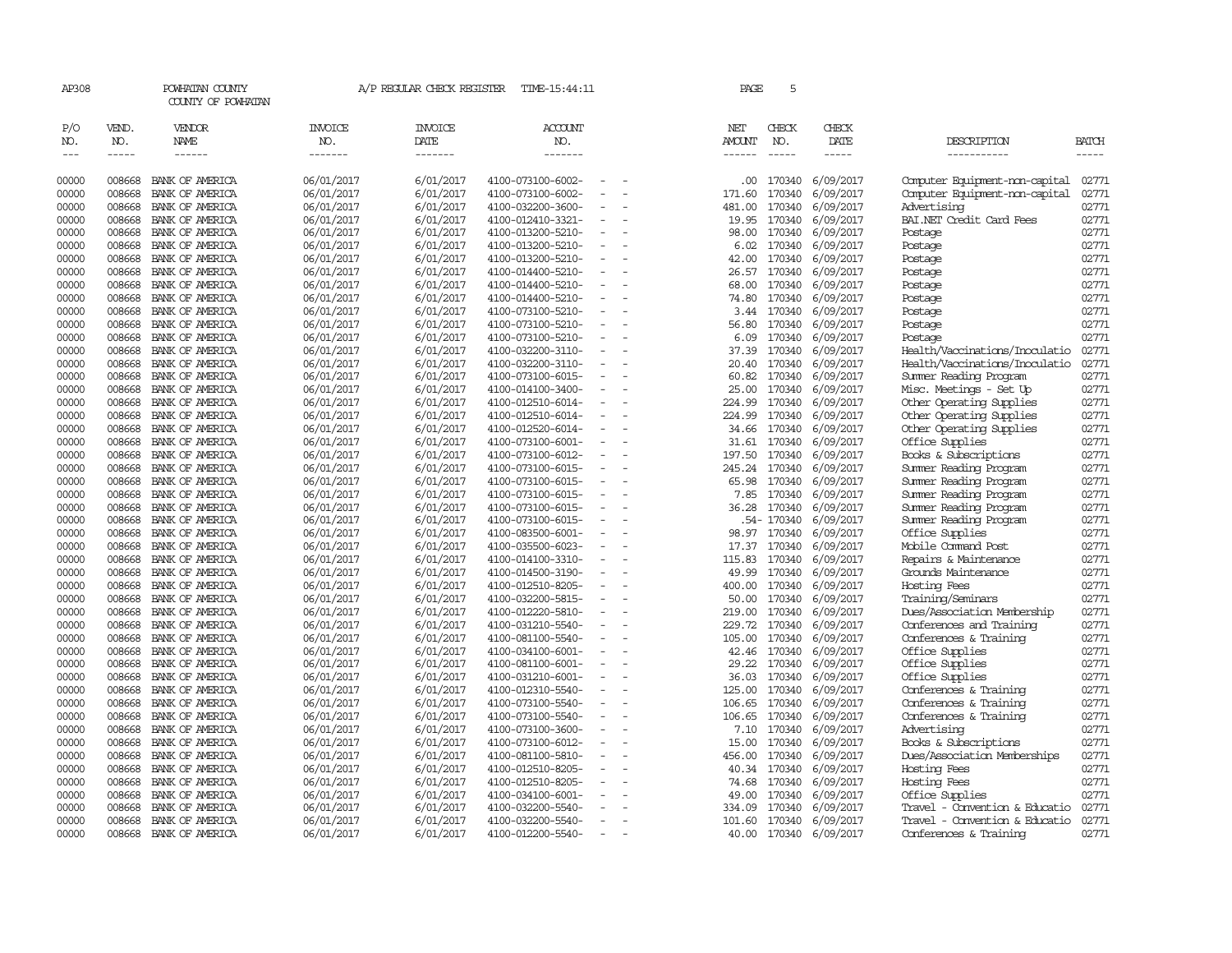AP308 POWHATAN COUNTY A/P REGULAR CHECK REGISTER TIME-15:44:11

COUNTY OF POWHATAN

| P/O NO. | VEND. NO. | VENDOR NAME | INVOICE NO. | INVOICE DATE | ACCOUNT NO. | NET AMOUNT | CHECK NO. | CHECK DATE | DESCRIPTION | BATCH |
|---|---|---|---|---|---|---|---|---|---|---|
| 00000 | 008668 | BANK OF AMERICA | 06/01/2017 | 6/01/2017 | 4100-073100-6002- - - | .00 | 170340 | 6/09/2017 | Computer Equipment-non-capital | 02771 |
| 00000 | 008668 | BANK OF AMERICA | 06/01/2017 | 6/01/2017 | 4100-073100-6002- - - | 171.60 | 170340 | 6/09/2017 | Computer Equipment-non-capital | 02771 |
| 00000 | 008668 | BANK OF AMERICA | 06/01/2017 | 6/01/2017 | 4100-032200-3600- - - | 481.00 | 170340 | 6/09/2017 | Advertising | 02771 |
| 00000 | 008668 | BANK OF AMERICA | 06/01/2017 | 6/01/2017 | 4100-012410-3321- - - | 19.95 | 170340 | 6/09/2017 | BAI.NET Credit Card Fees | 02771 |
| 00000 | 008668 | BANK OF AMERICA | 06/01/2017 | 6/01/2017 | 4100-013200-5210- - - | 98.00 | 170340 | 6/09/2017 | Postage | 02771 |
| 00000 | 008668 | BANK OF AMERICA | 06/01/2017 | 6/01/2017 | 4100-013200-5210- - - | 6.02 | 170340 | 6/09/2017 | Postage | 02771 |
| 00000 | 008668 | BANK OF AMERICA | 06/01/2017 | 6/01/2017 | 4100-013200-5210- - - | 42.00 | 170340 | 6/09/2017 | Postage | 02771 |
| 00000 | 008668 | BANK OF AMERICA | 06/01/2017 | 6/01/2017 | 4100-014400-5210- - - | 26.57 | 170340 | 6/09/2017 | Postage | 02771 |
| 00000 | 008668 | BANK OF AMERICA | 06/01/2017 | 6/01/2017 | 4100-014400-5210- - - | 68.00 | 170340 | 6/09/2017 | Postage | 02771 |
| 00000 | 008668 | BANK OF AMERICA | 06/01/2017 | 6/01/2017 | 4100-014400-5210- - - | 74.80 | 170340 | 6/09/2017 | Postage | 02771 |
| 00000 | 008668 | BANK OF AMERICA | 06/01/2017 | 6/01/2017 | 4100-073100-5210- - - | 3.44 | 170340 | 6/09/2017 | Postage | 02771 |
| 00000 | 008668 | BANK OF AMERICA | 06/01/2017 | 6/01/2017 | 4100-073100-5210- - - | 56.80 | 170340 | 6/09/2017 | Postage | 02771 |
| 00000 | 008668 | BANK OF AMERICA | 06/01/2017 | 6/01/2017 | 4100-073100-5210- - - | 6.09 | 170340 | 6/09/2017 | Postage | 02771 |
| 00000 | 008668 | BANK OF AMERICA | 06/01/2017 | 6/01/2017 | 4100-032200-3110- - - | 37.39 | 170340 | 6/09/2017 | Health/Vaccinations/Inoculatio | 02771 |
| 00000 | 008668 | BANK OF AMERICA | 06/01/2017 | 6/01/2017 | 4100-032200-3110- - - | 20.40 | 170340 | 6/09/2017 | Health/Vaccinations/Inoculatio | 02771 |
| 00000 | 008668 | BANK OF AMERICA | 06/01/2017 | 6/01/2017 | 4100-073100-6015- - - | 60.82 | 170340 | 6/09/2017 | Summer Reading Program | 02771 |
| 00000 | 008668 | BANK OF AMERICA | 06/01/2017 | 6/01/2017 | 4100-014100-3400- - - | 25.00 | 170340 | 6/09/2017 | Misc. Meetings - Set Up | 02771 |
| 00000 | 008668 | BANK OF AMERICA | 06/01/2017 | 6/01/2017 | 4100-012510-6014- - - | 224.99 | 170340 | 6/09/2017 | Other Operating Supplies | 02771 |
| 00000 | 008668 | BANK OF AMERICA | 06/01/2017 | 6/01/2017 | 4100-012510-6014- - - | 224.99 | 170340 | 6/09/2017 | Other Operating Supplies | 02771 |
| 00000 | 008668 | BANK OF AMERICA | 06/01/2017 | 6/01/2017 | 4100-012520-6014- - - | 34.66 | 170340 | 6/09/2017 | Other Operating Supplies | 02771 |
| 00000 | 008668 | BANK OF AMERICA | 06/01/2017 | 6/01/2017 | 4100-073100-6001- - - | 31.61 | 170340 | 6/09/2017 | Office Supplies | 02771 |
| 00000 | 008668 | BANK OF AMERICA | 06/01/2017 | 6/01/2017 | 4100-073100-6012- - - | 197.50 | 170340 | 6/09/2017 | Books & Subscriptions | 02771 |
| 00000 | 008668 | BANK OF AMERICA | 06/01/2017 | 6/01/2017 | 4100-073100-6015- - - | 245.24 | 170340 | 6/09/2017 | Summer Reading Program | 02771 |
| 00000 | 008668 | BANK OF AMERICA | 06/01/2017 | 6/01/2017 | 4100-073100-6015- - - | 65.98 | 170340 | 6/09/2017 | Summer Reading Program | 02771 |
| 00000 | 008668 | BANK OF AMERICA | 06/01/2017 | 6/01/2017 | 4100-073100-6015- - - | 7.85 | 170340 | 6/09/2017 | Summer Reading Program | 02771 |
| 00000 | 008668 | BANK OF AMERICA | 06/01/2017 | 6/01/2017 | 4100-073100-6015- - - | 36.28 | 170340 | 6/09/2017 | Summer Reading Program | 02771 |
| 00000 | 008668 | BANK OF AMERICA | 06/01/2017 | 6/01/2017 | 4100-073100-6015- - - | .54- | 170340 | 6/09/2017 | Summer Reading Program | 02771 |
| 00000 | 008668 | BANK OF AMERICA | 06/01/2017 | 6/01/2017 | 4100-083500-6001- - - | 98.97 | 170340 | 6/09/2017 | Office Supplies | 02771 |
| 00000 | 008668 | BANK OF AMERICA | 06/01/2017 | 6/01/2017 | 4100-035500-6023- - - | 17.37 | 170340 | 6/09/2017 | Mobile Command Post | 02771 |
| 00000 | 008668 | BANK OF AMERICA | 06/01/2017 | 6/01/2017 | 4100-014100-3310- - - | 115.83 | 170340 | 6/09/2017 | Repairs & Maintenance | 02771 |
| 00000 | 008668 | BANK OF AMERICA | 06/01/2017 | 6/01/2017 | 4100-014500-3190- - - | 49.99 | 170340 | 6/09/2017 | Grounds Maintenance | 02771 |
| 00000 | 008668 | BANK OF AMERICA | 06/01/2017 | 6/01/2017 | 4100-012510-8205- - - | 400.00 | 170340 | 6/09/2017 | Hosting Fees | 02771 |
| 00000 | 008668 | BANK OF AMERICA | 06/01/2017 | 6/01/2017 | 4100-032200-5815- - - | 50.00 | 170340 | 6/09/2017 | Training/Seminars | 02771 |
| 00000 | 008668 | BANK OF AMERICA | 06/01/2017 | 6/01/2017 | 4100-012220-5810- - - | 219.00 | 170340 | 6/09/2017 | Dues/Association Membership | 02771 |
| 00000 | 008668 | BANK OF AMERICA | 06/01/2017 | 6/01/2017 | 4100-031210-5540- - - | 229.72 | 170340 | 6/09/2017 | Conferences and Training | 02771 |
| 00000 | 008668 | BANK OF AMERICA | 06/01/2017 | 6/01/2017 | 4100-081100-5540- - - | 105.00 | 170340 | 6/09/2017 | Conferences & Training | 02771 |
| 00000 | 008668 | BANK OF AMERICA | 06/01/2017 | 6/01/2017 | 4100-034100-6001- - - | 42.46 | 170340 | 6/09/2017 | Office Supplies | 02771 |
| 00000 | 008668 | BANK OF AMERICA | 06/01/2017 | 6/01/2017 | 4100-081100-6001- - - | 29.22 | 170340 | 6/09/2017 | Office Supplies | 02771 |
| 00000 | 008668 | BANK OF AMERICA | 06/01/2017 | 6/01/2017 | 4100-031210-6001- - - | 36.03 | 170340 | 6/09/2017 | Office Supplies | 02771 |
| 00000 | 008668 | BANK OF AMERICA | 06/01/2017 | 6/01/2017 | 4100-012310-5540- - - | 125.00 | 170340 | 6/09/2017 | Conferences & Training | 02771 |
| 00000 | 008668 | BANK OF AMERICA | 06/01/2017 | 6/01/2017 | 4100-073100-5540- - - | 106.65 | 170340 | 6/09/2017 | Conferences & Training | 02771 |
| 00000 | 008668 | BANK OF AMERICA | 06/01/2017 | 6/01/2017 | 4100-073100-5540- - - | 106.65 | 170340 | 6/09/2017 | Conferences & Training | 02771 |
| 00000 | 008668 | BANK OF AMERICA | 06/01/2017 | 6/01/2017 | 4100-073100-3600- - - | 7.10 | 170340 | 6/09/2017 | Advertising | 02771 |
| 00000 | 008668 | BANK OF AMERICA | 06/01/2017 | 6/01/2017 | 4100-073100-6012- - - | 15.00 | 170340 | 6/09/2017 | Books & Subscriptions | 02771 |
| 00000 | 008668 | BANK OF AMERICA | 06/01/2017 | 6/01/2017 | 4100-081100-5810- - - | 456.00 | 170340 | 6/09/2017 | Dues/Association Memberships | 02771 |
| 00000 | 008668 | BANK OF AMERICA | 06/01/2017 | 6/01/2017 | 4100-012510-8205- - - | 40.34 | 170340 | 6/09/2017 | Hosting Fees | 02771 |
| 00000 | 008668 | BANK OF AMERICA | 06/01/2017 | 6/01/2017 | 4100-012510-8205- - - | 74.68 | 170340 | 6/09/2017 | Hosting Fees | 02771 |
| 00000 | 008668 | BANK OF AMERICA | 06/01/2017 | 6/01/2017 | 4100-034100-6001- - - | 49.00 | 170340 | 6/09/2017 | Office Supplies | 02771 |
| 00000 | 008668 | BANK OF AMERICA | 06/01/2017 | 6/01/2017 | 4100-032200-5540- - - | 334.09 | 170340 | 6/09/2017 | Travel - Convention & Educatio | 02771 |
| 00000 | 008668 | BANK OF AMERICA | 06/01/2017 | 6/01/2017 | 4100-032200-5540- - - | 101.60 | 170340 | 6/09/2017 | Travel - Convention & Educatio | 02771 |
| 00000 | 008668 | BANK OF AMERICA | 06/01/2017 | 6/01/2017 | 4100-012200-5540- - - | 40.00 | 170340 | 6/09/2017 | Conferences & Training | 02771 |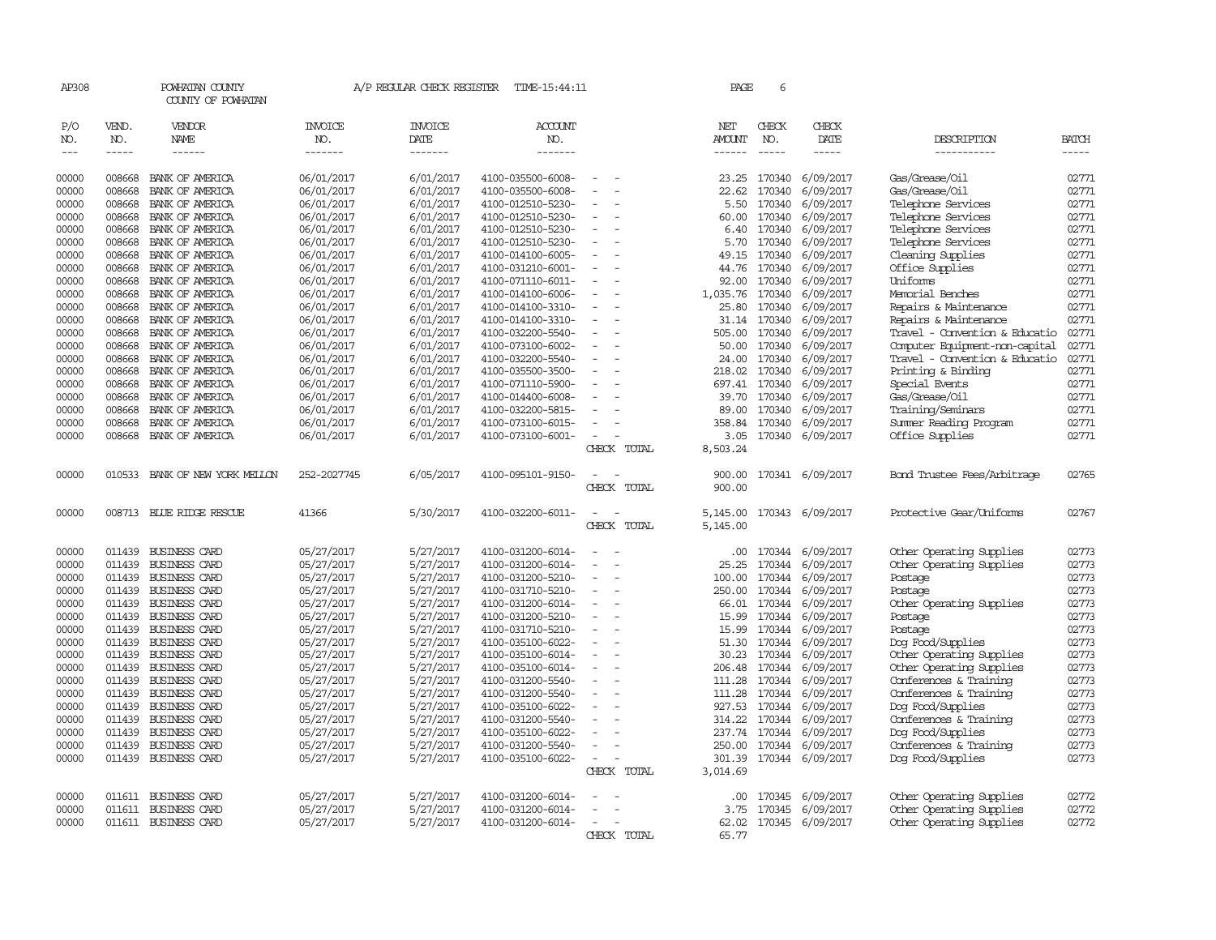AP308 POWHATAN COUNTY A/P REGULAR CHECK REGISTER TIME-15:44:11 PAGE 6

COUNTY OF POWHATAN

| P/O NO. | VEND. NO. | VENDOR NAME | INVOICE NO. | INVOICE DATE | ACCOUNT NO. | | NET AMOUNT | CHECK NO. | CHECK DATE | DESCRIPTION | BATCH |
|---|---|---|---|---|---|---|---|---|---|---|---|
| 00000 | 008668 | BANK OF AMERICA | 06/01/2017 | 6/01/2017 | 4100-035500-6008- | - - | 23.25 | 170340 | 6/09/2017 | Gas/Grease/Oil | 02771 |
| 00000 | 008668 | BANK OF AMERICA | 06/01/2017 | 6/01/2017 | 4100-035500-6008- | - - | 22.62 | 170340 | 6/09/2017 | Gas/Grease/Oil | 02771 |
| 00000 | 008668 | BANK OF AMERICA | 06/01/2017 | 6/01/2017 | 4100-012510-5230- | - - | 5.50 | 170340 | 6/09/2017 | Telephone Services | 02771 |
| 00000 | 008668 | BANK OF AMERICA | 06/01/2017 | 6/01/2017 | 4100-012510-5230- | - - | 60.00 | 170340 | 6/09/2017 | Telephone Services | 02771 |
| 00000 | 008668 | BANK OF AMERICA | 06/01/2017 | 6/01/2017 | 4100-012510-5230- | - - | 6.40 | 170340 | 6/09/2017 | Telephone Services | 02771 |
| 00000 | 008668 | BANK OF AMERICA | 06/01/2017 | 6/01/2017 | 4100-012510-5230- | - - | 5.70 | 170340 | 6/09/2017 | Telephone Services | 02771 |
| 00000 | 008668 | BANK OF AMERICA | 06/01/2017 | 6/01/2017 | 4100-014100-6005- | - - | 49.15 | 170340 | 6/09/2017 | Cleaning Supplies | 02771 |
| 00000 | 008668 | BANK OF AMERICA | 06/01/2017 | 6/01/2017 | 4100-031210-6001- | - - | 44.76 | 170340 | 6/09/2017 | Office Supplies | 02771 |
| 00000 | 008668 | BANK OF AMERICA | 06/01/2017 | 6/01/2017 | 4100-071110-6011- | - - | 92.00 | 170340 | 6/09/2017 | Uniforms | 02771 |
| 00000 | 008668 | BANK OF AMERICA | 06/01/2017 | 6/01/2017 | 4100-014100-6006- | - - | 1,035.76 | 170340 | 6/09/2017 | Memorial Benches | 02771 |
| 00000 | 008668 | BANK OF AMERICA | 06/01/2017 | 6/01/2017 | 4100-014100-3310- | - - | 25.80 | 170340 | 6/09/2017 | Repairs & Maintenance | 02771 |
| 00000 | 008668 | BANK OF AMERICA | 06/01/2017 | 6/01/2017 | 4100-014100-3310- | - - | 31.14 | 170340 | 6/09/2017 | Repairs & Maintenance | 02771 |
| 00000 | 008668 | BANK OF AMERICA | 06/01/2017 | 6/01/2017 | 4100-032200-5540- | - - | 505.00 | 170340 | 6/09/2017 | Travel - Convention & Educatio | 02771 |
| 00000 | 008668 | BANK OF AMERICA | 06/01/2017 | 6/01/2017 | 4100-073100-6002- | - - | 50.00 | 170340 | 6/09/2017 | Computer Equipment-non-capital | 02771 |
| 00000 | 008668 | BANK OF AMERICA | 06/01/2017 | 6/01/2017 | 4100-032200-5540- | - - | 24.00 | 170340 | 6/09/2017 | Travel - Convention & Educatio | 02771 |
| 00000 | 008668 | BANK OF AMERICA | 06/01/2017 | 6/01/2017 | 4100-035500-3500- | - - | 218.02 | 170340 | 6/09/2017 | Printing & Binding | 02771 |
| 00000 | 008668 | BANK OF AMERICA | 06/01/2017 | 6/01/2017 | 4100-071110-5900- | - - | 697.41 | 170340 | 6/09/2017 | Special Events | 02771 |
| 00000 | 008668 | BANK OF AMERICA | 06/01/2017 | 6/01/2017 | 4100-014400-6008- | - - | 39.70 | 170340 | 6/09/2017 | Gas/Grease/Oil | 02771 |
| 00000 | 008668 | BANK OF AMERICA | 06/01/2017 | 6/01/2017 | 4100-032200-5815- | - - | 89.00 | 170340 | 6/09/2017 | Training/Seminars | 02771 |
| 00000 | 008668 | BANK OF AMERICA | 06/01/2017 | 6/01/2017 | 4100-073100-6015- | - - | 358.84 | 170340 | 6/09/2017 | Summer Reading Program | 02771 |
| 00000 | 008668 | BANK OF AMERICA | 06/01/2017 | 6/01/2017 | 4100-073100-6001- | - - | 3.05 | 170340 | 6/09/2017 | Office Supplies | 02771 |
| | | | | | | CHECK TOTAL | 8,503.24 | | | | |
| 00000 | 010533 | BANK OF NEW YORK MELLON | 252-2027745 | 6/05/2017 | 4100-095101-9150- | - - | 900.00 | 170341 | 6/09/2017 | Bond Trustee Fees/Arbitrage | 02765 |
| | | | | | | CHECK TOTAL | 900.00 | | | | |
| 00000 | 008713 | BLUE RIDGE RESCUE | 41366 | 5/30/2017 | 4100-032200-6011- | - - | 5,145.00 | 170343 | 6/09/2017 | Protective Gear/Uniforms | 02767 |
| | | | | | | CHECK TOTAL | 5,145.00 | | | | |
| 00000 | 011439 | BUSINESS CARD | 05/27/2017 | 5/27/2017 | 4100-031200-6014- | - - | .00 | 170344 | 6/09/2017 | Other Operating Supplies | 02773 |
| 00000 | 011439 | BUSINESS CARD | 05/27/2017 | 5/27/2017 | 4100-031200-6014- | - - | 25.25 | 170344 | 6/09/2017 | Other Operating Supplies | 02773 |
| 00000 | 011439 | BUSINESS CARD | 05/27/2017 | 5/27/2017 | 4100-031200-5210- | - - | 100.00 | 170344 | 6/09/2017 | Postage | 02773 |
| 00000 | 011439 | BUSINESS CARD | 05/27/2017 | 5/27/2017 | 4100-031710-5210- | - - | 250.00 | 170344 | 6/09/2017 | Postage | 02773 |
| 00000 | 011439 | BUSINESS CARD | 05/27/2017 | 5/27/2017 | 4100-031200-6014- | - - | 66.01 | 170344 | 6/09/2017 | Other Operating Supplies | 02773 |
| 00000 | 011439 | BUSINESS CARD | 05/27/2017 | 5/27/2017 | 4100-031200-5210- | - - | 15.99 | 170344 | 6/09/2017 | Postage | 02773 |
| 00000 | 011439 | BUSINESS CARD | 05/27/2017 | 5/27/2017 | 4100-031710-5210- | - - | 15.99 | 170344 | 6/09/2017 | Postage | 02773 |
| 00000 | 011439 | BUSINESS CARD | 05/27/2017 | 5/27/2017 | 4100-035100-6022- | - - | 51.30 | 170344 | 6/09/2017 | Dog Food/Supplies | 02773 |
| 00000 | 011439 | BUSINESS CARD | 05/27/2017 | 5/27/2017 | 4100-035100-6014- | - - | 30.23 | 170344 | 6/09/2017 | Other Operating Supplies | 02773 |
| 00000 | 011439 | BUSINESS CARD | 05/27/2017 | 5/27/2017 | 4100-035100-6014- | - - | 206.48 | 170344 | 6/09/2017 | Other Operating Supplies | 02773 |
| 00000 | 011439 | BUSINESS CARD | 05/27/2017 | 5/27/2017 | 4100-031200-5540- | - - | 111.28 | 170344 | 6/09/2017 | Conferences & Training | 02773 |
| 00000 | 011439 | BUSINESS CARD | 05/27/2017 | 5/27/2017 | 4100-031200-5540- | - - | 111.28 | 170344 | 6/09/2017 | Conferences & Training | 02773 |
| 00000 | 011439 | BUSINESS CARD | 05/27/2017 | 5/27/2017 | 4100-035100-6022- | - - | 927.53 | 170344 | 6/09/2017 | Dog Food/Supplies | 02773 |
| 00000 | 011439 | BUSINESS CARD | 05/27/2017 | 5/27/2017 | 4100-031200-5540- | - - | 314.22 | 170344 | 6/09/2017 | Conferences & Training | 02773 |
| 00000 | 011439 | BUSINESS CARD | 05/27/2017 | 5/27/2017 | 4100-035100-6022- | - - | 237.74 | 170344 | 6/09/2017 | Dog Food/Supplies | 02773 |
| 00000 | 011439 | BUSINESS CARD | 05/27/2017 | 5/27/2017 | 4100-031200-5540- | - - | 250.00 | 170344 | 6/09/2017 | Conferences & Training | 02773 |
| 00000 | 011439 | BUSINESS CARD | 05/27/2017 | 5/27/2017 | 4100-035100-6022- | - - | 301.39 | 170344 | 6/09/2017 | Dog Food/Supplies | 02773 |
| | | | | | | CHECK TOTAL | 3,014.69 | | | | |
| 00000 | 011611 | BUSINESS CARD | 05/27/2017 | 5/27/2017 | 4100-031200-6014- | - - | .00 | 170345 | 6/09/2017 | Other Operating Supplies | 02772 |
| 00000 | 011611 | BUSINESS CARD | 05/27/2017 | 5/27/2017 | 4100-031200-6014- | - - | 3.75 | 170345 | 6/09/2017 | Other Operating Supplies | 02772 |
| 00000 | 011611 | BUSINESS CARD | 05/27/2017 | 5/27/2017 | 4100-031200-6014- | - - | 62.02 | 170345 | 6/09/2017 | Other Operating Supplies | 02772 |
| | | | | | | CHECK TOTAL | 65.77 | | | | |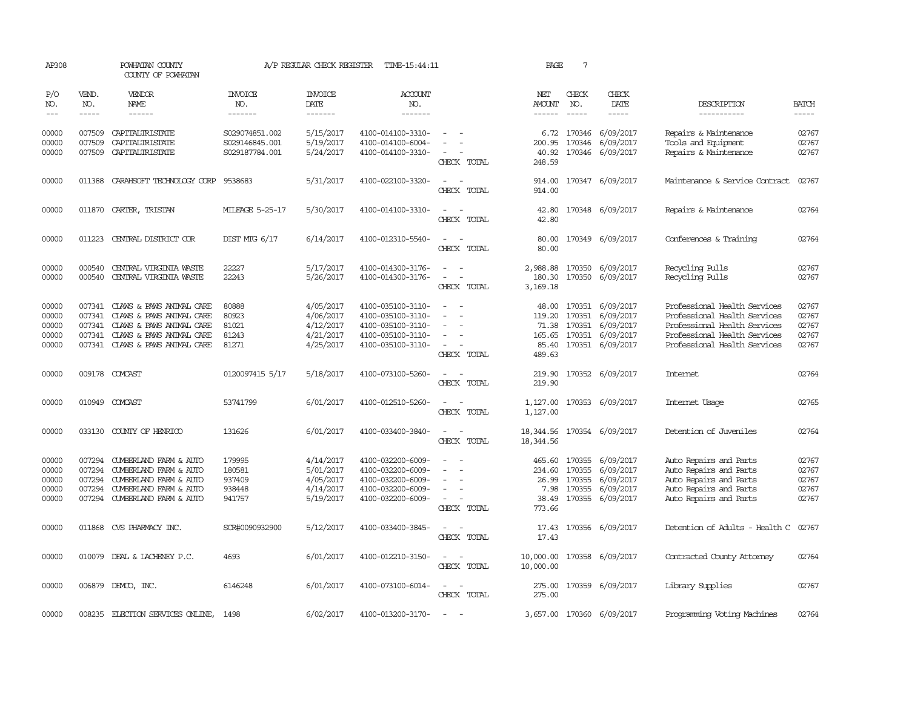AP308 POWHATAN COUNTY A/P REGULAR CHECK REGISTER TIME-15:44:11 PAGE 7
COUNTY OF POWHATAN

| P/O NO. | VEND. NO. | VENDOR NAME | INVOICE NO. | INVOICE DATE | ACCOUNT NO. | | NET AMOUNT | CHECK NO. | CHECK DATE | DESCRIPTION | BATCH |
|---|---|---|---|---|---|---|---|---|---|---|---|
| 00000 | 007509 | CAPITALTRISTATE | S029074851.002 | 5/15/2017 | 4100-014100-3310- | - - | 6.72 | 170346 | 6/09/2017 | Repairs & Maintenance | 02767 |
| 00000 | 007509 | CAPITALTRISTATE | S029146845.001 | 5/19/2017 | 4100-014100-6004- | - - | 200.95 | 170346 | 6/09/2017 | Tools and Equipment | 02767 |
| 00000 | 007509 | CAPITALTRISTATE | S029187784.001 | 5/24/2017 | 4100-014100-3310- | - - | 40.92 | 170346 | 6/09/2017 | Repairs & Maintenance | 02767 |
| | | | | | | CHECK TOTAL | 248.59 | | | | |
| 00000 | 011388 | CARAHSOFT TECHNOLOGY CORP | 9538683 | 5/31/2017 | 4100-022100-3320- | - - | 914.00 | 170347 | 6/09/2017 | Maintenance & Service Contract | 02767 |
| | | | | | | CHECK TOTAL | 914.00 | | | | |
| 00000 | 011870 | CARTER, TRISTAN | MILEAGE 5-25-17 | 5/30/2017 | 4100-014100-3310- | - - | 42.80 | 170348 | 6/09/2017 | Repairs & Maintenance | 02764 |
| | | | | | | CHECK TOTAL | 42.80 | | | | |
| 00000 | 011223 | CENTRAL DISTRICT COR | DIST MTG 6/17 | 6/14/2017 | 4100-012310-5540- | - - | 80.00 | 170349 | 6/09/2017 | Conferences & Training | 02764 |
| | | | | | | CHECK TOTAL | 80.00 | | | | |
| 00000 | 000540 | CENTRAL VIRGINIA WASTE | 22227 | 5/17/2017 | 4100-014300-3176- | - - | 2,988.88 | 170350 | 6/09/2017 | Recycling Pulls | 02767 |
| 00000 | 000540 | CENTRAL VIRGINIA WASTE | 22243 | 5/26/2017 | 4100-014300-3176- | - - | 180.30 | 170350 | 6/09/2017 | Recycling Pulls | 02767 |
| | | | | | | CHECK TOTAL | 3,169.18 | | | | |
| 00000 | 007341 | CLAWS & PAWS ANIMAL CARE | 80888 | 4/05/2017 | 4100-035100-3110- | - - | 48.00 | 170351 | 6/09/2017 | Professional Health Services | 02767 |
| 00000 | 007341 | CLAWS & PAWS ANIMAL CARE | 80923 | 4/06/2017 | 4100-035100-3110- | - - | 119.20 | 170351 | 6/09/2017 | Professional Health Services | 02767 |
| 00000 | 007341 | CLAWS & PAWS ANIMAL CARE | 81021 | 4/12/2017 | 4100-035100-3110- | - - | 71.38 | 170351 | 6/09/2017 | Professional Health Services | 02767 |
| 00000 | 007341 | CLAWS & PAWS ANIMAL CARE | 81243 | 4/21/2017 | 4100-035100-3110- | - - | 165.65 | 170351 | 6/09/2017 | Professional Health Services | 02767 |
| 00000 | 007341 | CLAWS & PAWS ANIMAL CARE | 81271 | 4/25/2017 | 4100-035100-3110- | - - | 85.40 | 170351 | 6/09/2017 | Professional Health Services | 02767 |
| | | | | | | CHECK TOTAL | 489.63 | | | | |
| 00000 | 009178 | COMCAST | 0120097415 5/17 | 5/18/2017 | 4100-073100-5260- | - - | 219.90 | 170352 | 6/09/2017 | Internet | 02764 |
| | | | | | | CHECK TOTAL | 219.90 | | | | |
| 00000 | 010949 | COMCAST | 53741799 | 6/01/2017 | 4100-012510-5260- | - - | 1,127.00 | 170353 | 6/09/2017 | Internet Usage | 02765 |
| | | | | | | CHECK TOTAL | 1,127.00 | | | | |
| 00000 | 033130 | COUNTY OF HENRICO | 131626 | 6/01/2017 | 4100-033400-3840- | - - | 18,344.56 | 170354 | 6/09/2017 | Detention of Juveniles | 02764 |
| | | | | | | CHECK TOTAL | 18,344.56 | | | | |
| 00000 | 007294 | CUMBERLAND FARM & AUTO | 179995 | 4/14/2017 | 4100-032200-6009- | - - | 465.60 | 170355 | 6/09/2017 | Auto Repairs and Parts | 02767 |
| 00000 | 007294 | CUMBERLAND FARM & AUTO | 180581 | 5/01/2017 | 4100-032200-6009- | - - | 234.60 | 170355 | 6/09/2017 | Auto Repairs and Parts | 02767 |
| 00000 | 007294 | CUMBERLAND FARM & AUTO | 937409 | 4/05/2017 | 4100-032200-6009- | - - | 26.99 | 170355 | 6/09/2017 | Auto Repairs and Parts | 02767 |
| 00000 | 007294 | CUMBERLAND FARM & AUTO | 938448 | 4/14/2017 | 4100-032200-6009- | - - | 7.98 | 170355 | 6/09/2017 | Auto Repairs and Parts | 02767 |
| 00000 | 007294 | CUMBERLAND FARM & AUTO | 941757 | 5/19/2017 | 4100-032200-6009- | - - | 38.49 | 170355 | 6/09/2017 | Auto Repairs and Parts | 02767 |
| | | | | | | CHECK TOTAL | 773.66 | | | | |
| 00000 | 011868 | CVS PHARMACY INC. | SCR#0090932900 | 5/12/2017 | 4100-033400-3845- | - - | 17.43 | 170356 | 6/09/2017 | Detention of Adults - Health C | 02767 |
| | | | | | | CHECK TOTAL | 17.43 | | | | |
| 00000 | 010079 | DEAL & LACHENEY P.C. | 4693 | 6/01/2017 | 4100-012210-3150- | - - | 10,000.00 | 170358 | 6/09/2017 | Contracted County Attorney | 02764 |
| | | | | | | CHECK TOTAL | 10,000.00 | | | | |
| 00000 | 006879 | DEMCO, INC. | 6146248 | 6/01/2017 | 4100-073100-6014- | - - | 275.00 | 170359 | 6/09/2017 | Library Supplies | 02767 |
| | | | | | | CHECK TOTAL | 275.00 | | | | |
| 00000 | 008235 | ELECTION SERVICES ONLINE, | 1498 | 6/02/2017 | 4100-013200-3170- | - - | 3,657.00 | 170360 | 6/09/2017 | Programming Voting Machines | 02764 |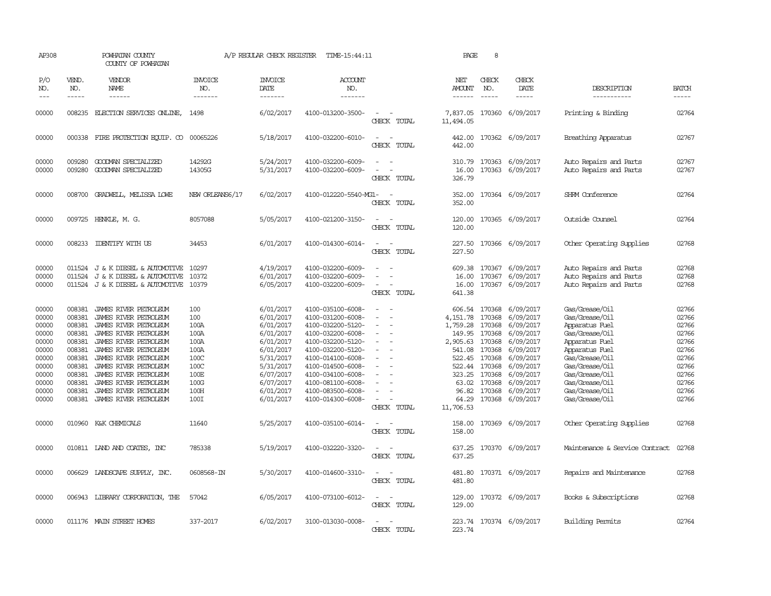AP308 POWHATAN COUNTY A/P REGULAR CHECK REGISTER TIME-15:44:11 PAGE 8
COUNTY OF POWHATAN

| P/O NO. | VEND. NO. | VENDOR NAME | INVOICE NO. | INVOICE DATE | ACCOUNT NO. | | NET AMOUNT | CHECK NO. | CHECK DATE | DESCRIPTION | BATCH |
|---|---|---|---|---|---|---|---|---|---|---|---|
| 00000 | 008235 | ELECTION SERVICES ONLINE, | 1498 | 6/02/2017 | 4100-013200-3500- | - - | 7,837.05 | 170360 | 6/09/2017 | Printing & Binding | 02764 |
| | | | | | | CHECK TOTAL | 11,494.05 | | | | |
| 00000 | 000338 | FIRE PROTECTION EQUIP. CO | 00065226 | 5/18/2017 | 4100-032200-6010- | - - | 442.00 | 170362 | 6/09/2017 | Breathing Apparatus | 02767 |
| | | | | | | CHECK TOTAL | 442.00 | | | | |
| 00000 | 009280 | GOODMAN SPECIALIZED | 14292G | 5/24/2017 | 4100-032200-6009- | - - | 310.79 | 170363 | 6/09/2017 | Auto Repairs and Parts | 02767 |
| 00000 | 009280 | GOODMAN SPECIALIZED | 14305G | 5/31/2017 | 4100-032200-6009- | - - | 16.00 | 170363 | 6/09/2017 | Auto Repairs and Parts | 02767 |
| | | | | | | CHECK TOTAL | 326.79 | | | | |
| 00000 | 008700 | GRADWELL, MELISSA LOWE | NEW ORLEANS6/17 | 6/02/2017 | 4100-012220-5540-MG1- | - | 352.00 | 170364 | 6/09/2017 | SHRM Conference | 02764 |
| | | | | | | CHECK TOTAL | 352.00 | | | | |
| 00000 | 009725 | HENKLE, M. G. | 8057088 | 5/05/2017 | 4100-021200-3150- | - - | 120.00 | 170365 | 6/09/2017 | Outside Counsel | 02764 |
| | | | | | | CHECK TOTAL | 120.00 | | | | |
| 00000 | 008233 | IDENTIFY WITH US | 34453 | 6/01/2017 | 4100-014300-6014- | - - | 227.50 | 170366 | 6/09/2017 | Other Operating Supplies | 02768 |
| | | | | | | CHECK TOTAL | 227.50 | | | | |
| 00000 | 011524 | J & K DIESEL & AUTOMOTIVE | 10297 | 4/19/2017 | 4100-032200-6009- | - - | 609.38 | 170367 | 6/09/2017 | Auto Repairs and Parts | 02768 |
| 00000 | 011524 | J & K DIESEL & AUTOMOTIVE | 10372 | 6/01/2017 | 4100-032200-6009- | - - | 16.00 | 170367 | 6/09/2017 | Auto Repairs and Parts | 02768 |
| 00000 | 011524 | J & K DIESEL & AUTOMOTIVE | 10379 | 6/05/2017 | 4100-032200-6009- | - - | 16.00 | 170367 | 6/09/2017 | Auto Repairs and Parts | 02768 |
| | | | | | | CHECK TOTAL | 641.38 | | | | |
| 00000 | 008381 | JAMES RIVER PETROLEUM | 100 | 6/01/2017 | 4100-035100-6008- | - - | 606.54 | 170368 | 6/09/2017 | Gas/Grease/Oil | 02766 |
| 00000 | 008381 | JAMES RIVER PETROLEUM | 100 | 6/01/2017 | 4100-031200-6008- | - - | 4,151.78 | 170368 | 6/09/2017 | Gas/Grease/Oil | 02766 |
| 00000 | 008381 | JAMES RIVER PETROLEUM | 100A | 6/01/2017 | 4100-032200-5120- | - - | 1,759.28 | 170368 | 6/09/2017 | Apparatus Fuel | 02766 |
| 00000 | 008381 | JAMES RIVER PETROLEUM | 100A | 6/01/2017 | 4100-032200-6008- | - - | 149.95 | 170368 | 6/09/2017 | Gas/Grease/Oil | 02766 |
| 00000 | 008381 | JAMES RIVER PETROLEUM | 100A | 6/01/2017 | 4100-032200-5120- | - - | 2,905.63 | 170368 | 6/09/2017 | Apparatus Fuel | 02766 |
| 00000 | 008381 | JAMES RIVER PETROLEUM | 100A | 6/01/2017 | 4100-032200-5120- | - - | 541.08 | 170368 | 6/09/2017 | Apparatus Fuel | 02766 |
| 00000 | 008381 | JAMES RIVER PETROLEUM | 100C | 5/31/2017 | 4100-014100-6008- | - - | 522.45 | 170368 | 6/09/2017 | Gas/Grease/Oil | 02766 |
| 00000 | 008381 | JAMES RIVER PETROLEUM | 100C | 5/31/2017 | 4100-014500-6008- | - - | 522.44 | 170368 | 6/09/2017 | Gas/Grease/Oil | 02766 |
| 00000 | 008381 | JAMES RIVER PETROLEUM | 100E | 6/07/2017 | 4100-034100-6008- | - - | 323.25 | 170368 | 6/09/2017 | Gas/Grease/Oil | 02766 |
| 00000 | 008381 | JAMES RIVER PETROLEUM | 100G | 6/07/2017 | 4100-081100-6008- | - - | 63.02 | 170368 | 6/09/2017 | Gas/Grease/Oil | 02766 |
| 00000 | 008381 | JAMES RIVER PETROLEUM | 100H | 6/01/2017 | 4100-083500-6008- | - - | 96.82 | 170368 | 6/09/2017 | Gas/Grease/Oil | 02766 |
| 00000 | 008381 | JAMES RIVER PETROLEUM | 100I | 6/01/2017 | 4100-014300-6008- | - - | 64.29 | 170368 | 6/09/2017 | Gas/Grease/Oil | 02766 |
| | | | | | | CHECK TOTAL | 11,706.53 | | | | |
| 00000 | 010960 | K&K CHEMICALS | 11640 | 5/25/2017 | 4100-035100-6014- | - - | 158.00 | 170369 | 6/09/2017 | Other Operating Supplies | 02768 |
| | | | | | | CHECK TOTAL | 158.00 | | | | |
| 00000 | 010811 | LAND AND COATES, INC | 785338 | 5/19/2017 | 4100-032220-3320- | - - | 637.25 | 170370 | 6/09/2017 | Maintenance & Service Contract | 02768 |
| | | | | | | CHECK TOTAL | 637.25 | | | | |
| 00000 | 006629 | LANDSCAPE SUPPLY, INC. | 0608568-IN | 5/30/2017 | 4100-014600-3310- | - - | 481.80 | 170371 | 6/09/2017 | Repairs and Maintenance | 02768 |
| | | | | | | CHECK TOTAL | 481.80 | | | | |
| 00000 | 006943 | LIBRARY CORPORATION, THE | 57042 | 6/05/2017 | 4100-073100-6012- | - - | 129.00 | 170372 | 6/09/2017 | Books & Subscriptions | 02768 |
| | | | | | | CHECK TOTAL | 129.00 | | | | |
| 00000 | 011176 | MAIN STREET HOMES | 337-2017 | 6/02/2017 | 3100-013030-0008- | - - | 223.74 | 170374 | 6/09/2017 | Building Permits | 02764 |
| | | | | | | CHECK TOTAL | 223.74 | | | | |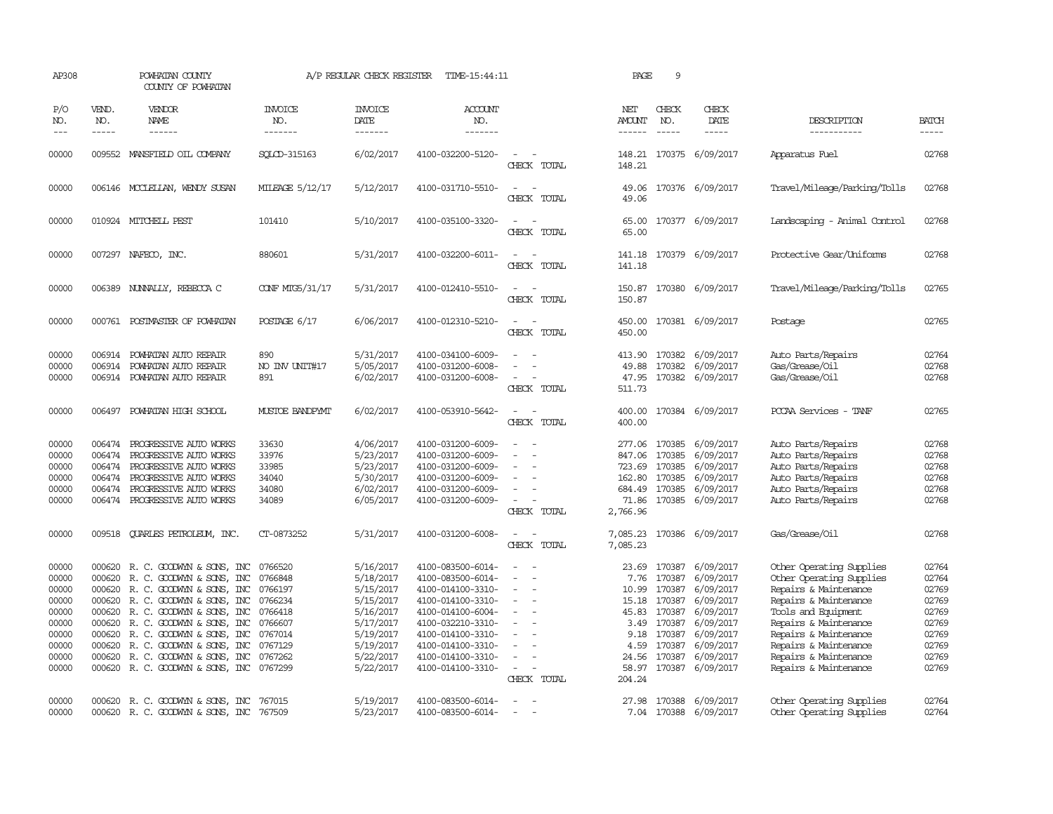AP308 POWHATAN COUNTY A/P REGULAR CHECK REGISTER TIME-15:44:11 PAGE 9

COUNTY OF POWHATAN

| P/O NO. | VEND. NO. | VENDOR NAME | INVOICE NO. | INVOICE DATE | ACCOUNT NO. | | NET AMOUNT | CHECK NO. | CHECK DATE | DESCRIPTION | BATCH |
|---|---|---|---|---|---|---|---|---|---|---|---|
| 00000 | 009552 | MANSFIELD OIL COMPANY | SQLCD-315163 | 6/02/2017 | 4100-032200-5120- | - - | 148.21 | 170375 | 6/09/2017 | Apparatus Fuel | 02768 |
| | | | | | | CHECK TOTAL | 148.21 | | | | |
| 00000 | 006146 | MCCLELLAN, WENDY SUSAN | MILEAGE 5/12/17 | 5/12/2017 | 4100-031710-5510- | - - | 49.06 | 170376 | 6/09/2017 | Travel/Mileage/Parking/Tolls | 02768 |
| | | | | | | CHECK TOTAL | 49.06 | | | | |
| 00000 | 010924 | MITCHELL PEST | 101410 | 5/10/2017 | 4100-035100-3320- | - - | 65.00 | 170377 | 6/09/2017 | Landscaping - Animal Control | 02768 |
| | | | | | | CHECK TOTAL | 65.00 | | | | |
| 00000 | 007297 | NAFECO, INC. | 880601 | 5/31/2017 | 4100-032200-6011- | - - | 141.18 | 170379 | 6/09/2017 | Protective Gear/Uniforms | 02768 |
| | | | | | | CHECK TOTAL | 141.18 | | | | |
| 00000 | 006389 | NUNNALLY, REBECCA C | CONF MTG5/31/17 | 5/31/2017 | 4100-012410-5510- | - - | 150.87 | 170380 | 6/09/2017 | Travel/Mileage/Parking/Tolls | 02765 |
| | | | | | | CHECK TOTAL | 150.87 | | | | |
| 00000 | 000761 | POSTMASTER OF POWHATAN | POSTAGE 6/17 | 6/06/2017 | 4100-012310-5210- | - - | 450.00 | 170381 | 6/09/2017 | Postage | 02765 |
| | | | | | | CHECK TOTAL | 450.00 | | | | |
| 00000 | 006914 | POWHATAN AUTO REPAIR | 890 | 5/31/2017 | 4100-034100-6009- | - - | 413.90 | 170382 | 6/09/2017 | Auto Parts/Repairs | 02764 |
| 00000 | 006914 | POWHATAN AUTO REPAIR | NO INV UNIT#17 | 5/05/2017 | 4100-031200-6008- | - - | 49.88 | 170382 | 6/09/2017 | Gas/Grease/Oil | 02768 |
| 00000 | 006914 | POWHATAN AUTO REPAIR | 891 | 6/02/2017 | 4100-031200-6008- | - - | 47.95 | 170382 | 6/09/2017 | Gas/Grease/Oil | 02768 |
| | | | | | | CHECK TOTAL | 511.73 | | | | |
| 00000 | 006497 | POWHATAN HIGH SCHOOL | MUSTOE BANDPYMT | 6/02/2017 | 4100-053910-5642- | - - | 400.00 | 170384 | 6/09/2017 | PCCAA Services - TANF | 02765 |
| | | | | | | CHECK TOTAL | 400.00 | | | | |
| 00000 | 006474 | PROGRESSIVE AUTO WORKS | 33630 | 4/06/2017 | 4100-031200-6009- | - - | 277.06 | 170385 | 6/09/2017 | Auto Parts/Repairs | 02768 |
| 00000 | 006474 | PROGRESSIVE AUTO WORKS | 33976 | 5/23/2017 | 4100-031200-6009- | - - | 847.06 | 170385 | 6/09/2017 | Auto Parts/Repairs | 02768 |
| 00000 | 006474 | PROGRESSIVE AUTO WORKS | 33985 | 5/23/2017 | 4100-031200-6009- | - - | 723.69 | 170385 | 6/09/2017 | Auto Parts/Repairs | 02768 |
| 00000 | 006474 | PROGRESSIVE AUTO WORKS | 34040 | 5/30/2017 | 4100-031200-6009- | - - | 162.80 | 170385 | 6/09/2017 | Auto Parts/Repairs | 02768 |
| 00000 | 006474 | PROGRESSIVE AUTO WORKS | 34080 | 6/02/2017 | 4100-031200-6009- | - - | 684.49 | 170385 | 6/09/2017 | Auto Parts/Repairs | 02768 |
| 00000 | 006474 | PROGRESSIVE AUTO WORKS | 34089 | 6/05/2017 | 4100-031200-6009- | - - | 71.86 | 170385 | 6/09/2017 | Auto Parts/Repairs | 02768 |
| | | | | | | CHECK TOTAL | 2,766.96 | | | | |
| 00000 | 009518 | QUARLES PETROLEUM, INC. | CT-0873252 | 5/31/2017 | 4100-031200-6008- | - - | 7,085.23 | 170386 | 6/09/2017 | Gas/Grease/Oil | 02768 |
| | | | | | | CHECK TOTAL | 7,085.23 | | | | |
| 00000 | 000620 | R. C. GOODWYN & SONS, INC | 0766520 | 5/16/2017 | 4100-083500-6014- | - - | 23.69 | 170387 | 6/09/2017 | Other Operating Supplies | 02764 |
| 00000 | 000620 | R. C. GOODWYN & SONS, INC | 0766848 | 5/18/2017 | 4100-083500-6014- | - - | 7.76 | 170387 | 6/09/2017 | Other Operating Supplies | 02764 |
| 00000 | 000620 | R. C. GOODWYN & SONS, INC | 0766197 | 5/15/2017 | 4100-014100-3310- | - - | 10.99 | 170387 | 6/09/2017 | Repairs & Maintenance | 02769 |
| 00000 | 000620 | R. C. GOODWYN & SONS, INC | 0766234 | 5/15/2017 | 4100-014100-3310- | - - | 15.18 | 170387 | 6/09/2017 | Repairs & Maintenance | 02769 |
| 00000 | 000620 | R. C. GOODWYN & SONS, INC | 0766418 | 5/16/2017 | 4100-014100-6004- | - - | 45.83 | 170387 | 6/09/2017 | Tools and Equipment | 02769 |
| 00000 | 000620 | R. C. GOODWYN & SONS, INC | 0766607 | 5/17/2017 | 4100-032210-3310- | - - | 3.49 | 170387 | 6/09/2017 | Repairs & Maintenance | 02769 |
| 00000 | 000620 | R. C. GOODWYN & SONS, INC | 0767014 | 5/19/2017 | 4100-014100-3310- | - - | 9.18 | 170387 | 6/09/2017 | Repairs & Maintenance | 02769 |
| 00000 | 000620 | R. C. GOODWYN & SONS, INC | 0767129 | 5/19/2017 | 4100-014100-3310- | - - | 4.59 | 170387 | 6/09/2017 | Repairs & Maintenance | 02769 |
| 00000 | 000620 | R. C. GOODWYN & SONS, INC | 0767262 | 5/22/2017 | 4100-014100-3310- | - - | 24.56 | 170387 | 6/09/2017 | Repairs & Maintenance | 02769 |
| 00000 | 000620 | R. C. GOODWYN & SONS, INC | 0767299 | 5/22/2017 | 4100-014100-3310- | - - | 58.97 | 170387 | 6/09/2017 | Repairs & Maintenance | 02769 |
| | | | | | | CHECK TOTAL | 204.24 | | | | |
| 00000 | 000620 | R. C. GOODWYN & SONS, INC | 767015 | 5/19/2017 | 4100-083500-6014- | - - | 27.98 | 170388 | 6/09/2017 | Other Operating Supplies | 02764 |
| 00000 | 000620 | R. C. GOODWYN & SONS, INC | 767509 | 5/23/2017 | 4100-083500-6014- | - - | 7.04 | 170388 | 6/09/2017 | Other Operating Supplies | 02764 |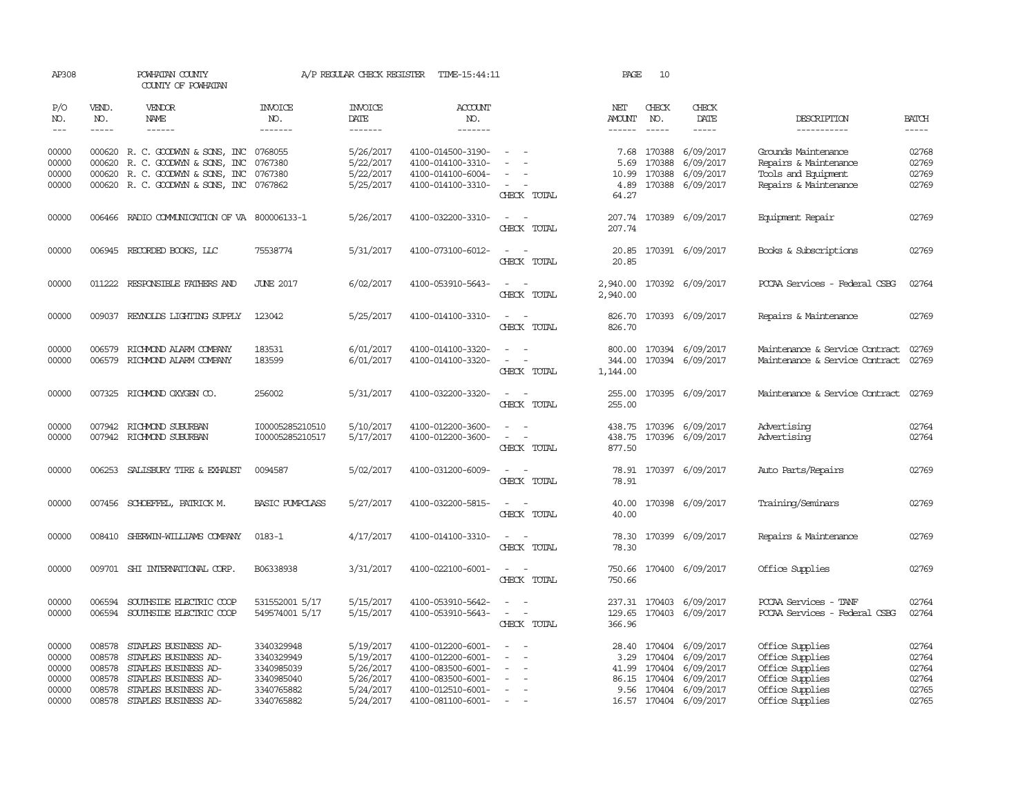AP308 POWHATAN COUNTY A/P REGULAR CHECK REGISTER TIME-15:44:11 PAGE 10

COUNTY OF POWHATAN

| P/O NO. | VEND. NO. | VENDOR NAME | INVOICE NO. | INVOICE DATE | ACCOUNT NO. | | NET AMOUNT | CHECK NO. | CHECK DATE | DESCRIPTION | BATCH |
|---|---|---|---|---|---|---|---|---|---|---|---|
| 00000 | 000620 | R. C. GOODWYN & SONS, INC | 0768055 | 5/26/2017 | 4100-014500-3190- | - - | 7.68 | 170388 | 6/09/2017 | Grounds Maintenance | 02768 |
| 00000 | 000620 | R. C. GOODWYN & SONS, INC | 0767380 | 5/22/2017 | 4100-014100-3310- | - - | 5.69 | 170388 | 6/09/2017 | Repairs & Maintenance | 02769 |
| 00000 | 000620 | R. C. GOODWYN & SONS, INC | 0767380 | 5/22/2017 | 4100-014100-6004- | - - | 10.99 | 170388 | 6/09/2017 | Tools and Equipment | 02769 |
| 00000 | 000620 | R. C. GOODWYN & SONS, INC | 0767862 | 5/25/2017 | 4100-014100-3310- | - - | 4.89 | 170388 | 6/09/2017 | Repairs & Maintenance | 02769 |
| | | | | | | CHECK TOTAL | 64.27 | | | | |
| 00000 | 006466 | RADIO COMMUNICATION OF VA | 800006133-1 | 5/26/2017 | 4100-032200-3310- | - - | 207.74 | 170389 | 6/09/2017 | Equipment Repair | 02769 |
| | | | | | | CHECK TOTAL | 207.74 | | | | |
| 00000 | 006945 | RECORDED BOOKS, LLC | 75538774 | 5/31/2017 | 4100-073100-6012- | - - | 20.85 | 170391 | 6/09/2017 | Books & Subscriptions | 02769 |
| | | | | | | CHECK TOTAL | 20.85 | | | | |
| 00000 | 011222 | RESPONSIBLE FATHERS AND | JUNE 2017 | 6/02/2017 | 4100-053910-5643- | - - | 2,940.00 | 170392 | 6/09/2017 | PCCAA Services - Federal CSBG | 02764 |
| | | | | | | CHECK TOTAL | 2,940.00 | | | | |
| 00000 | 009037 | REYNOLDS LIGHTING SUPPLY | 123042 | 5/25/2017 | 4100-014100-3310- | - - | 826.70 | 170393 | 6/09/2017 | Repairs & Maintenance | 02769 |
| | | | | | | CHECK TOTAL | 826.70 | | | | |
| 00000 | 006579 | RICHMOND ALARM COMPANY | 183531 | 6/01/2017 | 4100-014100-3320- | - - | 800.00 | 170394 | 6/09/2017 | Maintenance & Service Contract | 02769 |
| 00000 | 006579 | RICHMOND ALARM COMPANY | 183599 | 6/01/2017 | 4100-014100-3320- | - - | 344.00 | 170394 | 6/09/2017 | Maintenance & Service Contract | 02769 |
| | | | | | | CHECK TOTAL | 1,144.00 | | | | |
| 00000 | 007325 | RICHMOND OXYGEN CO. | 256002 | 5/31/2017 | 4100-032200-3320- | - - | 255.00 | 170395 | 6/09/2017 | Maintenance & Service Contract | 02769 |
| | | | | | | CHECK TOTAL | 255.00 | | | | |
| 00000 | 007942 | RICHMOND SUBURBAN | I00005285210510 | 5/10/2017 | 4100-012200-3600- | - - | 438.75 | 170396 | 6/09/2017 | Advertising | 02764 |
| 00000 | 007942 | RICHMOND SUBURBAN | I00005285210517 | 5/17/2017 | 4100-012200-3600- | - - | 438.75 | 170396 | 6/09/2017 | Advertising | 02764 |
| | | | | | | CHECK TOTAL | 877.50 | | | | |
| 00000 | 006253 | SALISBURY TIRE & EXHAUST | 0094587 | 5/02/2017 | 4100-031200-6009- | - - | 78.91 | 170397 | 6/09/2017 | Auto Parts/Repairs | 02769 |
| | | | | | | CHECK TOTAL | 78.91 | | | | |
| 00000 | 007456 | SCHOEFFEL, PATRICK M. | BASIC PUMPCLASS | 5/27/2017 | 4100-032200-5815- | - - | 40.00 | 170398 | 6/09/2017 | Training/Seminars | 02769 |
| | | | | | | CHECK TOTAL | 40.00 | | | | |
| 00000 | 008410 | SHERWIN-WILLIAMS COMPANY | 0183-1 | 4/17/2017 | 4100-014100-3310- | - - | 78.30 | 170399 | 6/09/2017 | Repairs & Maintenance | 02769 |
| | | | | | | CHECK TOTAL | 78.30 | | | | |
| 00000 | 009701 | SHI INTERNATIONAL CORP. | B06338938 | 3/31/2017 | 4100-022100-6001- | - - | 750.66 | 170400 | 6/09/2017 | Office Supplies | 02769 |
| | | | | | | CHECK TOTAL | 750.66 | | | | |
| 00000 | 006594 | SOUTHSIDE ELECTRIC COOP | 531552001 5/17 | 5/15/2017 | 4100-053910-5642- | - - | 237.31 | 170403 | 6/09/2017 | PCCAA Services - TANF | 02764 |
| 00000 | 006594 | SOUTHSIDE ELECTRIC COOP | 549574001 5/17 | 5/15/2017 | 4100-053910-5643- | - - | 129.65 | 170403 | 6/09/2017 | PCCAA Services - Federal CSBG | 02764 |
| | | | | | | CHECK TOTAL | 366.96 | | | | |
| 00000 | 008578 | STAPLES BUSINESS AD- | 3340329948 | 5/19/2017 | 4100-012200-6001- | - - | 28.40 | 170404 | 6/09/2017 | Office Supplies | 02764 |
| 00000 | 008578 | STAPLES BUSINESS AD- | 3340329949 | 5/19/2017 | 4100-012200-6001- | - - | 3.29 | 170404 | 6/09/2017 | Office Supplies | 02764 |
| 00000 | 008578 | STAPLES BUSINESS AD- | 3340985039 | 5/26/2017 | 4100-083500-6001- | - - | 41.99 | 170404 | 6/09/2017 | Office Supplies | 02764 |
| 00000 | 008578 | STAPLES BUSINESS AD- | 3340985040 | 5/26/2017 | 4100-083500-6001- | - - | 86.15 | 170404 | 6/09/2017 | Office Supplies | 02764 |
| 00000 | 008578 | STAPLES BUSINESS AD- | 3340765882 | 5/24/2017 | 4100-012510-6001- | - - | 9.56 | 170404 | 6/09/2017 | Office Supplies | 02765 |
| 00000 | 008578 | STAPLES BUSINESS AD- | 3340765882 | 5/24/2017 | 4100-081100-6001- | - - | 16.57 | 170404 | 6/09/2017 | Office Supplies | 02765 |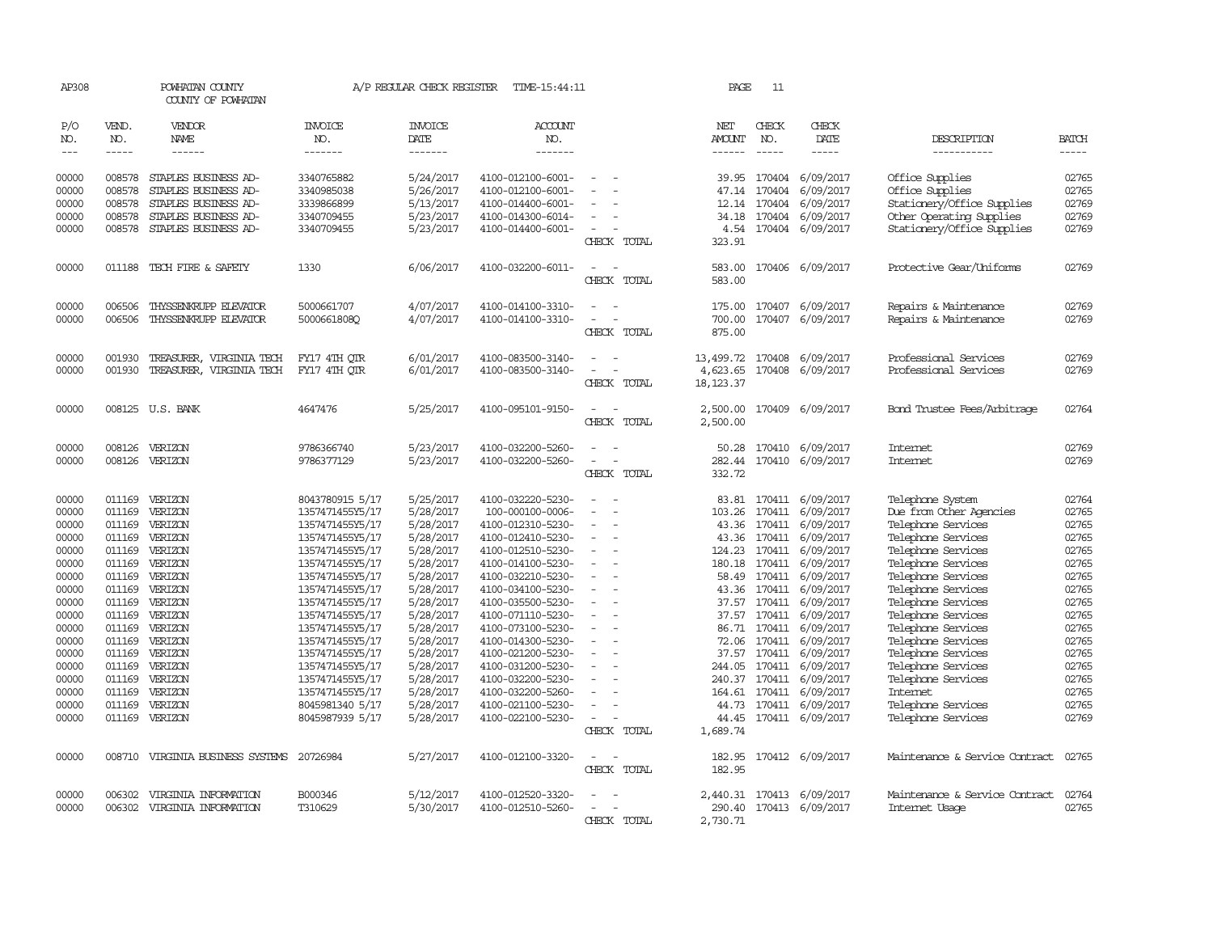AP308 POWHATAN COUNTY COUNTY OF POWHATAN A/P REGULAR CHECK REGISTER TIME-15:44:11 PAGE 11

| P/O NO. | VEND. NO. | VENDOR NAME | INVOICE NO. | INVOICE DATE | ACCOUNT NO. | | NET AMOUNT | CHECK NO. | CHECK DATE | DESCRIPTION | BATCH |
|---|---|---|---|---|---|---|---|---|---|---|---|
| 00000 | 008578 | STAPLES BUSINESS AD- | 3340765882 | 5/24/2017 | 4100-012100-6001- | - - | 39.95 | 170404 | 6/09/2017 | Office Supplies | 02765 |
| 00000 | 008578 | STAPLES BUSINESS AD- | 3340985038 | 5/26/2017 | 4100-012100-6001- | - - | 47.14 | 170404 | 6/09/2017 | Office Supplies | 02765 |
| 00000 | 008578 | STAPLES BUSINESS AD- | 3339866899 | 5/13/2017 | 4100-014400-6001- | - - | 12.14 | 170404 | 6/09/2017 | Stationery/Office Supplies | 02769 |
| 00000 | 008578 | STAPLES BUSINESS AD- | 3340709455 | 5/23/2017 | 4100-014300-6014- | - - | 34.18 | 170404 | 6/09/2017 | Other Operating Supplies | 02769 |
| 00000 | 008578 | STAPLES BUSINESS AD- | 3340709455 | 5/23/2017 | 4100-014400-6001- | - - | 4.54 | 170404 | 6/09/2017 | Stationery/Office Supplies | 02769 |
| | | | | | | CHECK TOTAL | 323.91 | | | | |
| 00000 | 011188 | TECH FIRE & SAFETY | 1330 | 6/06/2017 | 4100-032200-6011- | - - | 583.00 | 170406 | 6/09/2017 | Protective Gear/Uniforms | 02769 |
| | | | | | | CHECK TOTAL | 583.00 | | | | |
| 00000 | 006506 | THYSSENKRUPP ELEVATOR | 5000661707 | 4/07/2017 | 4100-014100-3310- | - - | 175.00 | 170407 | 6/09/2017 | Repairs & Maintenance | 02769 |
| 00000 | 006506 | THYSSENKRUPP ELEVATOR | 5000661808Q | 4/07/2017 | 4100-014100-3310- | - - | 700.00 | 170407 | 6/09/2017 | Repairs & Maintenance | 02769 |
| | | | | | | CHECK TOTAL | 875.00 | | | | |
| 00000 | 001930 | TREASURER, VIRGINIA TECH | FY17 4TH QTR | 6/01/2017 | 4100-083500-3140- | - - | 13,499.72 | 170408 | 6/09/2017 | Professional Services | 02769 |
| 00000 | 001930 | TREASURER, VIRGINIA TECH | FY17 4TH QTR | 6/01/2017 | 4100-083500-3140- | - - | 4,623.65 | 170408 | 6/09/2017 | Professional Services | 02769 |
| | | | | | | CHECK TOTAL | 18,123.37 | | | | |
| 00000 | 008125 | U.S. BANK | 4647476 | 5/25/2017 | 4100-095101-9150- | - - | 2,500.00 | 170409 | 6/09/2017 | Bond Trustee Fees/Arbitrage | 02764 |
| | | | | | | CHECK TOTAL | 2,500.00 | | | | |
| 00000 | 008126 | VERIZON | 9786366740 | 5/23/2017 | 4100-032200-5260- | - - | 50.28 | 170410 | 6/09/2017 | Internet | 02769 |
| 00000 | 008126 | VERIZON | 9786377129 | 5/23/2017 | 4100-032200-5260- | - - | 282.44 | 170410 | 6/09/2017 | Internet | 02769 |
| | | | | | | CHECK TOTAL | 332.72 | | | | |
| 00000 | 011169 | VERIZON | 8043780915 5/17 | 5/25/2017 | 4100-032220-5230- | - - | 83.81 | 170411 | 6/09/2017 | Telephone System | 02764 |
| 00000 | 011169 | VERIZON | 1357471455Y5/17 | 5/28/2017 | 100-000100-0006- | - - | 103.26 | 170411 | 6/09/2017 | Due from Other Agencies | 02765 |
| 00000 | 011169 | VERIZON | 1357471455Y5/17 | 5/28/2017 | 4100-012310-5230- | - - | 43.36 | 170411 | 6/09/2017 | Telephone Services | 02765 |
| 00000 | 011169 | VERIZON | 1357471455Y5/17 | 5/28/2017 | 4100-012410-5230- | - - | 43.36 | 170411 | 6/09/2017 | Telephone Services | 02765 |
| 00000 | 011169 | VERIZON | 1357471455Y5/17 | 5/28/2017 | 4100-012510-5230- | - - | 124.23 | 170411 | 6/09/2017 | Telephone Services | 02765 |
| 00000 | 011169 | VERIZON | 1357471455Y5/17 | 5/28/2017 | 4100-014100-5230- | - - | 180.18 | 170411 | 6/09/2017 | Telephone Services | 02765 |
| 00000 | 011169 | VERIZON | 1357471455Y5/17 | 5/28/2017 | 4100-032210-5230- | - - | 58.49 | 170411 | 6/09/2017 | Telephone Services | 02765 |
| 00000 | 011169 | VERIZON | 1357471455Y5/17 | 5/28/2017 | 4100-034100-5230- | - - | 43.36 | 170411 | 6/09/2017 | Telephone Services | 02765 |
| 00000 | 011169 | VERIZON | 1357471455Y5/17 | 5/28/2017 | 4100-035500-5230- | - - | 37.57 | 170411 | 6/09/2017 | Telephone Services | 02765 |
| 00000 | 011169 | VERIZON | 1357471455Y5/17 | 5/28/2017 | 4100-071110-5230- | - - | 37.57 | 170411 | 6/09/2017 | Telephone Services | 02765 |
| 00000 | 011169 | VERIZON | 1357471455Y5/17 | 5/28/2017 | 4100-073100-5230- | - - | 86.71 | 170411 | 6/09/2017 | Telephone Services | 02765 |
| 00000 | 011169 | VERIZON | 1357471455Y5/17 | 5/28/2017 | 4100-014300-5230- | - - | 72.06 | 170411 | 6/09/2017 | Telephone Services | 02765 |
| 00000 | 011169 | VERIZON | 1357471455Y5/17 | 5/28/2017 | 4100-021200-5230- | - - | 37.57 | 170411 | 6/09/2017 | Telephone Services | 02765 |
| 00000 | 011169 | VERIZON | 1357471455Y5/17 | 5/28/2017 | 4100-031200-5230- | - - | 244.05 | 170411 | 6/09/2017 | Telephone Services | 02765 |
| 00000 | 011169 | VERIZON | 1357471455Y5/17 | 5/28/2017 | 4100-032200-5230- | - - | 240.37 | 170411 | 6/09/2017 | Telephone Services | 02765 |
| 00000 | 011169 | VERIZON | 1357471455Y5/17 | 5/28/2017 | 4100-032200-5260- | - - | 164.61 | 170411 | 6/09/2017 | Internet | 02765 |
| 00000 | 011169 | VERIZON | 8045981340 5/17 | 5/28/2017 | 4100-021100-5230- | - - | 44.73 | 170411 | 6/09/2017 | Telephone Services | 02765 |
| 00000 | 011169 | VERIZON | 8045987939 5/17 | 5/28/2017 | 4100-022100-5230- | - - | 44.45 | 170411 | 6/09/2017 | Telephone Services | 02769 |
| | | | | | | CHECK TOTAL | 1,689.74 | | | | |
| 00000 | 008710 | VIRGINIA BUSINESS SYSTEMS | 20726984 | 5/27/2017 | 4100-012100-3320- | - - | 182.95 | 170412 | 6/09/2017 | Maintenance & Service Contract | 02765 |
| | | | | | | CHECK TOTAL | 182.95 | | | | |
| 00000 | 006302 | VIRGINIA INFORMATION | B000346 | 5/12/2017 | 4100-012520-3320- | - - | 2,440.31 | 170413 | 6/09/2017 | Maintenance & Service Contract | 02764 |
| 00000 | 006302 | VIRGINIA INFORMATION | T310629 | 5/30/2017 | 4100-012510-5260- | - - | 290.40 | 170413 | 6/09/2017 | Internet Usage | 02765 |
| | | | | | | CHECK TOTAL | 2,730.71 | | | | |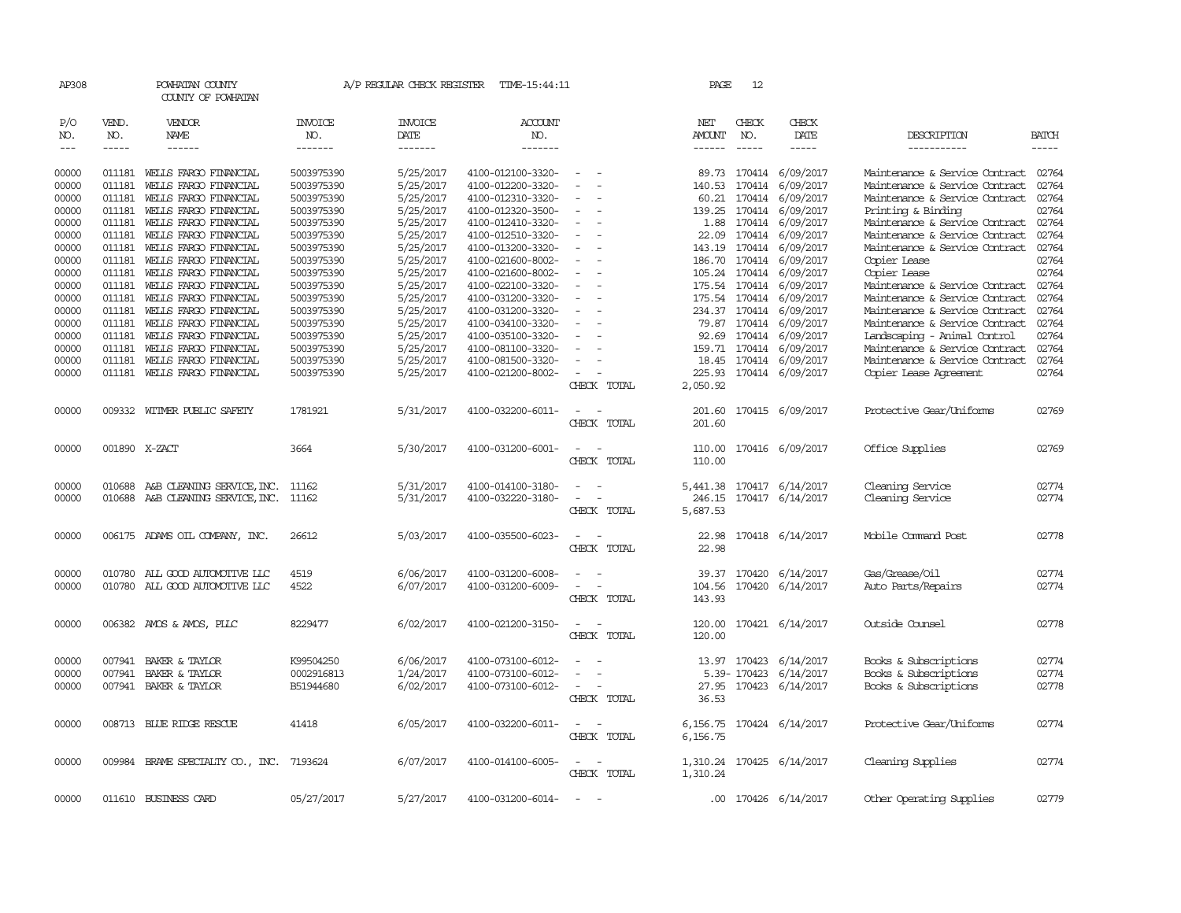AP308 POWHATAN COUNTY A/P REGULAR CHECK REGISTER TIME-15:44:11 PAGE 12

COUNTY OF POWHATAN

| P/O NO. | VEND. NO. | VENDOR NAME | INVOICE NO. | INVOICE DATE | ACCOUNT NO. | | NET AMOUNT | CHECK NO. | CHECK DATE | DESCRIPTION | BATCH |
|---|---|---|---|---|---|---|---|---|---|---|---|
| --- | ----- | ------ | ------- | ------- | ------- | | ------ | ----- | ----- | ----------- | ----- |
| 00000 | 011181 | WELLS FARGO FINANCIAL | 5003975390 | 5/25/2017 | 4100-012100-3320- | - - | 89.73 | 170414 | 6/09/2017 | Maintenance & Service Contract | 02764 |
| 00000 | 011181 | WELLS FARGO FINANCIAL | 5003975390 | 5/25/2017 | 4100-012200-3320- | - - | 140.53 | 170414 | 6/09/2017 | Maintenance & Service Contract | 02764 |
| 00000 | 011181 | WELLS FARGO FINANCIAL | 5003975390 | 5/25/2017 | 4100-012310-3320- | - - | 60.21 | 170414 | 6/09/2017 | Maintenance & Service Contract | 02764 |
| 00000 | 011181 | WELLS FARGO FINANCIAL | 5003975390 | 5/25/2017 | 4100-012320-3500- | - - | 139.25 | 170414 | 6/09/2017 | Printing & Binding | 02764 |
| 00000 | 011181 | WELLS FARGO FINANCIAL | 5003975390 | 5/25/2017 | 4100-012410-3320- | - - | 1.88 | 170414 | 6/09/2017 | Maintenance & Service Contract | 02764 |
| 00000 | 011181 | WELLS FARGO FINANCIAL | 5003975390 | 5/25/2017 | 4100-012510-3320- | - - | 22.09 | 170414 | 6/09/2017 | Maintenance & Service Contract | 02764 |
| 00000 | 011181 | WELLS FARGO FINANCIAL | 5003975390 | 5/25/2017 | 4100-013200-3320- | - - | 143.19 | 170414 | 6/09/2017 | Maintenance & Service Contract | 02764 |
| 00000 | 011181 | WELLS FARGO FINANCIAL | 5003975390 | 5/25/2017 | 4100-021600-8002- | - - | 186.70 | 170414 | 6/09/2017 | Copier Lease | 02764 |
| 00000 | 011181 | WELLS FARGO FINANCIAL | 5003975390 | 5/25/2017 | 4100-021600-8002- | - - | 105.24 | 170414 | 6/09/2017 | Copier Lease | 02764 |
| 00000 | 011181 | WELLS FARGO FINANCIAL | 5003975390 | 5/25/2017 | 4100-022100-3320- | - - | 175.54 | 170414 | 6/09/2017 | Maintenance & Service Contract | 02764 |
| 00000 | 011181 | WELLS FARGO FINANCIAL | 5003975390 | 5/25/2017 | 4100-031200-3320- | - - | 175.54 | 170414 | 6/09/2017 | Maintenance & Service Contract | 02764 |
| 00000 | 011181 | WELLS FARGO FINANCIAL | 5003975390 | 5/25/2017 | 4100-031200-3320- | - - | 234.37 | 170414 | 6/09/2017 | Maintenance & Service Contract | 02764 |
| 00000 | 011181 | WELLS FARGO FINANCIAL | 5003975390 | 5/25/2017 | 4100-034100-3320- | - - | 79.87 | 170414 | 6/09/2017 | Maintenance & Service Contract | 02764 |
| 00000 | 011181 | WELLS FARGO FINANCIAL | 5003975390 | 5/25/2017 | 4100-035100-3320- | - - | 92.69 | 170414 | 6/09/2017 | Landscaping - Animal Control | 02764 |
| 00000 | 011181 | WELLS FARGO FINANCIAL | 5003975390 | 5/25/2017 | 4100-081100-3320- | - - | 159.71 | 170414 | 6/09/2017 | Maintenance & Service Contract | 02764 |
| 00000 | 011181 | WELLS FARGO FINANCIAL | 5003975390 | 5/25/2017 | 4100-081500-3320- | - - | 18.45 | 170414 | 6/09/2017 | Maintenance & Service Contract | 02764 |
| 00000 | 011181 | WELLS FARGO FINANCIAL | 5003975390 | 5/25/2017 | 4100-021200-8002- | - - | 225.93 | 170414 | 6/09/2017 | Copier Lease Agreement | 02764 |
| | | | | | | CHECK TOTAL | 2,050.92 | | | | |
| 00000 | 009332 | WITMER PUBLIC SAFETY | 1781921 | 5/31/2017 | 4100-032200-6011- | - - | 201.60 | 170415 | 6/09/2017 | Protective Gear/Uniforms | 02769 |
| | | | | | | CHECK TOTAL | 201.60 | | | | |
| 00000 | 001890 | X-ZACT | 3664 | 5/30/2017 | 4100-031200-6001- | - - | 110.00 | 170416 | 6/09/2017 | Office Supplies | 02769 |
| | | | | | | CHECK TOTAL | 110.00 | | | | |
| 00000 | 010688 | A&B CLEANING SERVICE, INC. | 11162 | 5/31/2017 | 4100-014100-3180- | - - | 5,441.38 | 170417 | 6/14/2017 | Cleaning Service | 02774 |
| 00000 | 010688 | A&B CLEANING SERVICE, INC. | 11162 | 5/31/2017 | 4100-032220-3180- | - - | 246.15 | 170417 | 6/14/2017 | Cleaning Service | 02774 |
| | | | | | | CHECK TOTAL | 5,687.53 | | | | |
| 00000 | 006175 | ADAMS OIL COMPANY, INC. | 26612 | 5/03/2017 | 4100-035500-6023- | - - | 22.98 | 170418 | 6/14/2017 | Mobile Command Post | 02778 |
| | | | | | | CHECK TOTAL | 22.98 | | | | |
| 00000 | 010780 | ALL GOOD AUTOMOTIVE LLC | 4519 | 6/06/2017 | 4100-031200-6008- | - - | 39.37 | 170420 | 6/14/2017 | Gas/Grease/Oil | 02774 |
| 00000 | 010780 | ALL GOOD AUTOMOTIVE LLC | 4522 | 6/07/2017 | 4100-031200-6009- | - - | 104.56 | 170420 | 6/14/2017 | Auto Parts/Repairs | 02774 |
| | | | | | | CHECK TOTAL | 143.93 | | | | |
| 00000 | 006382 | AMOS & AMOS, PLLC | 8229477 | 6/02/2017 | 4100-021200-3150- | - - | 120.00 | 170421 | 6/14/2017 | Outside Counsel | 02778 |
| | | | | | | CHECK TOTAL | 120.00 | | | | |
| 00000 | 007941 | BAKER & TAYLOR | K99504250 | 6/06/2017 | 4100-073100-6012- | - - | 13.97 | 170423 | 6/14/2017 | Books & Subscriptions | 02774 |
| 00000 | 007941 | BAKER & TAYLOR | 0002916813 | 1/24/2017 | 4100-073100-6012- | - - | 5.39- | 170423 | 6/14/2017 | Books & Subscriptions | 02774 |
| 00000 | 007941 | BAKER & TAYLOR | B51944680 | 6/02/2017 | 4100-073100-6012- | - - | 27.95 | 170423 | 6/14/2017 | Books & Subscriptions | 02778 |
| | | | | | | CHECK TOTAL | 36.53 | | | | |
| 00000 | 008713 | BLUE RIDGE RESCUE | 41418 | 6/05/2017 | 4100-032200-6011- | - - | 6,156.75 | 170424 | 6/14/2017 | Protective Gear/Uniforms | 02774 |
| | | | | | | CHECK TOTAL | 6,156.75 | | | | |
| 00000 | 009984 | BRAME SPECIALTY CO., INC. | 7193624 | 6/07/2017 | 4100-014100-6005- | - - | 1,310.24 | 170425 | 6/14/2017 | Cleaning Supplies | 02774 |
| | | | | | | CHECK TOTAL | 1,310.24 | | | | |
| 00000 | 011610 | BUSINESS CARD | 05/27/2017 | 5/27/2017 | 4100-031200-6014- | - - | .00 | 170426 | 6/14/2017 | Other Operating Supplies | 02779 |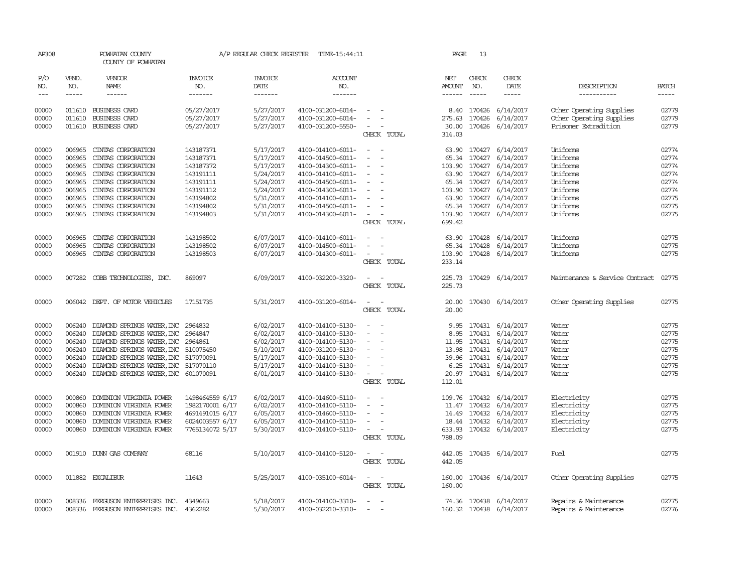AP308 POWHATAN COUNTY A/P REGULAR CHECK REGISTER TIME-15:44:11

COUNTY OF POWHATAN

| P/O NO. | VEND. NO. | VENDOR NAME | INVOICE NO. | INVOICE DATE | ACCOUNT NO. | | NET AMOUNT | CHECK NO. | CHECK DATE | DESCRIPTION | BATCH |
|---|---|---|---|---|---|---|---|---|---|---|---|
| --- | ----- | ------ | ------- | ------- | ------- | | ------ | ----- | ----- | ----------- | ----- |
| 00000 | 011610 | BUSINESS CARD | 05/27/2017 | 5/27/2017 | 4100-031200-6014- | - - | 8.40 | 170426 | 6/14/2017 | Other Operating Supplies | 02779 |
| 00000 | 011610 | BUSINESS CARD | 05/27/2017 | 5/27/2017 | 4100-031200-6014- | - - | 275.63 | 170426 | 6/14/2017 | Other Operating Supplies | 02779 |
| 00000 | 011610 | BUSINESS CARD | 05/27/2017 | 5/27/2017 | 4100-031200-5550- | - - | 30.00 | 170426 | 6/14/2017 | Prisoner Extradition | 02779 |
| | | | | | | CHECK TOTAL | 314.03 | | | | |
| 00000 | 006965 | CINTAS CORPORATION | 143187371 | 5/17/2017 | 4100-014100-6011- | - - | 63.90 | 170427 | 6/14/2017 | Uniforms | 02774 |
| 00000 | 006965 | CINTAS CORPORATION | 143187371 | 5/17/2017 | 4100-014500-6011- | - - | 65.34 | 170427 | 6/14/2017 | Uniforms | 02774 |
| 00000 | 006965 | CINTAS CORPORATION | 143187372 | 5/17/2017 | 4100-014300-6011- | - - | 103.90 | 170427 | 6/14/2017 | Uniforms | 02774 |
| 00000 | 006965 | CINTAS CORPORATION | 143191111 | 5/24/2017 | 4100-014100-6011- | - - | 63.90 | 170427 | 6/14/2017 | Uniforms | 02774 |
| 00000 | 006965 | CINTAS CORPORATION | 143191111 | 5/24/2017 | 4100-014500-6011- | - - | 65.34 | 170427 | 6/14/2017 | Uniforms | 02774 |
| 00000 | 006965 | CINTAS CORPORATION | 143191112 | 5/24/2017 | 4100-014300-6011- | - - | 103.90 | 170427 | 6/14/2017 | Uniforms | 02774 |
| 00000 | 006965 | CINTAS CORPORATION | 143194802 | 5/31/2017 | 4100-014100-6011- | - - | 63.90 | 170427 | 6/14/2017 | Uniforms | 02775 |
| 00000 | 006965 | CINTAS CORPORATION | 143194802 | 5/31/2017 | 4100-014500-6011- | - - | 65.34 | 170427 | 6/14/2017 | Uniforms | 02775 |
| 00000 | 006965 | CINTAS CORPORATION | 143194803 | 5/31/2017 | 4100-014300-6011- | - - | 103.90 | 170427 | 6/14/2017 | Uniforms | 02775 |
| | | | | | | CHECK TOTAL | 699.42 | | | | |
| 00000 | 006965 | CINTAS CORPORATION | 143198502 | 6/07/2017 | 4100-014100-6011- | - - | 63.90 | 170428 | 6/14/2017 | Uniforms | 02775 |
| 00000 | 006965 | CINTAS CORPORATION | 143198502 | 6/07/2017 | 4100-014500-6011- | - - | 65.34 | 170428 | 6/14/2017 | Uniforms | 02775 |
| 00000 | 006965 | CINTAS CORPORATION | 143198503 | 6/07/2017 | 4100-014300-6011- | - - | 103.90 | 170428 | 6/14/2017 | Uniforms | 02775 |
| | | | | | | CHECK TOTAL | 233.14 | | | | |
| 00000 | 007282 | COBB TECHNOLOGIES, INC. | 869097 | 6/09/2017 | 4100-032200-3320- | - - | 225.73 | 170429 | 6/14/2017 | Maintenance & Service Contract | 02775 |
| | | | | | | CHECK TOTAL | 225.73 | | | | |
| 00000 | 006042 | DEPT. OF MOTOR VEHICLES | 17151735 | 5/31/2017 | 4100-031200-6014- | - - | 20.00 | 170430 | 6/14/2017 | Other Operating Supplies | 02775 |
| | | | | | | CHECK TOTAL | 20.00 | | | | |
| 00000 | 006240 | DIAMOND SPRINGS WATER,INC | 2964832 | 6/02/2017 | 4100-014100-5130- | - - | 9.95 | 170431 | 6/14/2017 | Water | 02775 |
| 00000 | 006240 | DIAMOND SPRINGS WATER,INC | 2964847 | 6/02/2017 | 4100-014100-5130- | - - | 8.95 | 170431 | 6/14/2017 | Water | 02775 |
| 00000 | 006240 | DIAMOND SPRINGS WATER,INC | 2964861 | 6/02/2017 | 4100-014100-5130- | - - | 11.95 | 170431 | 6/14/2017 | Water | 02775 |
| 00000 | 006240 | DIAMOND SPRINGS WATER,INC | 510075450 | 5/10/2017 | 4100-031200-5130- | - - | 13.98 | 170431 | 6/14/2017 | Water | 02775 |
| 00000 | 006240 | DIAMOND SPRINGS WATER,INC | 517070091 | 5/17/2017 | 4100-014100-5130- | - - | 39.96 | 170431 | 6/14/2017 | Water | 02775 |
| 00000 | 006240 | DIAMOND SPRINGS WATER,INC | 517070110 | 5/17/2017 | 4100-014100-5130- | - - | 6.25 | 170431 | 6/14/2017 | Water | 02775 |
| 00000 | 006240 | DIAMOND SPRINGS WATER,INC | 601070091 | 6/01/2017 | 4100-014100-5130- | - - | 20.97 | 170431 | 6/14/2017 | Water | 02775 |
| | | | | | | CHECK TOTAL | 112.01 | | | | |
| 00000 | 000860 | DOMINION VIRGINIA POWER | 1498464559 6/17 | 6/02/2017 | 4100-014600-5110- | - - | 109.76 | 170432 | 6/14/2017 | Electricity | 02775 |
| 00000 | 000860 | DOMINION VIRGINIA POWER | 1982170001 6/17 | 6/02/2017 | 4100-014600-5110- | - - | 11.47 | 170432 | 6/14/2017 | Electricity | 02775 |
| 00000 | 000860 | DOMINION VIRGINIA POWER | 4691491015 6/17 | 6/05/2017 | 4100-014600-5110- | - - | 14.49 | 170432 | 6/14/2017 | Electricity | 02775 |
| 00000 | 000860 | DOMINION VIRGINIA POWER | 6024003557 6/17 | 6/05/2017 | 4100-014100-5110- | - - | 18.44 | 170432 | 6/14/2017 | Electricity | 02775 |
| 00000 | 000860 | DOMINION VIRGINIA POWER | 7765134072 5/17 | 5/30/2017 | 4100-014100-5110- | - - | 633.93 | 170432 | 6/14/2017 | Electricity | 02775 |
| | | | | | | CHECK TOTAL | 788.09 | | | | |
| 00000 | 001910 | DUNN GAS COMPANY | 68116 | 5/10/2017 | 4100-014100-5120- | - - | 442.05 | 170435 | 6/14/2017 | Fuel | 02775 |
| | | | | | | CHECK TOTAL | 442.05 | | | | |
| 00000 | 011882 | EXCALIBUR | 11643 | 5/25/2017 | 4100-035100-6014- | - - | 160.00 | 170436 | 6/14/2017 | Other Operating Supplies | 02775 |
| | | | | | | CHECK TOTAL | 160.00 | | | | |
| 00000 | 008336 | FERGUSON ENTERPRISES INC. | 4349663 | 5/18/2017 | 4100-014100-3310- | - - | 74.36 | 170438 | 6/14/2017 | Repairs & Maintenance | 02775 |
| 00000 | 008336 | FERGUSON ENTERPRISES INC. | 4362282 | 5/30/2017 | 4100-032210-3310- | - - | 160.32 | 170438 | 6/14/2017 | Repairs & Maintenance | 02776 |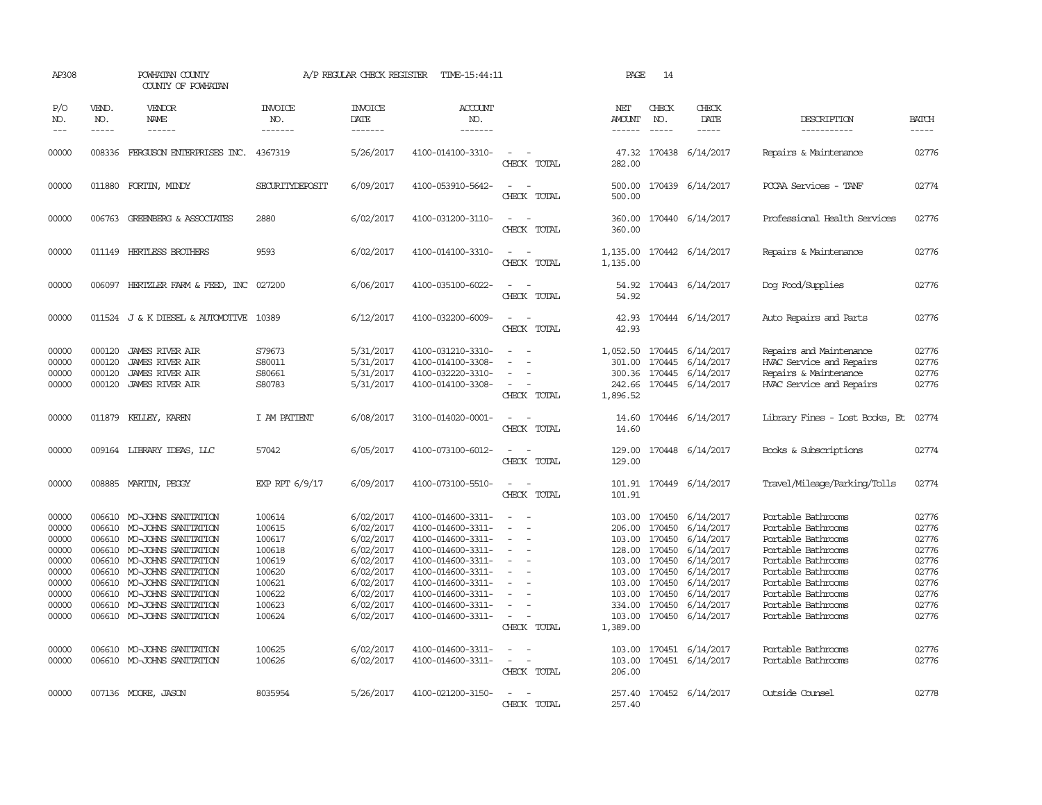AP308 POWHATAN COUNTY A/P REGULAR CHECK REGISTER TIME-15:44:11 PAGE 14

COUNTY OF POWHATAN

| P/O NO. | VEND. NO. | VENDOR NAME | INVOICE NO. | INVOICE DATE | ACCOUNT NO. | | NET AMOUNT | CHECK NO. | CHECK DATE | DESCRIPTION | BATCH |
|---|---|---|---|---|---|---|---|---|---|---|---|
| 00000 | 008336 | FERGUSON ENTERPRISES INC. | 4367319 | 5/26/2017 | 4100-014100-3310- | - - | 47.32 | 170438 | 6/14/2017 | Repairs & Maintenance | 02776 |
| | | | | | | CHECK TOTAL | 282.00 | | | | |
| 00000 | 011880 | FORTIN, MINDY | SECURITYDEPOSIT | 6/09/2017 | 4100-053910-5642- | - - | 500.00 | 170439 | 6/14/2017 | PCCAA Services - TANF | 02774 |
| | | | | | | CHECK TOTAL | 500.00 | | | | |
| 00000 | 006763 | GREENBERG & ASSOCIATES | 2880 | 6/02/2017 | 4100-031200-3110- | - - | 360.00 | 170440 | 6/14/2017 | Professional Health Services | 02776 |
| | | | | | | CHECK TOTAL | 360.00 | | | | |
| 00000 | 011149 | HERTLESS BROTHERS | 9593 | 6/02/2017 | 4100-014100-3310- | - - | 1,135.00 | 170442 | 6/14/2017 | Repairs & Maintenance | 02776 |
| | | | | | | CHECK TOTAL | 1,135.00 | | | | |
| 00000 | 006097 | HERTZLER FARM & FEED, INC | 027200 | 6/06/2017 | 4100-035100-6022- | - - | 54.92 | 170443 | 6/14/2017 | Dog Food/Supplies | 02776 |
| | | | | | | CHECK TOTAL | 54.92 | | | | |
| 00000 | 011524 | J & K DIESEL & AUTOMOTIVE | 10389 | 6/12/2017 | 4100-032200-6009- | - - | 42.93 | 170444 | 6/14/2017 | Auto Repairs and Parts | 02776 |
| | | | | | | CHECK TOTAL | 42.93 | | | | |
| 00000 | 000120 | JAMES RIVER AIR | S79673 | 5/31/2017 | 4100-031210-3310- | - - | 1,052.50 | 170445 | 6/14/2017 | Repairs and Maintenance | 02776 |
| 00000 | 000120 | JAMES RIVER AIR | S80011 | 5/31/2017 | 4100-014100-3308- | - - | 301.00 | 170445 | 6/14/2017 | HVAC Service and Repairs | 02776 |
| 00000 | 000120 | JAMES RIVER AIR | S80661 | 5/31/2017 | 4100-032220-3310- | - - | 300.36 | 170445 | 6/14/2017 | Repairs & Maintenance | 02776 |
| 00000 | 000120 | JAMES RIVER AIR | S80783 | 5/31/2017 | 4100-014100-3308- | - - | 242.66 | 170445 | 6/14/2017 | HVAC Service and Repairs | 02776 |
| | | | | | | CHECK TOTAL | 1,896.52 | | | | |
| 00000 | 011879 | KELLEY, KAREN | I AM PATIENT | 6/08/2017 | 3100-014020-0001- | - - | 14.60 | 170446 | 6/14/2017 | Library Fines - Lost Books, Et | 02774 |
| | | | | | | CHECK TOTAL | 14.60 | | | | |
| 00000 | 009164 | LIBRARY IDEAS, LLC | 57042 | 6/05/2017 | 4100-073100-6012- | - - | 129.00 | 170448 | 6/14/2017 | Books & Subscriptions | 02774 |
| | | | | | | CHECK TOTAL | 129.00 | | | | |
| 00000 | 008885 | MARTIN, PEGGY | EXP RPT 6/9/17 | 6/09/2017 | 4100-073100-5510- | - - | 101.91 | 170449 | 6/14/2017 | Travel/Mileage/Parking/Tolls | 02774 |
| | | | | | | CHECK TOTAL | 101.91 | | | | |
| 00000 | 006610 | MO-JOHNS SANITATION | 100614 | 6/02/2017 | 4100-014600-3311- | - - | 103.00 | 170450 | 6/14/2017 | Portable Bathrooms | 02776 |
| 00000 | 006610 | MO-JOHNS SANITATION | 100615 | 6/02/2017 | 4100-014600-3311- | - - | 206.00 | 170450 | 6/14/2017 | Portable Bathrooms | 02776 |
| 00000 | 006610 | MO-JOHNS SANITATION | 100617 | 6/02/2017 | 4100-014600-3311- | - - | 103.00 | 170450 | 6/14/2017 | Portable Bathrooms | 02776 |
| 00000 | 006610 | MO-JOHNS SANITATION | 100618 | 6/02/2017 | 4100-014600-3311- | - - | 128.00 | 170450 | 6/14/2017 | Portable Bathrooms | 02776 |
| 00000 | 006610 | MO-JOHNS SANITATION | 100619 | 6/02/2017 | 4100-014600-3311- | - - | 103.00 | 170450 | 6/14/2017 | Portable Bathrooms | 02776 |
| 00000 | 006610 | MO-JOHNS SANITATION | 100620 | 6/02/2017 | 4100-014600-3311- | - - | 103.00 | 170450 | 6/14/2017 | Portable Bathrooms | 02776 |
| 00000 | 006610 | MO-JOHNS SANITATION | 100621 | 6/02/2017 | 4100-014600-3311- | - - | 103.00 | 170450 | 6/14/2017 | Portable Bathrooms | 02776 |
| 00000 | 006610 | MO-JOHNS SANITATION | 100622 | 6/02/2017 | 4100-014600-3311- | - - | 103.00 | 170450 | 6/14/2017 | Portable Bathrooms | 02776 |
| 00000 | 006610 | MO-JOHNS SANITATION | 100623 | 6/02/2017 | 4100-014600-3311- | - - | 334.00 | 170450 | 6/14/2017 | Portable Bathrooms | 02776 |
| 00000 | 006610 | MO-JOHNS SANITATION | 100624 | 6/02/2017 | 4100-014600-3311- | - - | 103.00 | 170450 | 6/14/2017 | Portable Bathrooms | 02776 |
| | | | | | | CHECK TOTAL | 1,389.00 | | | | |
| 00000 | 006610 | MO-JOHNS SANITATION | 100625 | 6/02/2017 | 4100-014600-3311- | - - | 103.00 | 170451 | 6/14/2017 | Portable Bathrooms | 02776 |
| 00000 | 006610 | MO-JOHNS SANITATION | 100626 | 6/02/2017 | 4100-014600-3311- | - - | 103.00 | 170451 | 6/14/2017 | Portable Bathrooms | 02776 |
| | | | | | | CHECK TOTAL | 206.00 | | | | |
| 00000 | 007136 | MOORE, JASON | 8035954 | 5/26/2017 | 4100-021200-3150- | - - | 257.40 | 170452 | 6/14/2017 | Outside Counsel | 02778 |
| | | | | | | CHECK TOTAL | 257.40 | | | | |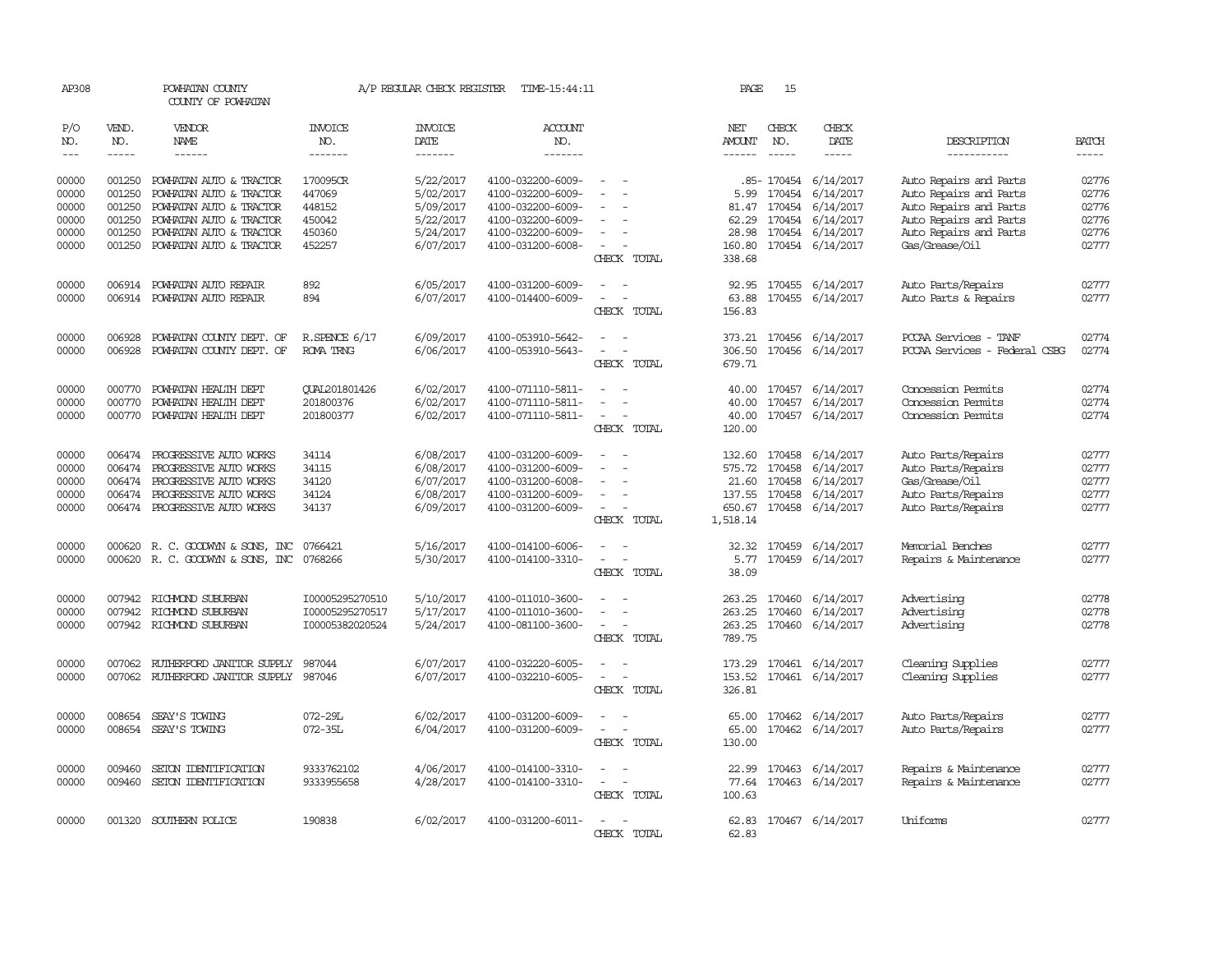AP308 POWHATAN COUNTY A/P REGULAR CHECK REGISTER TIME-15:44:11 PAGE 15

COUNTY OF POWHATAN

| P/O NO. | VEND. NO. | VENDOR NAME | INVOICE NO. | INVOICE DATE | ACCOUNT NO. | | NET AMOUNT | CHECK NO. | CHECK DATE | DESCRIPTION | BATCH |
|---|---|---|---|---|---|---|---|---|---|---|---|
| 00000 | 001250 | POWHATAN AUTO & TRACTOR | 170095CR | 5/22/2017 | 4100-032200-6009- | - - | .85- | 170454 | 6/14/2017 | Auto Repairs and Parts | 02776 |
| 00000 | 001250 | POWHATAN AUTO & TRACTOR | 447069 | 5/02/2017 | 4100-032200-6009- | - - | 5.99 | 170454 | 6/14/2017 | Auto Repairs and Parts | 02776 |
| 00000 | 001250 | POWHATAN AUTO & TRACTOR | 448152 | 5/09/2017 | 4100-032200-6009- | - - | 81.47 | 170454 | 6/14/2017 | Auto Repairs and Parts | 02776 |
| 00000 | 001250 | POWHATAN AUTO & TRACTOR | 450042 | 5/22/2017 | 4100-032200-6009- | - - | 62.29 | 170454 | 6/14/2017 | Auto Repairs and Parts | 02776 |
| 00000 | 001250 | POWHATAN AUTO & TRACTOR | 450360 | 5/24/2017 | 4100-032200-6009- | - - | 28.98 | 170454 | 6/14/2017 | Auto Repairs and Parts | 02776 |
| 00000 | 001250 | POWHATAN AUTO & TRACTOR | 452257 | 6/07/2017 | 4100-031200-6008- | - - | 160.80 | 170454 | 6/14/2017 | Gas/Grease/Oil | 02777 |
| | | | | | | CHECK TOTAL | 338.68 | | | | |
| 00000 | 006914 | POWHATAN AUTO REPAIR | 892 | 6/05/2017 | 4100-031200-6009- | - - | 92.95 | 170455 | 6/14/2017 | Auto Parts/Repairs | 02777 |
| 00000 | 006914 | POWHATAN AUTO REPAIR | 894 | 6/07/2017 | 4100-014400-6009- | - - | 63.88 | 170455 | 6/14/2017 | Auto Parts & Repairs | 02777 |
| | | | | | | CHECK TOTAL | 156.83 | | | | |
| 00000 | 006928 | POWHATAN COUNTY DEPT. OF | R.SPENCE 6/17 | 6/09/2017 | 4100-053910-5642- | - - | 373.21 | 170456 | 6/14/2017 | PCCAA Services - TANF | 02774 |
| 00000 | 006928 | POWHATAN COUNTY DEPT. OF | ROMA TRNG | 6/06/2017 | 4100-053910-5643- | - - | 306.50 | 170456 | 6/14/2017 | PCCAA Services - Federal CSBG | 02774 |
| | | | | | | CHECK TOTAL | 679.71 | | | | |
| 00000 | 000770 | POWHATAN HEALTH DEPT | QUAL201801426 | 6/02/2017 | 4100-071110-5811- | - - | 40.00 | 170457 | 6/14/2017 | Concession Permits | 02774 |
| 00000 | 000770 | POWHATAN HEALTH DEPT | 201800376 | 6/02/2017 | 4100-071110-5811- | - - | 40.00 | 170457 | 6/14/2017 | Concession Permits | 02774 |
| 00000 | 000770 | POWHATAN HEALTH DEPT | 201800377 | 6/02/2017 | 4100-071110-5811- | - - | 40.00 | 170457 | 6/14/2017 | Concession Permits | 02774 |
| | | | | | | CHECK TOTAL | 120.00 | | | | |
| 00000 | 006474 | PROGRESSIVE AUTO WORKS | 34114 | 6/08/2017 | 4100-031200-6009- | - - | 132.60 | 170458 | 6/14/2017 | Auto Parts/Repairs | 02777 |
| 00000 | 006474 | PROGRESSIVE AUTO WORKS | 34115 | 6/08/2017 | 4100-031200-6009- | - - | 575.72 | 170458 | 6/14/2017 | Auto Parts/Repairs | 02777 |
| 00000 | 006474 | PROGRESSIVE AUTO WORKS | 34120 | 6/07/2017 | 4100-031200-6008- | - - | 21.60 | 170458 | 6/14/2017 | Gas/Grease/Oil | 02777 |
| 00000 | 006474 | PROGRESSIVE AUTO WORKS | 34124 | 6/08/2017 | 4100-031200-6009- | - - | 137.55 | 170458 | 6/14/2017 | Auto Parts/Repairs | 02777 |
| 00000 | 006474 | PROGRESSIVE AUTO WORKS | 34137 | 6/09/2017 | 4100-031200-6009- | - - | 650.67 | 170458 | 6/14/2017 | Auto Parts/Repairs | 02777 |
| | | | | | | CHECK TOTAL | 1,518.14 | | | | |
| 00000 | 000620 | R. C. GOODWYN & SONS, INC | 0766421 | 5/16/2017 | 4100-014100-6006- | - - | 32.32 | 170459 | 6/14/2017 | Memorial Benches | 02777 |
| 00000 | 000620 | R. C. GOODWYN & SONS, INC | 0768266 | 5/30/2017 | 4100-014100-3310- | - - | 5.77 | 170459 | 6/14/2017 | Repairs & Maintenance | 02777 |
| | | | | | | CHECK TOTAL | 38.09 | | | | |
| 00000 | 007942 | RICHMOND SUBURBAN | I00005295270510 | 5/10/2017 | 4100-011010-3600- | - - | 263.25 | 170460 | 6/14/2017 | Advertising | 02778 |
| 00000 | 007942 | RICHMOND SUBURBAN | I00005295270517 | 5/17/2017 | 4100-011010-3600- | - - | 263.25 | 170460 | 6/14/2017 | Advertising | 02778 |
| 00000 | 007942 | RICHMOND SUBURBAN | I00005382020524 | 5/24/2017 | 4100-081100-3600- | - - | 263.25 | 170460 | 6/14/2017 | Advertising | 02778 |
| | | | | | | CHECK TOTAL | 789.75 | | | | |
| 00000 | 007062 | RUTHERFORD JANITOR SUPPLY | 987044 | 6/07/2017 | 4100-032220-6005- | - - | 173.29 | 170461 | 6/14/2017 | Cleaning Supplies | 02777 |
| 00000 | 007062 | RUTHERFORD JANITOR SUPPLY | 987046 | 6/07/2017 | 4100-032210-6005- | - - | 153.52 | 170461 | 6/14/2017 | Cleaning Supplies | 02777 |
| | | | | | | CHECK TOTAL | 326.81 | | | | |
| 00000 | 008654 | SEAY'S TOWING | 072-29L | 6/02/2017 | 4100-031200-6009- | - - | 65.00 | 170462 | 6/14/2017 | Auto Parts/Repairs | 02777 |
| 00000 | 008654 | SEAY'S TOWING | 072-35L | 6/04/2017 | 4100-031200-6009- | - - | 65.00 | 170462 | 6/14/2017 | Auto Parts/Repairs | 02777 |
| | | | | | | CHECK TOTAL | 130.00 | | | | |
| 00000 | 009460 | SETON IDENTIFICATION | 9333762102 | 4/06/2017 | 4100-014100-3310- | - - | 22.99 | 170463 | 6/14/2017 | Repairs & Maintenance | 02777 |
| 00000 | 009460 | SETON IDENTIFICATION | 9333955658 | 4/28/2017 | 4100-014100-3310- | - - | 77.64 | 170463 | 6/14/2017 | Repairs & Maintenance | 02777 |
| | | | | | | CHECK TOTAL | 100.63 | | | | |
| 00000 | 001320 | SOUTHERN POLICE | 190838 | 6/02/2017 | 4100-031200-6011- | - - | 62.83 | 170467 | 6/14/2017 | Uniforms | 02777 |
| | | | | | | CHECK TOTAL | 62.83 | | | | |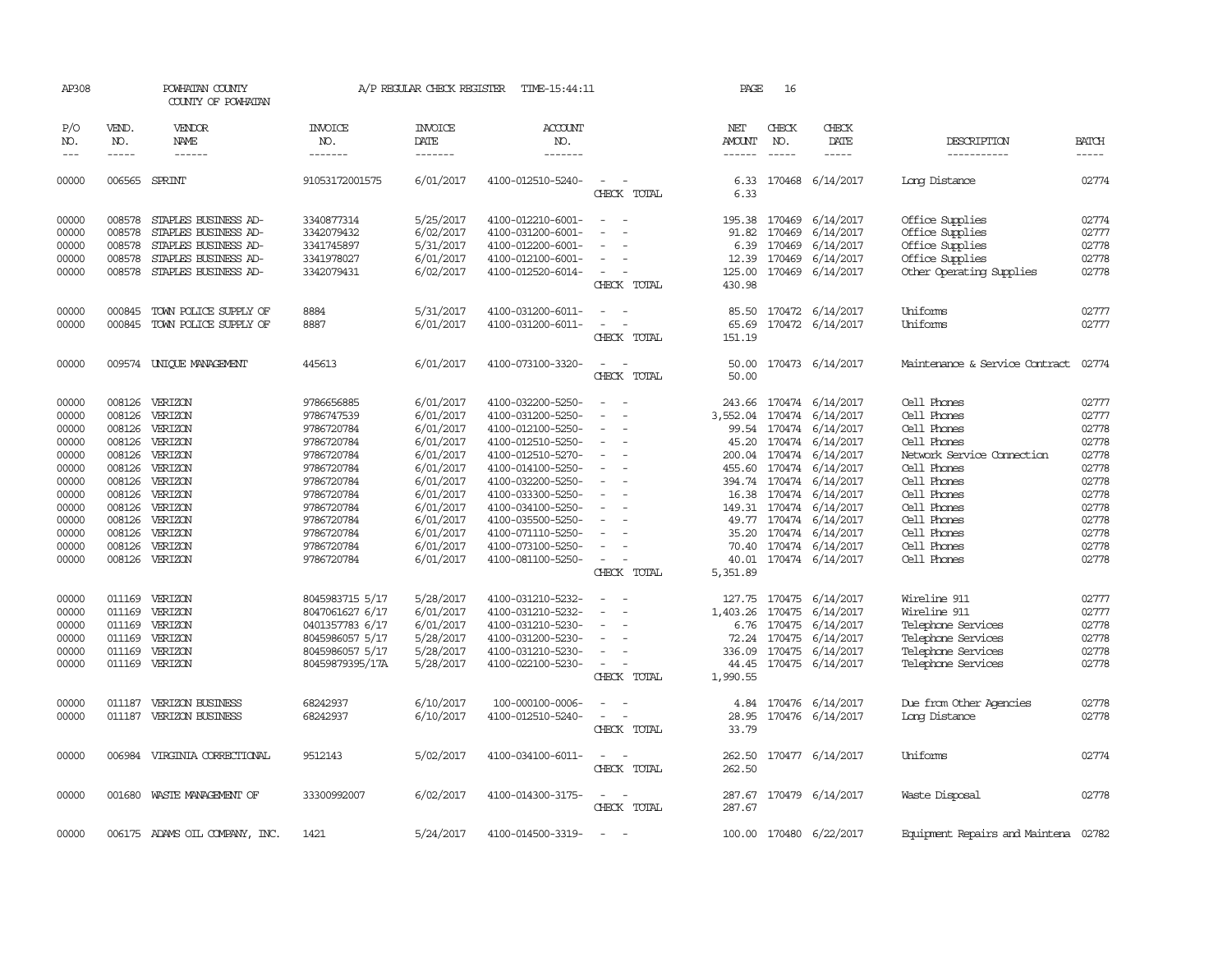AP308 POWHATAN COUNTY A/P REGULAR CHECK REGISTER TIME-15:44:11 PAGE 16

COUNTY OF POWHATAN

| P/O NO. | VEND. NO. | VENDOR NAME | INVOICE NO. | INVOICE DATE | ACCOUNT NO. | | NET AMOUNT | CHECK NO. | CHECK DATE | DESCRIPTION | BATCH |
|---|---|---|---|---|---|---|---|---|---|---|---|
| 00000 | 006565 | SPRINT | 91053172001575 | 6/01/2017 | 4100-012510-5240- | - - | 6.33 | 170468 | 6/14/2017 | Long Distance | 02774 |
| | | | | | | CHECK TOTAL | 6.33 | | | | |
| 00000 | 008578 | STAPLES BUSINESS AD- | 3340877314 | 5/25/2017 | 4100-012210-6001- | - - | 195.38 | 170469 | 6/14/2017 | Office Supplies | 02774 |
| 00000 | 008578 | STAPLES BUSINESS AD- | 3342079432 | 6/02/2017 | 4100-031200-6001- | - - | 91.82 | 170469 | 6/14/2017 | Office Supplies | 02777 |
| 00000 | 008578 | STAPLES BUSINESS AD- | 3341745897 | 5/31/2017 | 4100-012200-6001- | - - | 6.39 | 170469 | 6/14/2017 | Office Supplies | 02778 |
| 00000 | 008578 | STAPLES BUSINESS AD- | 3341978027 | 6/01/2017 | 4100-012100-6001- | - - | 12.39 | 170469 | 6/14/2017 | Office Supplies | 02778 |
| 00000 | 008578 | STAPLES BUSINESS AD- | 3342079431 | 6/02/2017 | 4100-012520-6014- | - - | 125.00 | 170469 | 6/14/2017 | Other Operating Supplies | 02778 |
| | | | | | | CHECK TOTAL | 430.98 | | | | |
| 00000 | 000845 | TOWN POLICE SUPPLY OF | 8884 | 5/31/2017 | 4100-031200-6011- | - - | 85.50 | 170472 | 6/14/2017 | Uniforms | 02777 |
| 00000 | 000845 | TOWN POLICE SUPPLY OF | 8887 | 6/01/2017 | 4100-031200-6011- | - - | 65.69 | 170472 | 6/14/2017 | Uniforms | 02777 |
| | | | | | | CHECK TOTAL | 151.19 | | | | |
| 00000 | 009574 | UNIQUE MANAGEMENT | 445613 | 6/01/2017 | 4100-073100-3320- | - - | 50.00 | 170473 | 6/14/2017 | Maintenance & Service Contract | 02774 |
| | | | | | | CHECK TOTAL | 50.00 | | | | |
| 00000 | 008126 | VERIZON | 9786656885 | 6/01/2017 | 4100-032200-5250- | - - | 243.66 | 170474 | 6/14/2017 | Cell Phones | 02777 |
| 00000 | 008126 | VERIZON | 9786747539 | 6/01/2017 | 4100-031200-5250- | - - | 3,552.04 | 170474 | 6/14/2017 | Cell Phones | 02777 |
| 00000 | 008126 | VERIZON | 9786720784 | 6/01/2017 | 4100-012100-5250- | - - | 99.54 | 170474 | 6/14/2017 | Cell Phones | 02778 |
| 00000 | 008126 | VERIZON | 9786720784 | 6/01/2017 | 4100-012510-5250- | - - | 45.20 | 170474 | 6/14/2017 | Cell Phones | 02778 |
| 00000 | 008126 | VERIZON | 9786720784 | 6/01/2017 | 4100-012510-5270- | - - | 200.04 | 170474 | 6/14/2017 | Network Service Connection | 02778 |
| 00000 | 008126 | VERIZON | 9786720784 | 6/01/2017 | 4100-014100-5250- | - - | 455.60 | 170474 | 6/14/2017 | Cell Phones | 02778 |
| 00000 | 008126 | VERIZON | 9786720784 | 6/01/2017 | 4100-032200-5250- | - - | 394.74 | 170474 | 6/14/2017 | Cell Phones | 02778 |
| 00000 | 008126 | VERIZON | 9786720784 | 6/01/2017 | 4100-033300-5250- | - - | 16.38 | 170474 | 6/14/2017 | Cell Phones | 02778 |
| 00000 | 008126 | VERIZON | 9786720784 | 6/01/2017 | 4100-034100-5250- | - - | 149.31 | 170474 | 6/14/2017 | Cell Phones | 02778 |
| 00000 | 008126 | VERIZON | 9786720784 | 6/01/2017 | 4100-035500-5250- | - - | 49.77 | 170474 | 6/14/2017 | Cell Phones | 02778 |
| 00000 | 008126 | VERIZON | 9786720784 | 6/01/2017 | 4100-071110-5250- | - - | 35.20 | 170474 | 6/14/2017 | Cell Phones | 02778 |
| 00000 | 008126 | VERIZON | 9786720784 | 6/01/2017 | 4100-073100-5250- | - - | 70.40 | 170474 | 6/14/2017 | Cell Phones | 02778 |
| 00000 | 008126 | VERIZON | 9786720784 | 6/01/2017 | 4100-081100-5250- | - - | 40.01 | 170474 | 6/14/2017 | Cell Phones | 02778 |
| | | | | | | CHECK TOTAL | 5,351.89 | | | | |
| 00000 | 011169 | VERIZON | 8045983715 5/17 | 5/28/2017 | 4100-031210-5232- | - - | 127.75 | 170475 | 6/14/2017 | Wireline 911 | 02777 |
| 00000 | 011169 | VERIZON | 8047061627 6/17 | 6/01/2017 | 4100-031210-5232- | - - | 1,403.26 | 170475 | 6/14/2017 | Wireline 911 | 02777 |
| 00000 | 011169 | VERIZON | 0401357783 6/17 | 6/01/2017 | 4100-031210-5230- | - - | 6.76 | 170475 | 6/14/2017 | Telephone Services | 02778 |
| 00000 | 011169 | VERIZON | 8045986057 5/17 | 5/28/2017 | 4100-031200-5230- | - - | 72.24 | 170475 | 6/14/2017 | Telephone Services | 02778 |
| 00000 | 011169 | VERIZON | 8045986057 5/17 | 5/28/2017 | 4100-031210-5230- | - - | 336.09 | 170475 | 6/14/2017 | Telephone Services | 02778 |
| 00000 | 011169 | VERIZON | 80459879395/17A | 5/28/2017 | 4100-022100-5230- | - - | 44.45 | 170475 | 6/14/2017 | Telephone Services | 02778 |
| | | | | | | CHECK TOTAL | 1,990.55 | | | | |
| 00000 | 011187 | VERIZON BUSINESS | 68242937 | 6/10/2017 | 100-000100-0006- | - - | 4.84 | 170476 | 6/14/2017 | Due from Other Agencies | 02778 |
| 00000 | 011187 | VERIZON BUSINESS | 68242937 | 6/10/2017 | 4100-012510-5240- | - - | 28.95 | 170476 | 6/14/2017 | Long Distance | 02778 |
| | | | | | | CHECK TOTAL | 33.79 | | | | |
| 00000 | 006984 | VIRGINIA CORRECTIONAL | 9512143 | 5/02/2017 | 4100-034100-6011- | - - | 262.50 | 170477 | 6/14/2017 | Uniforms | 02774 |
| | | | | | | CHECK TOTAL | 262.50 | | | | |
| 00000 | 001680 | WASTE MANAGEMENT OF | 33300992007 | 6/02/2017 | 4100-014300-3175- | - - | 287.67 | 170479 | 6/14/2017 | Waste Disposal | 02778 |
| | | | | | | CHECK TOTAL | 287.67 | | | | |
| 00000 | 006175 | ADAMS OIL COMPANY, INC. | 1421 | 5/24/2017 | 4100-014500-3319- | - - | 100.00 | 170480 | 6/22/2017 | Equipment Repairs and Maintena | 02782 |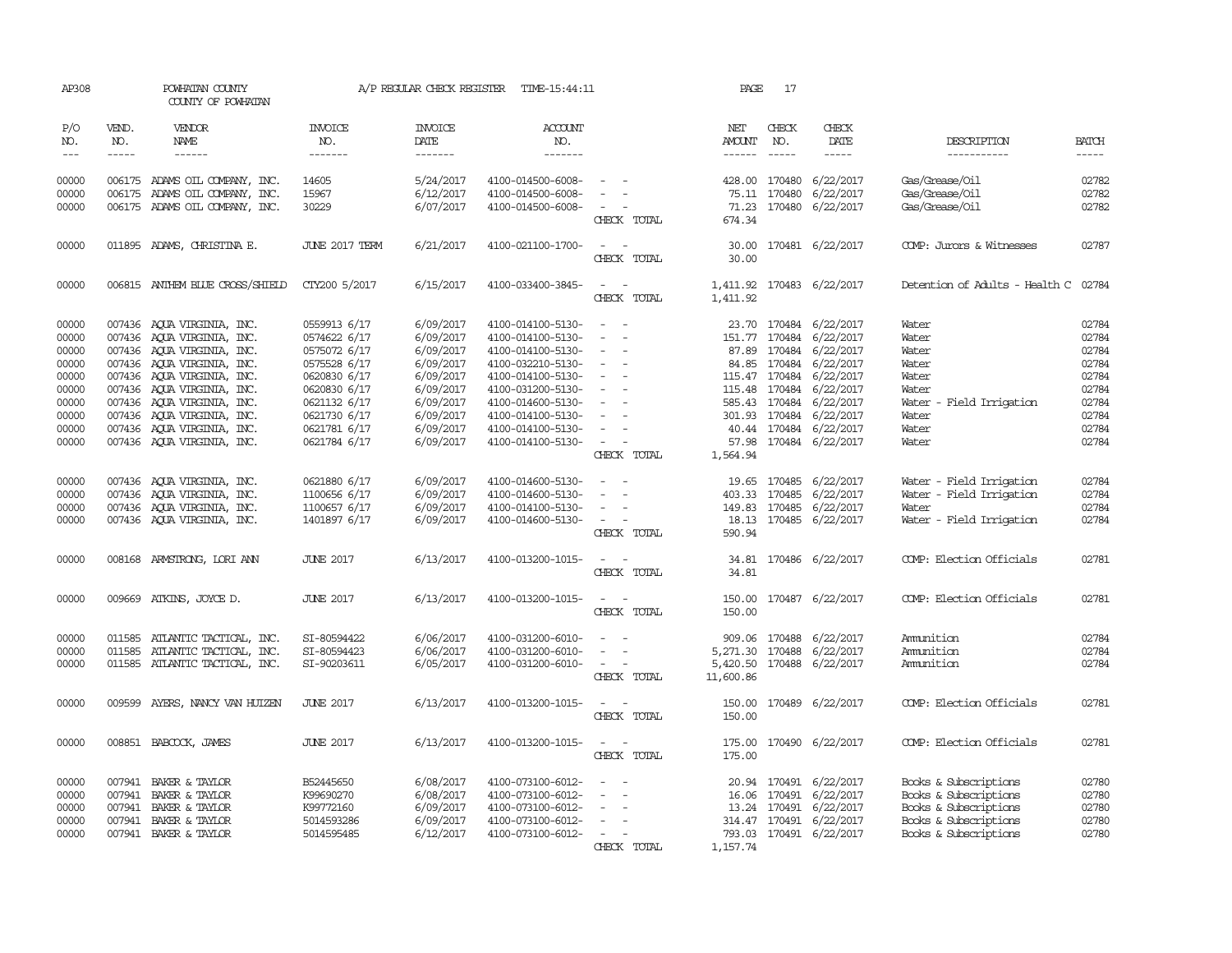AP308 POWHATAN COUNTY A/P REGULAR CHECK REGISTER TIME-15:44:11 PAGE 17

COUNTY OF POWHATAN

| P/O NO. | VEND. NO. | VENDOR NAME | INVOICE NO. | INVOICE DATE | ACCOUNT NO. | | NET AMOUNT | CHECK NO. | CHECK DATE | DESCRIPTION | BATCH |
|---|---|---|---|---|---|---|---|---|---|---|---|
| --- | ----- | ------ | ------- | ------- | ------- | | ------ | ----- | ----- | ----------- | ----- |
| 00000 | 006175 | ADAMS OIL COMPANY, INC. | 14605 | 5/24/2017 | 4100-014500-6008- | - - | 428.00 | 170480 | 6/22/2017 | Gas/Grease/Oil | 02782 |
| 00000 | 006175 | ADAMS OIL COMPANY, INC. | 15967 | 6/12/2017 | 4100-014500-6008- | - - | 75.11 | 170480 | 6/22/2017 | Gas/Grease/Oil | 02782 |
| 00000 | 006175 | ADAMS OIL COMPANY, INC. | 30229 | 6/07/2017 | 4100-014500-6008- | - - | 71.23 | 170480 | 6/22/2017 | Gas/Grease/Oil | 02782 |
| | | | | | | CHECK TOTAL | 674.34 | | | | |
| 00000 | 011895 | ADAMS, CHRISTINA E. | JUNE 2017 TERM | 6/21/2017 | 4100-021100-1700- | - - | 30.00 | 170481 | 6/22/2017 | COMP: Jurors & Witnesses | 02787 |
| | | | | | | CHECK TOTAL | 30.00 | | | | |
| 00000 | 006815 | ANTHEM BLUE CROSS/SHIELD | CTY200 5/2017 | 6/15/2017 | 4100-033400-3845- | - - | 1,411.92 | 170483 | 6/22/2017 | Detention of Adults - Health C | 02784 |
| | | | | | | CHECK TOTAL | 1,411.92 | | | | |
| 00000 | 007436 | AQUA VIRGINIA, INC. | 0559913 6/17 | 6/09/2017 | 4100-014100-5130- | - - | 23.70 | 170484 | 6/22/2017 | Water | 02784 |
| 00000 | 007436 | AQUA VIRGINIA, INC. | 0574622 6/17 | 6/09/2017 | 4100-014100-5130- | - - | 151.77 | 170484 | 6/22/2017 | Water | 02784 |
| 00000 | 007436 | AQUA VIRGINIA, INC. | 0575072 6/17 | 6/09/2017 | 4100-014100-5130- | - - | 87.89 | 170484 | 6/22/2017 | Water | 02784 |
| 00000 | 007436 | AQUA VIRGINIA, INC. | 0575528 6/17 | 6/09/2017 | 4100-032210-5130- | - - | 84.85 | 170484 | 6/22/2017 | Water | 02784 |
| 00000 | 007436 | AQUA VIRGINIA, INC. | 0620830 6/17 | 6/09/2017 | 4100-014100-5130- | - - | 115.47 | 170484 | 6/22/2017 | Water | 02784 |
| 00000 | 007436 | AQUA VIRGINIA, INC. | 0620830 6/17 | 6/09/2017 | 4100-031200-5130- | - - | 115.48 | 170484 | 6/22/2017 | Water | 02784 |
| 00000 | 007436 | AQUA VIRGINIA, INC. | 0621132 6/17 | 6/09/2017 | 4100-014600-5130- | - - | 585.43 | 170484 | 6/22/2017 | Water - Field Irrigation | 02784 |
| 00000 | 007436 | AQUA VIRGINIA, INC. | 0621730 6/17 | 6/09/2017 | 4100-014100-5130- | - - | 301.93 | 170484 | 6/22/2017 | Water | 02784 |
| 00000 | 007436 | AQUA VIRGINIA, INC. | 0621781 6/17 | 6/09/2017 | 4100-014100-5130- | - - | 40.44 | 170484 | 6/22/2017 | Water | 02784 |
| 00000 | 007436 | AQUA VIRGINIA, INC. | 0621784 6/17 | 6/09/2017 | 4100-014100-5130- | - - | 57.98 | 170484 | 6/22/2017 | Water | 02784 |
| | | | | | | CHECK TOTAL | 1,564.94 | | | | |
| 00000 | 007436 | AQUA VIRGINIA, INC. | 0621880 6/17 | 6/09/2017 | 4100-014600-5130- | - - | 19.65 | 170485 | 6/22/2017 | Water - Field Irrigation | 02784 |
| 00000 | 007436 | AQUA VIRGINIA, INC. | 1100656 6/17 | 6/09/2017 | 4100-014600-5130- | - - | 403.33 | 170485 | 6/22/2017 | Water - Field Irrigation | 02784 |
| 00000 | 007436 | AQUA VIRGINIA, INC. | 1100657 6/17 | 6/09/2017 | 4100-014100-5130- | - - | 149.83 | 170485 | 6/22/2017 | Water | 02784 |
| 00000 | 007436 | AQUA VIRGINIA, INC. | 1401897 6/17 | 6/09/2017 | 4100-014600-5130- | - - | 18.13 | 170485 | 6/22/2017 | Water - Field Irrigation | 02784 |
| | | | | | | CHECK TOTAL | 590.94 | | | | |
| 00000 | 008168 | ARMSTRONG, LORI ANN | JUNE 2017 | 6/13/2017 | 4100-013200-1015- | - - | 34.81 | 170486 | 6/22/2017 | COMP: Election Officials | 02781 |
| | | | | | | CHECK TOTAL | 34.81 | | | | |
| 00000 | 009669 | ATKINS, JOYCE D. | JUNE 2017 | 6/13/2017 | 4100-013200-1015- | - - | 150.00 | 170487 | 6/22/2017 | COMP: Election Officials | 02781 |
| | | | | | | CHECK TOTAL | 150.00 | | | | |
| 00000 | 011585 | ATLANTIC TACTICAL, INC. | SI-80594422 | 6/06/2017 | 4100-031200-6010- | - - | 909.06 | 170488 | 6/22/2017 | Ammunition | 02784 |
| 00000 | 011585 | ATLANTIC TACTICAL, INC. | SI-80594423 | 6/06/2017 | 4100-031200-6010- | - - | 5,271.30 | 170488 | 6/22/2017 | Ammunition | 02784 |
| 00000 | 011585 | ATLANTIC TACTICAL, INC. | SI-90203611 | 6/05/2017 | 4100-031200-6010- | - - | 5,420.50 | 170488 | 6/22/2017 | Ammunition | 02784 |
| | | | | | | CHECK TOTAL | 11,600.86 | | | | |
| 00000 | 009599 | AYERS, NANCY VAN HUIZEN | JUNE 2017 | 6/13/2017 | 4100-013200-1015- | - - | 150.00 | 170489 | 6/22/2017 | COMP: Election Officials | 02781 |
| | | | | | | CHECK TOTAL | 150.00 | | | | |
| 00000 | 008851 | BABCOCK, JAMES | JUNE 2017 | 6/13/2017 | 4100-013200-1015- | - - | 175.00 | 170490 | 6/22/2017 | COMP: Election Officials | 02781 |
| | | | | | | CHECK TOTAL | 175.00 | | | | |
| 00000 | 007941 | BAKER & TAYLOR | B52445650 | 6/08/2017 | 4100-073100-6012- | - - | 20.94 | 170491 | 6/22/2017 | Books & Subscriptions | 02780 |
| 00000 | 007941 | BAKER & TAYLOR | K99690270 | 6/08/2017 | 4100-073100-6012- | - - | 16.06 | 170491 | 6/22/2017 | Books & Subscriptions | 02780 |
| 00000 | 007941 | BAKER & TAYLOR | K99772160 | 6/09/2017 | 4100-073100-6012- | - - | 13.24 | 170491 | 6/22/2017 | Books & Subscriptions | 02780 |
| 00000 | 007941 | BAKER & TAYLOR | 5014593286 | 6/09/2017 | 4100-073100-6012- | - - | 314.47 | 170491 | 6/22/2017 | Books & Subscriptions | 02780 |
| 00000 | 007941 | BAKER & TAYLOR | 5014595485 | 6/12/2017 | 4100-073100-6012- | - - | 793.03 | 170491 | 6/22/2017 | Books & Subscriptions | 02780 |
| | | | | | | CHECK TOTAL | 1,157.74 | | | | |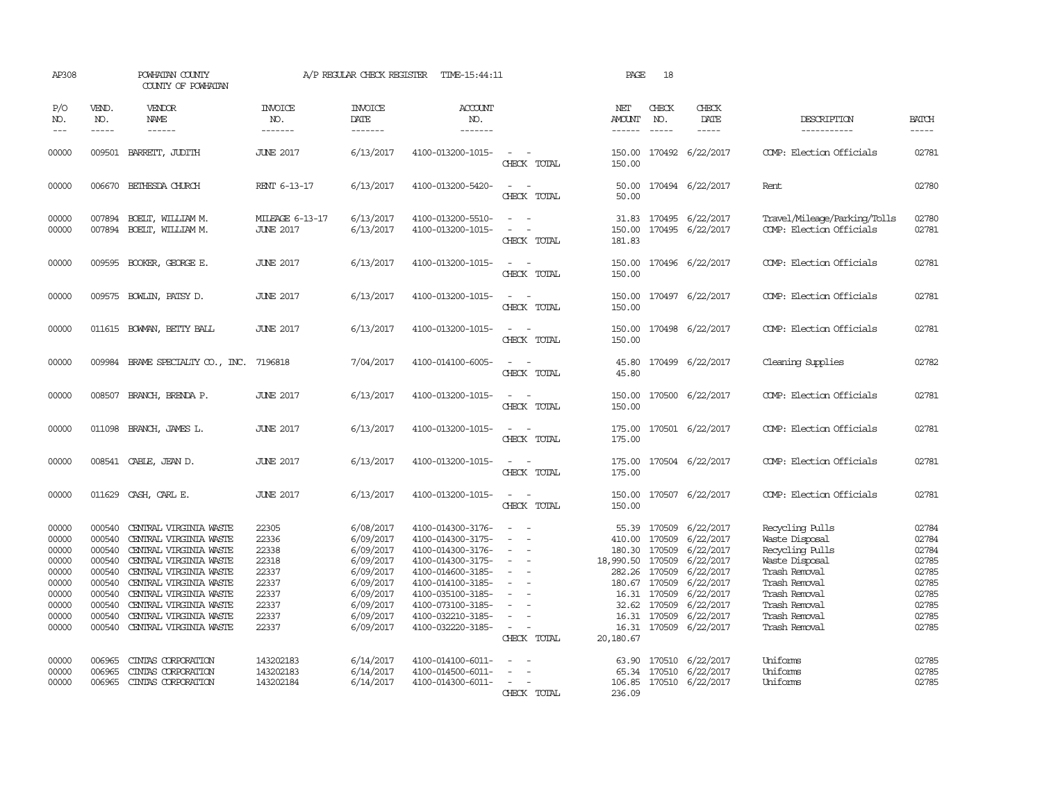AP308 POWHATAN COUNTY A/P REGULAR CHECK REGISTER TIME-15:44:11 PAGE 18

COUNTY OF POWHATAN

| P/O NO. | VEND. NO. | VENDOR NAME | INVOICE NO. | INVOICE DATE | ACCOUNT NO. | | NET AMOUNT | CHECK NO. | CHECK DATE | DESCRIPTION | BATCH |
|---|---|---|---|---|---|---|---|---|---|---|---|
| 00000 | 009501 | BARRETT, JUDITH | JUNE 2017 | 6/13/2017 | 4100-013200-1015- | - - | 150.00 | 170492 | 6/22/2017 | COMP: Election Officials | 02781 |
| | | | | | | CHECK TOTAL | 150.00 | | | | |
| 00000 | 006670 | BETHESDA CHURCH | RENT 6-13-17 | 6/13/2017 | 4100-013200-5420- | - - | 50.00 | 170494 | 6/22/2017 | Rent | 02780 |
| | | | | | | CHECK TOTAL | 50.00 | | | | |
| 00000 | 007894 | BOELT, WILLIAM M. | MILEAGE 6-13-17 | 6/13/2017 | 4100-013200-5510- | - - | 31.83 | 170495 | 6/22/2017 | Travel/Mileage/Parking/Tolls | 02780 |
| 00000 | 007894 | BOELT, WILLIAM M. | JUNE 2017 | 6/13/2017 | 4100-013200-1015- | - - | 150.00 | 170495 | 6/22/2017 | COMP: Election Officials | 02781 |
| | | | | | | CHECK TOTAL | 181.83 | | | | |
| 00000 | 009595 | BOOKER, GEORGE E. | JUNE 2017 | 6/13/2017 | 4100-013200-1015- | - - | 150.00 | 170496 | 6/22/2017 | COMP: Election Officials | 02781 |
| | | | | | | CHECK TOTAL | 150.00 | | | | |
| 00000 | 009575 | BOWLIN, PATSY D. | JUNE 2017 | 6/13/2017 | 4100-013200-1015- | - - | 150.00 | 170497 | 6/22/2017 | COMP: Election Officials | 02781 |
| | | | | | | CHECK TOTAL | 150.00 | | | | |
| 00000 | 011615 | BOWMAN, BETTY BALL | JUNE 2017 | 6/13/2017 | 4100-013200-1015- | - - | 150.00 | 170498 | 6/22/2017 | COMP: Election Officials | 02781 |
| | | | | | | CHECK TOTAL | 150.00 | | | | |
| 00000 | 009984 | BRAME SPECIALTY CO., INC. | 7196818 | 7/04/2017 | 4100-014100-6005- | - - | 45.80 | 170499 | 6/22/2017 | Cleaning Supplies | 02782 |
| | | | | | | CHECK TOTAL | 45.80 | | | | |
| 00000 | 008507 | BRANCH, BRENDA P. | JUNE 2017 | 6/13/2017 | 4100-013200-1015- | - - | 150.00 | 170500 | 6/22/2017 | COMP: Election Officials | 02781 |
| | | | | | | CHECK TOTAL | 150.00 | | | | |
| 00000 | 011098 | BRANCH, JAMES L. | JUNE 2017 | 6/13/2017 | 4100-013200-1015- | - - | 175.00 | 170501 | 6/22/2017 | COMP: Election Officials | 02781 |
| | | | | | | CHECK TOTAL | 175.00 | | | | |
| 00000 | 008541 | CABLE, JEAN D. | JUNE 2017 | 6/13/2017 | 4100-013200-1015- | - - | 175.00 | 170504 | 6/22/2017 | COMP: Election Officials | 02781 |
| | | | | | | CHECK TOTAL | 175.00 | | | | |
| 00000 | 011629 | CASH, CARL E. | JUNE 2017 | 6/13/2017 | 4100-013200-1015- | - - | 150.00 | 170507 | 6/22/2017 | COMP: Election Officials | 02781 |
| | | | | | | CHECK TOTAL | 150.00 | | | | |
| 00000 | 000540 | CENTRAL VIRGINIA WASTE | 22305 | 6/08/2017 | 4100-014300-3176- | - - | 55.39 | 170509 | 6/22/2017 | Recycling Pulls | 02784 |
| 00000 | 000540 | CENTRAL VIRGINIA WASTE | 22336 | 6/09/2017 | 4100-014300-3175- | - - | 410.00 | 170509 | 6/22/2017 | Waste Disposal | 02784 |
| 00000 | 000540 | CENTRAL VIRGINIA WASTE | 22338 | 6/09/2017 | 4100-014300-3176- | - - | 180.30 | 170509 | 6/22/2017 | Recycling Pulls | 02784 |
| 00000 | 000540 | CENTRAL VIRGINIA WASTE | 22318 | 6/09/2017 | 4100-014300-3175- | - - | 18,990.50 | 170509 | 6/22/2017 | Waste Disposal | 02785 |
| 00000 | 000540 | CENTRAL VIRGINIA WASTE | 22337 | 6/09/2017 | 4100-014600-3185- | - - | 282.26 | 170509 | 6/22/2017 | Trash Removal | 02785 |
| 00000 | 000540 | CENTRAL VIRGINIA WASTE | 22337 | 6/09/2017 | 4100-014100-3185- | - - | 180.67 | 170509 | 6/22/2017 | Trash Removal | 02785 |
| 00000 | 000540 | CENTRAL VIRGINIA WASTE | 22337 | 6/09/2017 | 4100-035100-3185- | - - | 16.31 | 170509 | 6/22/2017 | Trash Removal | 02785 |
| 00000 | 000540 | CENTRAL VIRGINIA WASTE | 22337 | 6/09/2017 | 4100-073100-3185- | - - | 32.62 | 170509 | 6/22/2017 | Trash Removal | 02785 |
| 00000 | 000540 | CENTRAL VIRGINIA WASTE | 22337 | 6/09/2017 | 4100-032210-3185- | - - | 16.31 | 170509 | 6/22/2017 | Trash Removal | 02785 |
| 00000 | 000540 | CENTRAL VIRGINIA WASTE | 22337 | 6/09/2017 | 4100-032220-3185- | - - | 16.31 | 170509 | 6/22/2017 | Trash Removal | 02785 |
| | | | | | | CHECK TOTAL | 20,180.67 | | | | |
| 00000 | 006965 | CINTAS CORPORATION | 143202183 | 6/14/2017 | 4100-014100-6011- | - - | 63.90 | 170510 | 6/22/2017 | Uniforms | 02785 |
| 00000 | 006965 | CINTAS CORPORATION | 143202183 | 6/14/2017 | 4100-014500-6011- | - - | 65.34 | 170510 | 6/22/2017 | Uniforms | 02785 |
| 00000 | 006965 | CINTAS CORPORATION | 143202184 | 6/14/2017 | 4100-014300-6011- | - - | 106.85 | 170510 | 6/22/2017 | Uniforms | 02785 |
| | | | | | | CHECK TOTAL | 236.09 | | | | |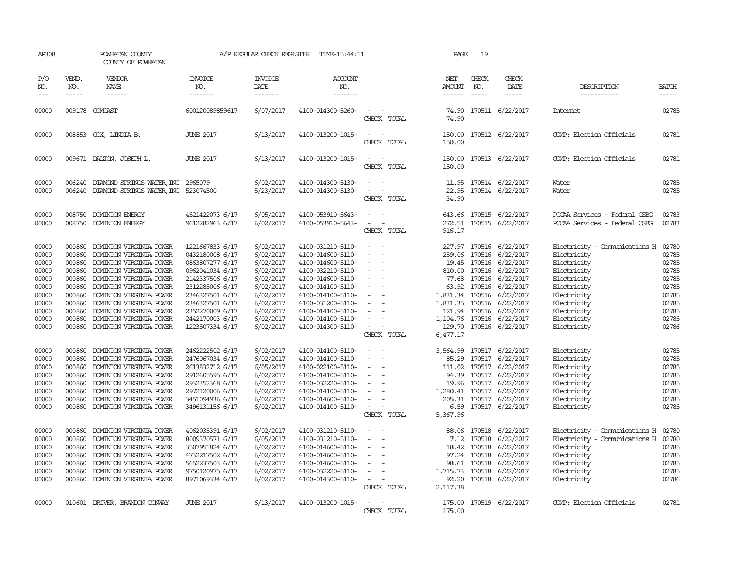AP308 POWHATAN COUNTY A/P REGULAR CHECK REGISTER TIME-15:44:11 PAGE 19

COUNTY OF POWHATAN

| P/O NO. | VEND. NO. | VENDOR NAME | INVOICE NO. | INVOICE DATE | ACCOUNT NO. | | NET AMOUNT | CHECK NO. | CHECK DATE | DESCRIPTION | BATCH |
|---|---|---|---|---|---|---|---|---|---|---|---|
| --- | ----- | ------ | ------- | ------- | ------- | | ------ | ----- | ----- | ----------- | ----- |
| 00000 | 009178 | COMCAST | 600120089859617 | 6/07/2017 | 4100-014300-5260- | - - | 74.90 | 170511 | 6/22/2017 | Internet | 02785 |
| | | | | | | CHECK TOTAL | 74.90 | | | | |
| 00000 | 008853 | COX, LINDIA B. | JUNE 2017 | 6/13/2017 | 4100-013200-1015- | - - | 150.00 | 170512 | 6/22/2017 | COMP: Election Officials | 02781 |
| | | | | | | CHECK TOTAL | 150.00 | | | | |
| 00000 | 009671 | DALTON, JOSEPH L. | JUNE 2017 | 6/13/2017 | 4100-013200-1015- | - - | 150.00 | 170513 | 6/22/2017 | COMP: Election Officials | 02781 |
| | | | | | | CHECK TOTAL | 150.00 | | | | |
| 00000 | 006240 | DIAMOND SPRINGS WATER,INC | 2965079 | 6/02/2017 | 4100-014300-5130- | - - | 11.95 | 170514 | 6/22/2017 | Water | 02785 |
| 00000 | 006240 | DIAMOND SPRINGS WATER,INC | 523074500 | 5/23/2017 | 4100-014300-5130- | - - | 22.95 | 170514 | 6/22/2017 | Water | 02785 |
| | | | | | | CHECK TOTAL | 34.90 | | | | |
| 00000 | 008750 | DOMINION ENERGY | 4521422073 6/17 | 6/05/2017 | 4100-053910-5643- | - - | 643.66 | 170515 | 6/22/2017 | PCCAA Services - Federal CSBG | 02783 |
| 00000 | 008750 | DOMINION ENERGY | 9612282963 6/17 | 6/02/2017 | 4100-053910-5643- | - - | 272.51 | 170515 | 6/22/2017 | PCCAA Services - Federal CSBG | 02783 |
| | | | | | | CHECK TOTAL | 916.17 | | | | |
| 00000 | 000860 | DOMINION VIRGINIA POWER | 1221667833 6/17 | 6/02/2017 | 4100-031210-5110- | - - | 227.97 | 170516 | 6/22/2017 | Electricity - Communications H | 02780 |
| 00000 | 000860 | DOMINION VIRGINIA POWER | 0432180008 6/17 | 6/02/2017 | 4100-014600-5110- | - - | 259.06 | 170516 | 6/22/2017 | Electricity | 02785 |
| 00000 | 000860 | DOMINION VIRGINIA POWER | 0863807277 6/17 | 6/02/2017 | 4100-014600-5110- | - - | 19.45 | 170516 | 6/22/2017 | Electricity | 02785 |
| 00000 | 000860 | DOMINION VIRGINIA POWER | 0962041034 6/17 | 6/02/2017 | 4100-032210-5110- | - - | 810.00 | 170516 | 6/22/2017 | Electricity | 02785 |
| 00000 | 000860 | DOMINION VIRGINIA POWER | 2142337506 6/17 | 6/02/2017 | 4100-014600-5110- | - - | 77.68 | 170516 | 6/22/2017 | Electricity | 02785 |
| 00000 | 000860 | DOMINION VIRGINIA POWER | 2312285006 6/17 | 6/02/2017 | 4100-014100-5110- | - - | 63.92 | 170516 | 6/22/2017 | Electricity | 02785 |
| 00000 | 000860 | DOMINION VIRGINIA POWER | 2346327501 6/17 | 6/02/2017 | 4100-014100-5110- | - - | 1,831.34 | 170516 | 6/22/2017 | Electricity | 02785 |
| 00000 | 000860 | DOMINION VIRGINIA POWER | 2346327501 6/17 | 6/02/2017 | 4100-031200-5110- | - - | 1,831.35 | 170516 | 6/22/2017 | Electricity | 02785 |
| 00000 | 000860 | DOMINION VIRGINIA POWER | 2352270009 6/17 | 6/02/2017 | 4100-014100-5110- | - - | 121.94 | 170516 | 6/22/2017 | Electricity | 02785 |
| 00000 | 000860 | DOMINION VIRGINIA POWER | 2442170003 6/17 | 6/02/2017 | 4100-014100-5110- | - - | 1,104.76 | 170516 | 6/22/2017 | Electricity | 02785 |
| 00000 | 000860 | DOMINION VIRGINIA POWER | 1223507334 6/17 | 6/02/2017 | 4100-014300-5110- | - - | 129.70 | 170516 | 6/22/2017 | Electricity | 02786 |
| | | | | | | CHECK TOTAL | 6,477.17 | | | | |
| 00000 | 000860 | DOMINION VIRGINIA POWER | 2462222502 6/17 | 6/02/2017 | 4100-014100-5110- | - - | 3,564.99 | 170517 | 6/22/2017 | Electricity | 02785 |
| 00000 | 000860 | DOMINION VIRGINIA POWER | 2476067034 6/17 | 6/02/2017 | 4100-014100-5110- | - - | 85.29 | 170517 | 6/22/2017 | Electricity | 02785 |
| 00000 | 000860 | DOMINION VIRGINIA POWER | 2613832712 6/17 | 6/05/2017 | 4100-022100-5110- | - - | 111.02 | 170517 | 6/22/2017 | Electricity | 02785 |
| 00000 | 000860 | DOMINION VIRGINIA POWER | 2912605595 6/17 | 6/02/2017 | 4100-014100-5110- | - - | 94.39 | 170517 | 6/22/2017 | Electricity | 02785 |
| 00000 | 000860 | DOMINION VIRGINIA POWER | 2932352368 6/17 | 6/02/2017 | 4100-032220-5110- | - - | 19.96 | 170517 | 6/22/2017 | Electricity | 02785 |
| 00000 | 000860 | DOMINION VIRGINIA POWER | 2972120006 6/17 | 6/02/2017 | 4100-014100-5110- | - - | 1,280.41 | 170517 | 6/22/2017 | Electricity | 02785 |
| 00000 | 000860 | DOMINION VIRGINIA POWER | 3451094936 6/17 | 6/02/2017 | 4100-014600-5110- | - - | 205.31 | 170517 | 6/22/2017 | Electricity | 02785 |
| 00000 | 000860 | DOMINION VIRGINIA POWER | 3496131156 6/17 | 6/02/2017 | 4100-014100-5110- | - - | 6.59 | 170517 | 6/22/2017 | Electricity | 02785 |
| | | | | | | CHECK TOTAL | 5,367.96 | | | | |
| 00000 | 000860 | DOMINION VIRGINIA POWER | 4062035391 6/17 | 6/02/2017 | 4100-031210-5110- | - - | 88.06 | 170518 | 6/22/2017 | Electricity - Communications H | 02780 |
| 00000 | 000860 | DOMINION VIRGINIA POWER | 8009370571 6/17 | 6/05/2017 | 4100-031210-5110- | - - | 7.12 | 170518 | 6/22/2017 | Electricity - Communications H | 02780 |
| 00000 | 000860 | DOMINION VIRGINIA POWER | 3507951824 6/17 | 6/02/2017 | 4100-014600-5110- | - - | 18.42 | 170518 | 6/22/2017 | Electricity | 02785 |
| 00000 | 000860 | DOMINION VIRGINIA POWER | 4732217502 6/17 | 6/02/2017 | 4100-014600-5110- | - - | 97.24 | 170518 | 6/22/2017 | Electricity | 02785 |
| 00000 | 000860 | DOMINION VIRGINIA POWER | 5652237503 6/17 | 6/02/2017 | 4100-014600-5110- | - - | 98.61 | 170518 | 6/22/2017 | Electricity | 02785 |
| 00000 | 000860 | DOMINION VIRGINIA POWER | 9750120975 6/17 | 6/02/2017 | 4100-032220-5110- | - - | 1,715.73 | 170518 | 6/22/2017 | Electricity | 02785 |
| 00000 | 000860 | DOMINION VIRGINIA POWER | 8971069334 6/17 | 6/02/2017 | 4100-014300-5110- | - - | 92.20 | 170518 | 6/22/2017 | Electricity | 02786 |
| | | | | | | CHECK TOTAL | 2,117.38 | | | | |
| 00000 | 010601 | DRIVER, BRANDON CONWAY | JUNE 2017 | 6/13/2017 | 4100-013200-1015- | - - | 175.00 | 170519 | 6/22/2017 | COMP: Election Officials | 02781 |
| | | | | | | CHECK TOTAL | 175.00 | | | | |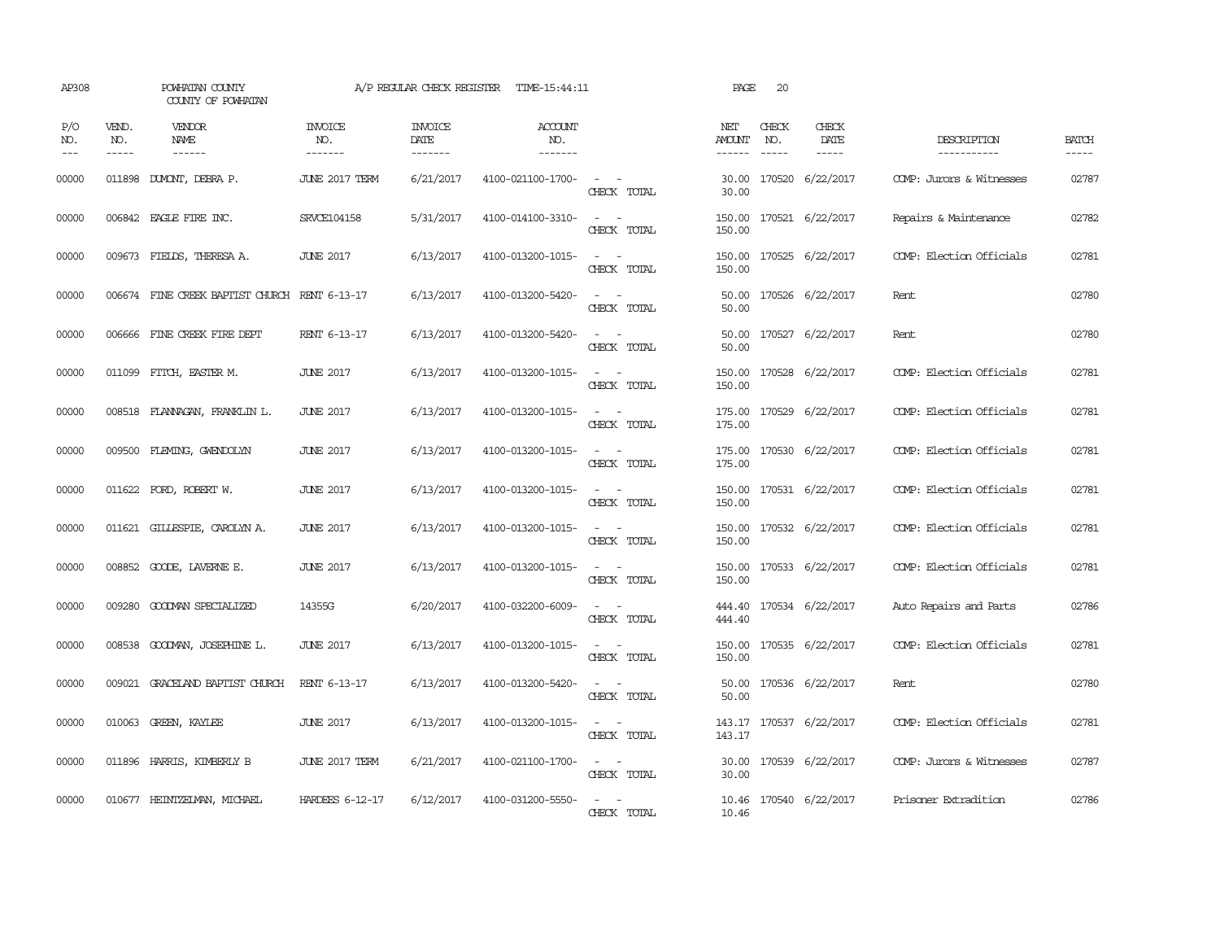AP308 POWHATAN COUNTY A/P REGULAR CHECK REGISTER TIME-15:44:11 PAGE 20
COUNTY OF POWHATAN

| P/O NO. | VEND. NO. | VENDOR NAME | INVOICE NO. | INVOICE DATE | ACCOUNT NO. | | NET AMOUNT | CHECK NO. | CHECK DATE | DESCRIPTION | BATCH |
|---|---|---|---|---|---|---|---|---|---|---|---|
| 00000 | 011898 | DUMONT, DEBRA P. | JUNE 2017 TERM | 6/21/2017 | 4100-021100-1700- | - - | 30.00 | 170520 | 6/22/2017 | COMP: Jurors & Witnesses | 02787 |
| | | | | | | CHECK TOTAL | 30.00 | | | | |
| 00000 | 006842 | EAGLE FIRE INC. | SRVCE104158 | 5/31/2017 | 4100-014100-3310- | - - | 150.00 | 170521 | 6/22/2017 | Repairs & Maintenance | 02782 |
| | | | | | | CHECK TOTAL | 150.00 | | | | |
| 00000 | 009673 | FIELDS, THERESA A. | JUNE 2017 | 6/13/2017 | 4100-013200-1015- | - - | 150.00 | 170525 | 6/22/2017 | COMP: Election Officials | 02781 |
| | | | | | | CHECK TOTAL | 150.00 | | | | |
| 00000 | 006674 | FINE CREEK BAPTIST CHURCH | RENT 6-13-17 | 6/13/2017 | 4100-013200-5420- | - - | 50.00 | 170526 | 6/22/2017 | Rent | 02780 |
| | | | | | | CHECK TOTAL | 50.00 | | | | |
| 00000 | 006666 | FINE CREEK FIRE DEPT | RENT 6-13-17 | 6/13/2017 | 4100-013200-5420- | - - | 50.00 | 170527 | 6/22/2017 | Rent | 02780 |
| | | | | | | CHECK TOTAL | 50.00 | | | | |
| 00000 | 011099 | FITCH, EASTER M. | JUNE 2017 | 6/13/2017 | 4100-013200-1015- | - - | 150.00 | 170528 | 6/22/2017 | COMP: Election Officials | 02781 |
| | | | | | | CHECK TOTAL | 150.00 | | | | |
| 00000 | 008518 | FLANNAGAN, FRANKLIN L. | JUNE 2017 | 6/13/2017 | 4100-013200-1015- | - - | 175.00 | 170529 | 6/22/2017 | COMP: Election Officials | 02781 |
| | | | | | | CHECK TOTAL | 175.00 | | | | |
| 00000 | 009500 | FLEMING, GWENDOLYN | JUNE 2017 | 6/13/2017 | 4100-013200-1015- | - - | 175.00 | 170530 | 6/22/2017 | COMP: Election Officials | 02781 |
| | | | | | | CHECK TOTAL | 175.00 | | | | |
| 00000 | 011622 | FORD, ROBERT W. | JUNE 2017 | 6/13/2017 | 4100-013200-1015- | - - | 150.00 | 170531 | 6/22/2017 | COMP: Election Officials | 02781 |
| | | | | | | CHECK TOTAL | 150.00 | | | | |
| 00000 | 011621 | GILLESPIE, CAROLYN A. | JUNE 2017 | 6/13/2017 | 4100-013200-1015- | - - | 150.00 | 170532 | 6/22/2017 | COMP: Election Officials | 02781 |
| | | | | | | CHECK TOTAL | 150.00 | | | | |
| 00000 | 008852 | GOODE, LAVERNE E. | JUNE 2017 | 6/13/2017 | 4100-013200-1015- | - - | 150.00 | 170533 | 6/22/2017 | COMP: Election Officials | 02781 |
| | | | | | | CHECK TOTAL | 150.00 | | | | |
| 00000 | 009280 | GOODMAN SPECIALIZED | 14355G | 6/20/2017 | 4100-032200-6009- | - - | 444.40 | 170534 | 6/22/2017 | Auto Repairs and Parts | 02786 |
| | | | | | | CHECK TOTAL | 444.40 | | | | |
| 00000 | 008538 | GOODMAN, JOSEPHINE L. | JUNE 2017 | 6/13/2017 | 4100-013200-1015- | - - | 150.00 | 170535 | 6/22/2017 | COMP: Election Officials | 02781 |
| | | | | | | CHECK TOTAL | 150.00 | | | | |
| 00000 | 009021 | GRACELAND BAPTIST CHURCH | RENT 6-13-17 | 6/13/2017 | 4100-013200-5420- | - - | 50.00 | 170536 | 6/22/2017 | Rent | 02780 |
| | | | | | | CHECK TOTAL | 50.00 | | | | |
| 00000 | 010063 | GREEN, KAYLEE | JUNE 2017 | 6/13/2017 | 4100-013200-1015- | - - | 143.17 | 170537 | 6/22/2017 | COMP: Election Officials | 02781 |
| | | | | | | CHECK TOTAL | 143.17 | | | | |
| 00000 | 011896 | HARRIS, KIMBERLY B | JUNE 2017 TERM | 6/21/2017 | 4100-021100-1700- | - - | 30.00 | 170539 | 6/22/2017 | COMP: Jurors & Witnesses | 02787 |
| | | | | | | CHECK TOTAL | 30.00 | | | | |
| 00000 | 010677 | HEINTZELMAN, MICHAEL | HARDEES 6-12-17 | 6/12/2017 | 4100-031200-5550- | - - | 10.46 | 170540 | 6/22/2017 | Prisoner Extradition | 02786 |
| | | | | | | CHECK TOTAL | 10.46 | | | | |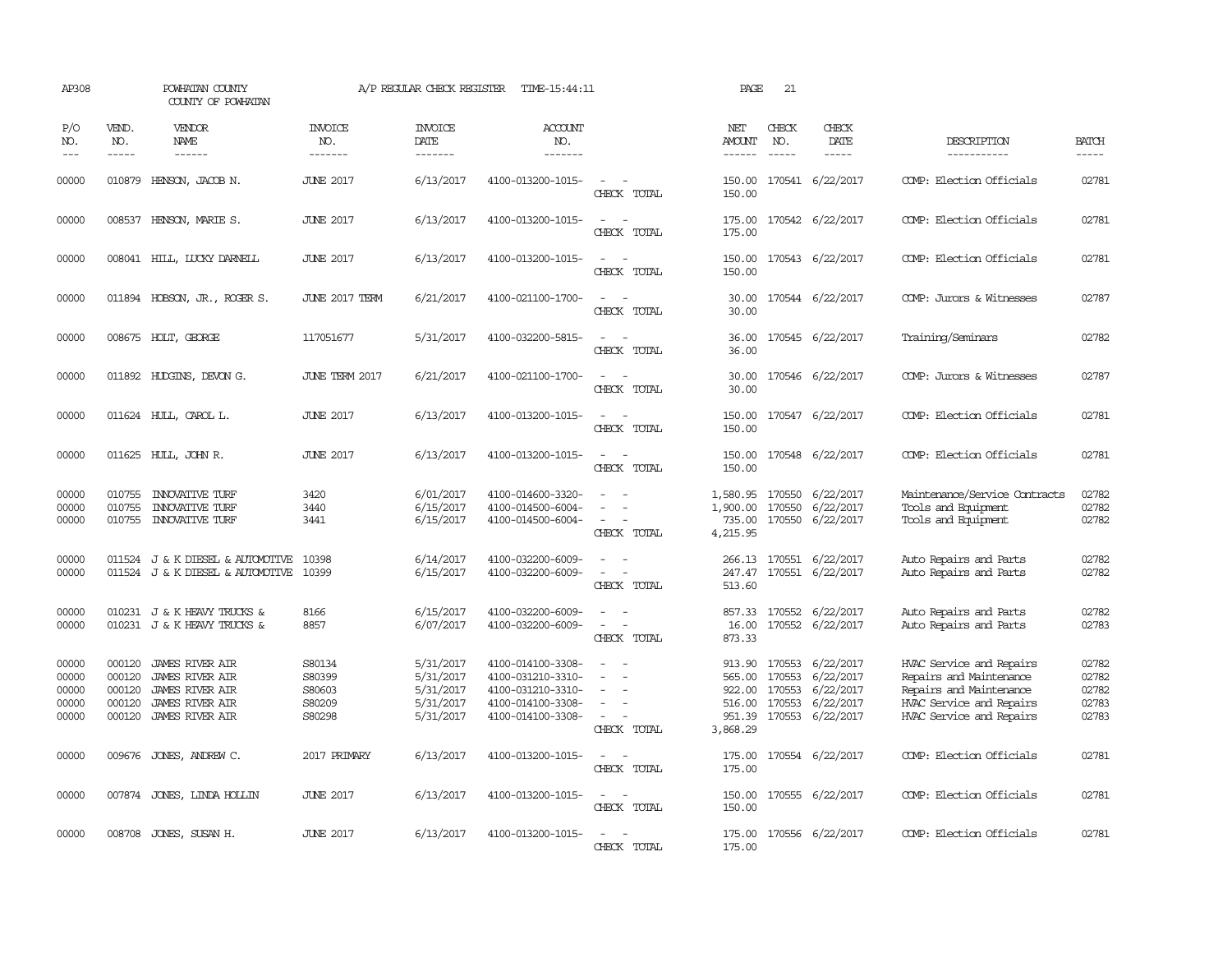AP308 POWHATAN COUNTY A/P REGULAR CHECK REGISTER TIME-15:44:11 PAGE 21
COUNTY OF POWHATAN

| P/O NO. | VEND. NO. | VENDOR NAME | INVOICE NO. | INVOICE DATE | ACCOUNT NO. | | NET AMOUNT | CHECK NO. | CHECK DATE | DESCRIPTION | BATCH |
|---|---|---|---|---|---|---|---|---|---|---|---|
| 00000 | 010879 | HENSON, JACOB N. | JUNE 2017 | 6/13/2017 | 4100-013200-1015- | - - | 150.00 | 170541 | 6/22/2017 | COMP: Election Officials | 02781 |
| | | | | | | CHECK TOTAL | 150.00 | | | | |
| 00000 | 008537 | HENSON, MARIE S. | JUNE 2017 | 6/13/2017 | 4100-013200-1015- | - - | 175.00 | 170542 | 6/22/2017 | COMP: Election Officials | 02781 |
| | | | | | | CHECK TOTAL | 175.00 | | | | |
| 00000 | 008041 | HILL, LUCKY DARNELL | JUNE 2017 | 6/13/2017 | 4100-013200-1015- | - - | 150.00 | 170543 | 6/22/2017 | COMP: Election Officials | 02781 |
| | | | | | | CHECK TOTAL | 150.00 | | | | |
| 00000 | 011894 | HOBSON, JR., ROGER S. | JUNE 2017 TERM | 6/21/2017 | 4100-021100-1700- | - - | 30.00 | 170544 | 6/22/2017 | COMP: Jurors & Witnesses | 02787 |
| | | | | | | CHECK TOTAL | 30.00 | | | | |
| 00000 | 008675 | HOLT, GEORGE | 117051677 | 5/31/2017 | 4100-032200-5815- | - - | 36.00 | 170545 | 6/22/2017 | Training/Seminars | 02782 |
| | | | | | | CHECK TOTAL | 36.00 | | | | |
| 00000 | 011892 | HUDGINS, DEVON G. | JUNE TERM 2017 | 6/21/2017 | 4100-021100-1700- | - - | 30.00 | 170546 | 6/22/2017 | COMP: Jurors & Witnesses | 02787 |
| | | | | | | CHECK TOTAL | 30.00 | | | | |
| 00000 | 011624 | HULL, CAROL L. | JUNE 2017 | 6/13/2017 | 4100-013200-1015- | - - | 150.00 | 170547 | 6/22/2017 | COMP: Election Officials | 02781 |
| | | | | | | CHECK TOTAL | 150.00 | | | | |
| 00000 | 011625 | HULL, JOHN R. | JUNE 2017 | 6/13/2017 | 4100-013200-1015- | - - | 150.00 | 170548 | 6/22/2017 | COMP: Election Officials | 02781 |
| | | | | | | CHECK TOTAL | 150.00 | | | | |
| 00000 | 010755 | INNOVATIVE TURF | 3420 | 6/01/2017 | 4100-014600-3320- | - - | 1,580.95 | 170550 | 6/22/2017 | Maintenance/Service Contracts | 02782 |
| 00000 | 010755 | INNOVATIVE TURF | 3440 | 6/15/2017 | 4100-014500-6004- | - - | 1,900.00 | 170550 | 6/22/2017 | Tools and Equipment | 02782 |
| 00000 | 010755 | INNOVATIVE TURF | 3441 | 6/15/2017 | 4100-014500-6004- | - - | 735.00 | 170550 | 6/22/2017 | Tools and Equipment | 02782 |
| | | | | | | CHECK TOTAL | 4,215.95 | | | | |
| 00000 | 011524 | J & K DIESEL & AUTOMOTIVE | 10398 | 6/14/2017 | 4100-032200-6009- | - - | 266.13 | 170551 | 6/22/2017 | Auto Repairs and Parts | 02782 |
| 00000 | 011524 | J & K DIESEL & AUTOMOTIVE | 10399 | 6/15/2017 | 4100-032200-6009- | - - | 247.47 | 170551 | 6/22/2017 | Auto Repairs and Parts | 02782 |
| | | | | | | CHECK TOTAL | 513.60 | | | | |
| 00000 | 010231 | J & K HEAVY TRUCKS & | 8166 | 6/15/2017 | 4100-032200-6009- | - - | 857.33 | 170552 | 6/22/2017 | Auto Repairs and Parts | 02782 |
| 00000 | 010231 | J & K HEAVY TRUCKS & | 8857 | 6/07/2017 | 4100-032200-6009- | - - | 16.00 | 170552 | 6/22/2017 | Auto Repairs and Parts | 02783 |
| | | | | | | CHECK TOTAL | 873.33 | | | | |
| 00000 | 000120 | JAMES RIVER AIR | S80134 | 5/31/2017 | 4100-014100-3308- | - - | 913.90 | 170553 | 6/22/2017 | HVAC Service and Repairs | 02782 |
| 00000 | 000120 | JAMES RIVER AIR | S80399 | 5/31/2017 | 4100-031210-3310- | - - | 565.00 | 170553 | 6/22/2017 | Repairs and Maintenance | 02782 |
| 00000 | 000120 | JAMES RIVER AIR | S80603 | 5/31/2017 | 4100-031210-3310- | - - | 922.00 | 170553 | 6/22/2017 | Repairs and Maintenance | 02782 |
| 00000 | 000120 | JAMES RIVER AIR | S80209 | 5/31/2017 | 4100-014100-3308- | - - | 516.00 | 170553 | 6/22/2017 | HVAC Service and Repairs | 02783 |
| 00000 | 000120 | JAMES RIVER AIR | S80298 | 5/31/2017 | 4100-014100-3308- | - - | 951.39 | 170553 | 6/22/2017 | HVAC Service and Repairs | 02783 |
| | | | | | | CHECK TOTAL | 3,868.29 | | | | |
| 00000 | 009676 | JONES, ANDREW C. | 2017 PRIMARY | 6/13/2017 | 4100-013200-1015- | - - | 175.00 | 170554 | 6/22/2017 | COMP: Election Officials | 02781 |
| | | | | | | CHECK TOTAL | 175.00 | | | | |
| 00000 | 007874 | JONES, LINDA HOLLIN | JUNE 2017 | 6/13/2017 | 4100-013200-1015- | - - | 150.00 | 170555 | 6/22/2017 | COMP: Election Officials | 02781 |
| | | | | | | CHECK TOTAL | 150.00 | | | | |
| 00000 | 008708 | JONES, SUSAN H. | JUNE 2017 | 6/13/2017 | 4100-013200-1015- | - - | 175.00 | 170556 | 6/22/2017 | COMP: Election Officials | 02781 |
| | | | | | | CHECK TOTAL | 175.00 | | | | |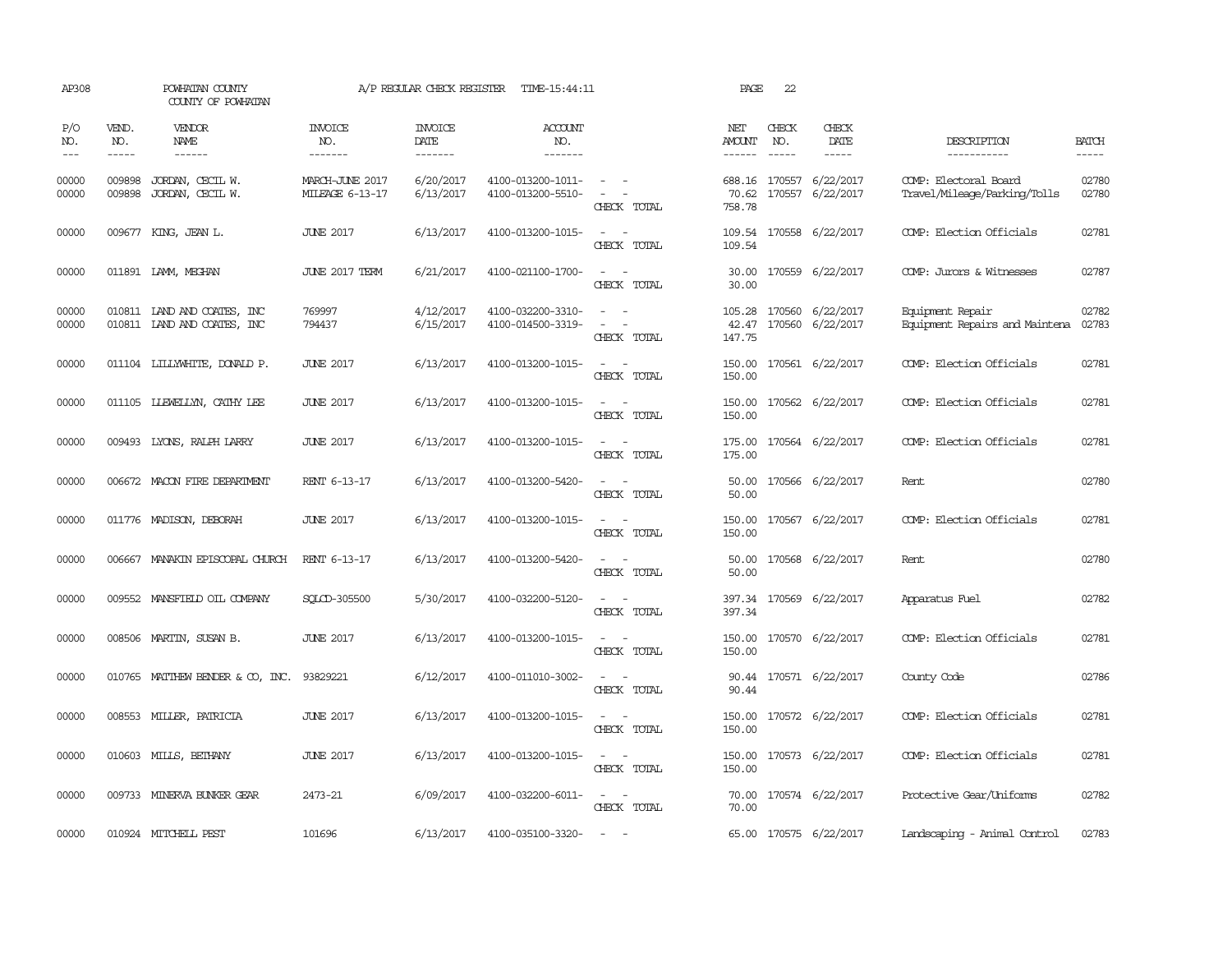AP308 POWHATAN COUNTY A/P REGULAR CHECK REGISTER TIME-15:44:11 PAGE 22
COUNTY OF POWHATAN

| P/O NO. | VEND. NO. | VENDOR NAME | INVOICE NO. | INVOICE DATE | ACCOUNT NO. | | NET AMOUNT | CHECK NO. | CHECK DATE | DESCRIPTION | BATCH |
|---|---|---|---|---|---|---|---|---|---|---|---|
| 00000 | 009898 | JORDAN, CECIL W. | MARCH-JUNE 2017 | 6/20/2017 | 4100-013200-1011- | - - | 688.16 | 170557 | 6/22/2017 | COMP: Electoral Board | 02780 |
| 00000 | 009898 | JORDAN, CECIL W. | MILEAGE 6-13-17 | 6/13/2017 | 4100-013200-5510- | - - | 70.62 | 170557 | 6/22/2017 | Travel/Mileage/Parking/Tolls | 02780 |
| | | | | | | CHECK TOTAL | 758.78 | | | | |
| 00000 | 009677 | KING, JEAN L. | JUNE 2017 | 6/13/2017 | 4100-013200-1015- | - - | 109.54 | 170558 | 6/22/2017 | COMP: Election Officials | 02781 |
| | | | | | | CHECK TOTAL | 109.54 | | | | |
| 00000 | 011891 | LAMM, MEGHAN | JUNE 2017 TERM | 6/21/2017 | 4100-021100-1700- | - - | 30.00 | 170559 | 6/22/2017 | COMP: Jurors & Witnesses | 02787 |
| | | | | | | CHECK TOTAL | 30.00 | | | | |
| 00000 | 010811 | LAND AND COATES, INC | 769997 | 4/12/2017 | 4100-032200-3310- | - - | 105.28 | 170560 | 6/22/2017 | Equipment Repair | 02782 |
| 00000 | 010811 | LAND AND COATES, INC | 794437 | 6/15/2017 | 4100-014500-3319- | - - | 42.47 | 170560 | 6/22/2017 | Equipment Repairs and Maintena | 02783 |
| | | | | | | CHECK TOTAL | 147.75 | | | | |
| 00000 | 011104 | LILLYWHITE, DONALD P. | JUNE 2017 | 6/13/2017 | 4100-013200-1015- | - - | 150.00 | 170561 | 6/22/2017 | COMP: Election Officials | 02781 |
| | | | | | | CHECK TOTAL | 150.00 | | | | |
| 00000 | 011105 | LLEWELLYN, CATHY LEE | JUNE 2017 | 6/13/2017 | 4100-013200-1015- | - - | 150.00 | 170562 | 6/22/2017 | COMP: Election Officials | 02781 |
| | | | | | | CHECK TOTAL | 150.00 | | | | |
| 00000 | 009493 | LYONS, RALPH LARRY | JUNE 2017 | 6/13/2017 | 4100-013200-1015- | - - | 175.00 | 170564 | 6/22/2017 | COMP: Election Officials | 02781 |
| | | | | | | CHECK TOTAL | 175.00 | | | | |
| 00000 | 006672 | MACON FIRE DEPARTMENT | RENT 6-13-17 | 6/13/2017 | 4100-013200-5420- | - - | 50.00 | 170566 | 6/22/2017 | Rent | 02780 |
| | | | | | | CHECK TOTAL | 50.00 | | | | |
| 00000 | 011776 | MADISON, DEBORAH | JUNE 2017 | 6/13/2017 | 4100-013200-1015- | - - | 150.00 | 170567 | 6/22/2017 | COMP: Election Officials | 02781 |
| | | | | | | CHECK TOTAL | 150.00 | | | | |
| 00000 | 006667 | MANAKIN EPISCOPAL CHURCH | RENT 6-13-17 | 6/13/2017 | 4100-013200-5420- | - - | 50.00 | 170568 | 6/22/2017 | Rent | 02780 |
| | | | | | | CHECK TOTAL | 50.00 | | | | |
| 00000 | 009552 | MANSFIELD OIL COMPANY | SQLCD-305500 | 5/30/2017 | 4100-032200-5120- | - - | 397.34 | 170569 | 6/22/2017 | Apparatus Fuel | 02782 |
| | | | | | | CHECK TOTAL | 397.34 | | | | |
| 00000 | 008506 | MARTIN, SUSAN B. | JUNE 2017 | 6/13/2017 | 4100-013200-1015- | - - | 150.00 | 170570 | 6/22/2017 | COMP: Election Officials | 02781 |
| | | | | | | CHECK TOTAL | 150.00 | | | | |
| 00000 | 010765 | MATTHEW BENDER & CO, INC. | 93829221 | 6/12/2017 | 4100-011010-3002- | - - | 90.44 | 170571 | 6/22/2017 | County Code | 02786 |
| | | | | | | CHECK TOTAL | 90.44 | | | | |
| 00000 | 008553 | MILLER, PATRICIA | JUNE 2017 | 6/13/2017 | 4100-013200-1015- | - - | 150.00 | 170572 | 6/22/2017 | COMP: Election Officials | 02781 |
| | | | | | | CHECK TOTAL | 150.00 | | | | |
| 00000 | 010603 | MILLS, BETHANY | JUNE 2017 | 6/13/2017 | 4100-013200-1015- | - - | 150.00 | 170573 | 6/22/2017 | COMP: Election Officials | 02781 |
| | | | | | | CHECK TOTAL | 150.00 | | | | |
| 00000 | 009733 | MINERVA BUNKER GEAR | 2473-21 | 6/09/2017 | 4100-032200-6011- | - - | 70.00 | 170574 | 6/22/2017 | Protective Gear/Uniforms | 02782 |
| | | | | | | CHECK TOTAL | 70.00 | | | | |
| 00000 | 010924 | MITCHELL PEST | 101696 | 6/13/2017 | 4100-035100-3320- | - - | 65.00 | 170575 | 6/22/2017 | Landscaping - Animal Control | 02783 |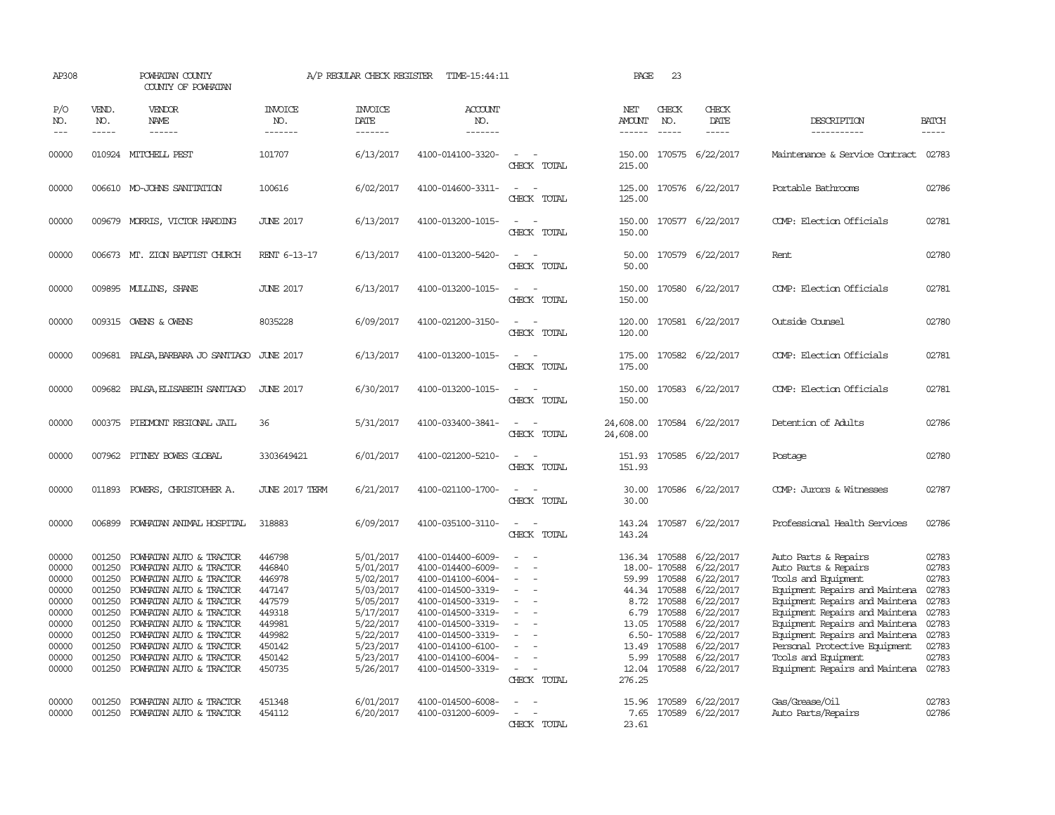AP308 POWHATAN COUNTY A/P REGULAR CHECK REGISTER TIME-15:44:11 PAGE 23
COUNTY OF POWHATAN

| P/O NO. | VEND. NO. | VENDOR NAME | INVOICE NO. | INVOICE DATE | ACCOUNT NO. | | NET AMOUNT | CHECK NO. | CHECK DATE | DESCRIPTION | BATCH |
|---|---|---|---|---|---|---|---|---|---|---|---|
| 00000 | 010924 | MITCHELL PEST | 101707 | 6/13/2017 | 4100-014100-3320- | - - | 150.00 | 170575 | 6/22/2017 | Maintenance & Service Contract | 02783 |
| | | | | | | CHECK TOTAL | 215.00 | | | | |
| 00000 | 006610 | MO-JOHNS SANITATION | 100616 | 6/02/2017 | 4100-014600-3311- | - - | 125.00 | 170576 | 6/22/2017 | Portable Bathrooms | 02786 |
| | | | | | | CHECK TOTAL | 125.00 | | | | |
| 00000 | 009679 | MORRIS, VICTOR HARDING | JUNE 2017 | 6/13/2017 | 4100-013200-1015- | - - | 150.00 | 170577 | 6/22/2017 | COMP: Election Officials | 02781 |
| | | | | | | CHECK TOTAL | 150.00 | | | | |
| 00000 | 006673 | MT. ZION BAPTIST CHURCH | RENT 6-13-17 | 6/13/2017 | 4100-013200-5420- | - - | 50.00 | 170579 | 6/22/2017 | Rent | 02780 |
| | | | | | | CHECK TOTAL | 50.00 | | | | |
| 00000 | 009895 | MULLINS, SHANE | JUNE 2017 | 6/13/2017 | 4100-013200-1015- | - - | 150.00 | 170580 | 6/22/2017 | COMP: Election Officials | 02781 |
| | | | | | | CHECK TOTAL | 150.00 | | | | |
| 00000 | 009315 | OWENS & OWENS | 8035228 | 6/09/2017 | 4100-021200-3150- | - - | 120.00 | 170581 | 6/22/2017 | Outside Counsel | 02780 |
| | | | | | | CHECK TOTAL | 120.00 | | | | |
| 00000 | 009681 | PALSA,BARBARA JO SANTIAGO | JUNE 2017 | 6/13/2017 | 4100-013200-1015- | - - | 175.00 | 170582 | 6/22/2017 | COMP: Election Officials | 02781 |
| | | | | | | CHECK TOTAL | 175.00 | | | | |
| 00000 | 009682 | PALSA,ELISABETH SANTIAGO | JUNE 2017 | 6/30/2017 | 4100-013200-1015- | - - | 150.00 | 170583 | 6/22/2017 | COMP: Election Officials | 02781 |
| | | | | | | CHECK TOTAL | 150.00 | | | | |
| 00000 | 000375 | PIEDMONT REGIONAL JAIL | 36 | 5/31/2017 | 4100-033400-3841- | - - | 24,608.00 | 170584 | 6/22/2017 | Detention of Adults | 02786 |
| | | | | | | CHECK TOTAL | 24,608.00 | | | | |
| 00000 | 007962 | PITNEY BOWES GLOBAL | 3303649421 | 6/01/2017 | 4100-021200-5210- | - - | 151.93 | 170585 | 6/22/2017 | Postage | 02780 |
| | | | | | | CHECK TOTAL | 151.93 | | | | |
| 00000 | 011893 | POWERS, CHRISTOPHER A. | JUNE 2017 TERM | 6/21/2017 | 4100-021100-1700- | - - | 30.00 | 170586 | 6/22/2017 | COMP: Jurors & Witnesses | 02787 |
| | | | | | | CHECK TOTAL | 30.00 | | | | |
| 00000 | 006899 | POWHATAN ANIMAL HOSPITAL | 318883 | 6/09/2017 | 4100-035100-3110- | - - | 143.24 | 170587 | 6/22/2017 | Professional Health Services | 02786 |
| | | | | | | CHECK TOTAL | 143.24 | | | | |
| 00000 | 001250 | POWHATAN AUTO & TRACTOR | 446798 | 5/01/2017 | 4100-014400-6009- | - - | 136.34 | 170588 | 6/22/2017 | Auto Parts & Repairs | 02783 |
| 00000 | 001250 | POWHATAN AUTO & TRACTOR | 446840 | 5/01/2017 | 4100-014400-6009- | - - | 18.00- | 170588 | 6/22/2017 | Auto Parts & Repairs | 02783 |
| 00000 | 001250 | POWHATAN AUTO & TRACTOR | 446978 | 5/02/2017 | 4100-014100-6004- | - - | 59.99 | 170588 | 6/22/2017 | Tools and Equipment | 02783 |
| 00000 | 001250 | POWHATAN AUTO & TRACTOR | 447147 | 5/03/2017 | 4100-014500-3319- | - - | 44.34 | 170588 | 6/22/2017 | Equipment Repairs and Maintena | 02783 |
| 00000 | 001250 | POWHATAN AUTO & TRACTOR | 447579 | 5/05/2017 | 4100-014500-3319- | - - | 8.72 | 170588 | 6/22/2017 | Equipment Repairs and Maintena | 02783 |
| 00000 | 001250 | POWHATAN AUTO & TRACTOR | 449318 | 5/17/2017 | 4100-014500-3319- | - - | 6.79 | 170588 | 6/22/2017 | Equipment Repairs and Maintena | 02783 |
| 00000 | 001250 | POWHATAN AUTO & TRACTOR | 449981 | 5/22/2017 | 4100-014500-3319- | - - | 13.05 | 170588 | 6/22/2017 | Equipment Repairs and Maintena | 02783 |
| 00000 | 001250 | POWHATAN AUTO & TRACTOR | 449982 | 5/22/2017 | 4100-014500-3319- | - - | 6.50- | 170588 | 6/22/2017 | Equipment Repairs and Maintena | 02783 |
| 00000 | 001250 | POWHATAN AUTO & TRACTOR | 450142 | 5/23/2017 | 4100-014100-6100- | - - | 13.49 | 170588 | 6/22/2017 | Personal Protective Equipment | 02783 |
| 00000 | 001250 | POWHATAN AUTO & TRACTOR | 450142 | 5/23/2017 | 4100-014100-6004- | - - | 5.99 | 170588 | 6/22/2017 | Tools and Equipment | 02783 |
| 00000 | 001250 | POWHATAN AUTO & TRACTOR | 450735 | 5/26/2017 | 4100-014500-3319- | - - | 12.04 | 170588 | 6/22/2017 | Equipment Repairs and Maintena | 02783 |
| | | | | | | CHECK TOTAL | 276.25 | | | | |
| 00000 | 001250 | POWHATAN AUTO & TRACTOR | 451348 | 6/01/2017 | 4100-014500-6008- | - - | 15.96 | 170589 | 6/22/2017 | Gas/Grease/Oil | 02783 |
| 00000 | 001250 | POWHATAN AUTO & TRACTOR | 454112 | 6/20/2017 | 4100-031200-6009- | - - | 7.65 | 170589 | 6/22/2017 | Auto Parts/Repairs | 02786 |
| | | | | | | CHECK TOTAL | 23.61 | | | | |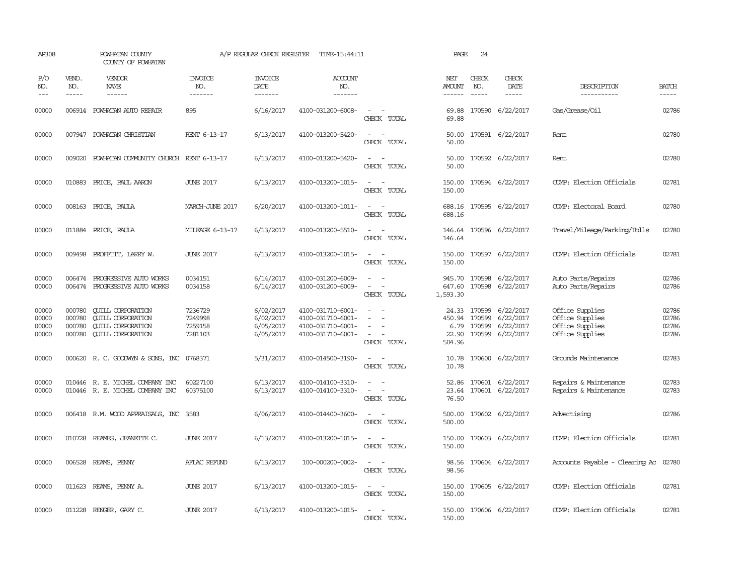AP308 POWHATAN COUNTY A/P REGULAR CHECK REGISTER TIME-15:44:11 PAGE 24

COUNTY OF POWHATAN

| P/O NO. | VEND. NO. | VENDOR NAME | INVOICE NO. | INVOICE DATE | ACCOUNT NO. | | NET AMOUNT | CHECK NO. | CHECK DATE | DESCRIPTION | BATCH |
|---|---|---|---|---|---|---|---|---|---|---|---|
| 00000 | 006914 | POWHATAN AUTO REPAIR | 895 | 6/16/2017 | 4100-031200-6008- | - - | 69.88 | 170590 | 6/22/2017 | Gas/Grease/Oil | 02786 |
| | | | | | | CHECK TOTAL | 69.88 | | | | |
| 00000 | 007947 | POWHATAN CHRISTIAN | RENT 6-13-17 | 6/13/2017 | 4100-013200-5420- | - - | 50.00 | 170591 | 6/22/2017 | Rent | 02780 |
| | | | | | | CHECK TOTAL | 50.00 | | | | |
| 00000 | 009020 | POWHATAN COMMUNITY CHURCH | RENT 6-13-17 | 6/13/2017 | 4100-013200-5420- | - - | 50.00 | 170592 | 6/22/2017 | Rent | 02780 |
| | | | | | | CHECK TOTAL | 50.00 | | | | |
| 00000 | 010883 | PRICE, PAUL AARON | JUNE 2017 | 6/13/2017 | 4100-013200-1015- | - - | 150.00 | 170594 | 6/22/2017 | COMP: Election Officials | 02781 |
| | | | | | | CHECK TOTAL | 150.00 | | | | |
| 00000 | 008163 | PRICE, PAULA | MARCH-JUNE 2017 | 6/20/2017 | 4100-013200-1011- | - - | 688.16 | 170595 | 6/22/2017 | COMP: Electoral Board | 02780 |
| | | | | | | CHECK TOTAL | 688.16 | | | | |
| 00000 | 011884 | PRICE, PAULA | MILEAGE 6-13-17 | 6/13/2017 | 4100-013200-5510- | - - | 146.64 | 170596 | 6/22/2017 | Travel/Mileage/Parking/Tolls | 02780 |
| | | | | | | CHECK TOTAL | 146.64 | | | | |
| 00000 | 009498 | PROFFITT, LARRY W. | JUNE 2017 | 6/13/2017 | 4100-013200-1015- | - - | 150.00 | 170597 | 6/22/2017 | COMP: Election Officials | 02781 |
| | | | | | | CHECK TOTAL | 150.00 | | | | |
| 00000 | 006474 | PROGRESSIVE AUTO WORKS | 0034151 | 6/14/2017 | 4100-031200-6009- | - - | 945.70 | 170598 | 6/22/2017 | Auto Parts/Repairs | 02786 |
| 00000 | 006474 | PROGRESSIVE AUTO WORKS | 0034158 | 6/14/2017 | 4100-031200-6009- | - - | 647.60 | 170598 | 6/22/2017 | Auto Parts/Repairs | 02786 |
| | | | | | | CHECK TOTAL | 1,593.30 | | | | |
| 00000 | 000780 | QUILL CORPORATION | 7236729 | 6/02/2017 | 4100-031710-6001- | - - | 24.33 | 170599 | 6/22/2017 | Office Supplies | 02786 |
| 00000 | 000780 | QUILL CORPORATION | 7249998 | 6/02/2017 | 4100-031710-6001- | - - | 450.94 | 170599 | 6/22/2017 | Office Supplies | 02786 |
| 00000 | 000780 | QUILL CORPORATION | 7259158 | 6/05/2017 | 4100-031710-6001- | - - | 6.79 | 170599 | 6/22/2017 | Office Supplies | 02786 |
| 00000 | 000780 | QUILL CORPORATION | 7281103 | 6/05/2017 | 4100-031710-6001- | - - | 22.90 | 170599 | 6/22/2017 | Office Supplies | 02786 |
| | | | | | | CHECK TOTAL | 504.96 | | | | |
| 00000 | 000620 | R. C. GOODWYN & SONS, INC | 0768371 | 5/31/2017 | 4100-014500-3190- | - - | 10.78 | 170600 | 6/22/2017 | Grounds Maintenance | 02783 |
| | | | | | | CHECK TOTAL | 10.78 | | | | |
| 00000 | 010446 | R. E. MICHEL COMPANY INC | 60227100 | 6/13/2017 | 4100-014100-3310- | - - | 52.86 | 170601 | 6/22/2017 | Repairs & Maintenance | 02783 |
| 00000 | 010446 | R. E. MICHEL COMPANY INC | 60375100 | 6/13/2017 | 4100-014100-3310- | - - | 23.64 | 170601 | 6/22/2017 | Repairs & Maintenance | 02783 |
| | | | | | | CHECK TOTAL | 76.50 | | | | |
| 00000 | 006418 | R.M. WOOD APPRAISALS, INC | 3583 | 6/06/2017 | 4100-014400-3600- | - - | 500.00 | 170602 | 6/22/2017 | Advertising | 02786 |
| | | | | | | CHECK TOTAL | 500.00 | | | | |
| 00000 | 010728 | REAMES, JEANETTE C. | JUNE 2017 | 6/13/2017 | 4100-013200-1015- | - - | 150.00 | 170603 | 6/22/2017 | COMP: Election Officials | 02781 |
| | | | | | | CHECK TOTAL | 150.00 | | | | |
| 00000 | 006528 | REAMS, PENNY | AFLAC REFUND | 6/13/2017 | 100-000200-0002- | - - | 98.56 | 170604 | 6/22/2017 | Accounts Payable - Clearing Ac | 02780 |
| | | | | | | CHECK TOTAL | 98.56 | | | | |
| 00000 | 011623 | REAMS, PENNY A. | JUNE 2017 | 6/13/2017 | 4100-013200-1015- | - - | 150.00 | 170605 | 6/22/2017 | COMP: Election Officials | 02781 |
| | | | | | | CHECK TOTAL | 150.00 | | | | |
| 00000 | 011228 | RENGER, GARY C. | JUNE 2017 | 6/13/2017 | 4100-013200-1015- | - - | 150.00 | 170606 | 6/22/2017 | COMP: Election Officials | 02781 |
| | | | | | | CHECK TOTAL | 150.00 | | | | |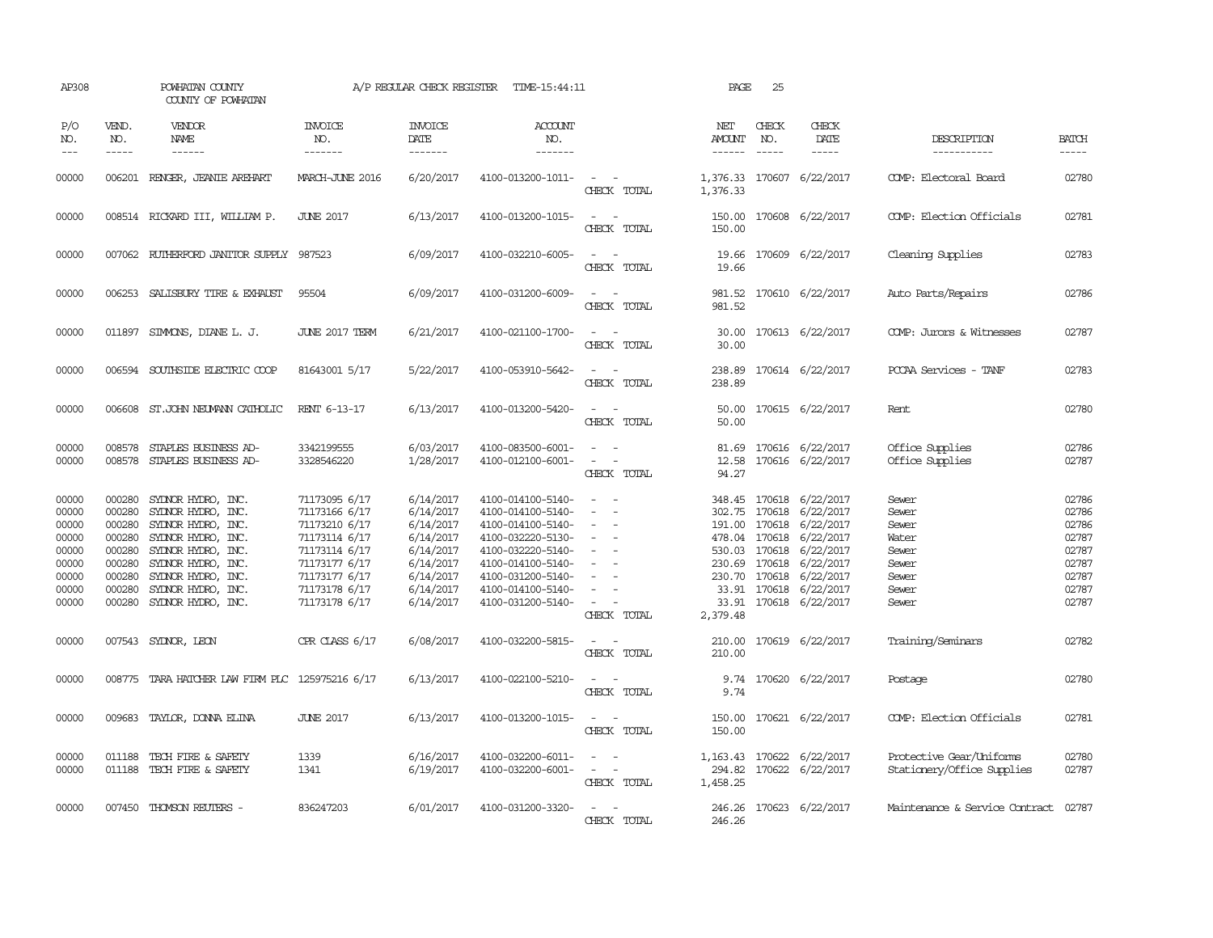AP308 POWHATAN COUNTY A/P REGULAR CHECK REGISTER TIME-15:44:11 PAGE 25
COUNTY OF POWHATAN

| P/O NO. | VEND. NO. | VENDOR NAME | INVOICE NO. | INVOICE DATE | ACCOUNT NO. | | NET AMOUNT | CHECK NO. | CHECK DATE | DESCRIPTION | BATCH |
|---|---|---|---|---|---|---|---|---|---|---|---|
| 00000 | 006201 | RENGER, JEANIE AREHART | MARCH-JUNE 2016 | 6/20/2017 | 4100-013200-1011- | - - | 1,376.33 | 170607 | 6/22/2017 | COMP: Electoral Board | 02780 |
| | | | | | | CHECK TOTAL | 1,376.33 | | | | |
| 00000 | 008514 | RICKARD III, WILLIAM P. | JUNE 2017 | 6/13/2017 | 4100-013200-1015- | - - | 150.00 | 170608 | 6/22/2017 | COMP: Election Officials | 02781 |
| | | | | | | CHECK TOTAL | 150.00 | | | | |
| 00000 | 007062 | RUTHERFORD JANITOR SUPPLY | 987523 | 6/09/2017 | 4100-032210-6005- | - - | 19.66 | 170609 | 6/22/2017 | Cleaning Supplies | 02783 |
| | | | | | | CHECK TOTAL | 19.66 | | | | |
| 00000 | 006253 | SALISBURY TIRE & EXHAUST | 95504 | 6/09/2017 | 4100-031200-6009- | - - | 981.52 | 170610 | 6/22/2017 | Auto Parts/Repairs | 02786 |
| | | | | | | CHECK TOTAL | 981.52 | | | | |
| 00000 | 011897 | SIMMONS, DIANE L. J. | JUNE 2017 TERM | 6/21/2017 | 4100-021100-1700- | - - | 30.00 | 170613 | 6/22/2017 | COMP: Jurors & Witnesses | 02787 |
| | | | | | | CHECK TOTAL | 30.00 | | | | |
| 00000 | 006594 | SOUTHSIDE ELECTRIC COOP | 81643001 5/17 | 5/22/2017 | 4100-053910-5642- | - - | 238.89 | 170614 | 6/22/2017 | PCCAA Services - TANF | 02783 |
| | | | | | | CHECK TOTAL | 238.89 | | | | |
| 00000 | 006608 | ST.JOHN NEUMANN CATHOLIC | RENT 6-13-17 | 6/13/2017 | 4100-013200-5420- | - - | 50.00 | 170615 | 6/22/2017 | Rent | 02780 |
| | | | | | | CHECK TOTAL | 50.00 | | | | |
| 00000 | 008578 | STAPLES BUSINESS AD- | 3342199555 | 6/03/2017 | 4100-083500-6001- | - - | 81.69 | 170616 | 6/22/2017 | Office Supplies | 02786 |
| 00000 | 008578 | STAPLES BUSINESS AD- | 3328546220 | 1/28/2017 | 4100-012100-6001- | - - | 12.58 | 170616 | 6/22/2017 | Office Supplies | 02787 |
| | | | | | | CHECK TOTAL | 94.27 | | | | |
| 00000 | 000280 | SYDNOR HYDRO, INC. | 71173095 6/17 | 6/14/2017 | 4100-014100-5140- | - - | 348.45 | 170618 | 6/22/2017 | Sewer | 02786 |
| 00000 | 000280 | SYDNOR HYDRO, INC. | 71173166 6/17 | 6/14/2017 | 4100-014100-5140- | - - | 302.75 | 170618 | 6/22/2017 | Sewer | 02786 |
| 00000 | 000280 | SYDNOR HYDRO, INC. | 71173210 6/17 | 6/14/2017 | 4100-014100-5140- | - - | 191.00 | 170618 | 6/22/2017 | Sewer | 02786 |
| 00000 | 000280 | SYDNOR HYDRO, INC. | 71173114 6/17 | 6/14/2017 | 4100-032220-5130- | - - | 478.04 | 170618 | 6/22/2017 | Water | 02787 |
| 00000 | 000280 | SYDNOR HYDRO, INC. | 71173114 6/17 | 6/14/2017 | 4100-032220-5140- | - - | 530.03 | 170618 | 6/22/2017 | Sewer | 02787 |
| 00000 | 000280 | SYDNOR HYDRO, INC. | 71173177 6/17 | 6/14/2017 | 4100-014100-5140- | - - | 230.69 | 170618 | 6/22/2017 | Sewer | 02787 |
| 00000 | 000280 | SYDNOR HYDRO, INC. | 71173177 6/17 | 6/14/2017 | 4100-031200-5140- | - - | 230.70 | 170618 | 6/22/2017 | Sewer | 02787 |
| 00000 | 000280 | SYDNOR HYDRO, INC. | 71173178 6/17 | 6/14/2017 | 4100-014100-5140- | - - | 33.91 | 170618 | 6/22/2017 | Sewer | 02787 |
| 00000 | 000280 | SYDNOR HYDRO, INC. | 71173178 6/17 | 6/14/2017 | 4100-031200-5140- | - - | 33.91 | 170618 | 6/22/2017 | Sewer | 02787 |
| | | | | | | CHECK TOTAL | 2,379.48 | | | | |
| 00000 | 007543 | SYDNOR, LEON | CPR CLASS 6/17 | 6/08/2017 | 4100-032200-5815- | - - | 210.00 | 170619 | 6/22/2017 | Training/Seminars | 02782 |
| | | | | | | CHECK TOTAL | 210.00 | | | | |
| 00000 | 008775 | TARA HATCHER LAW FIRM PLC | 125975216 6/17 | 6/13/2017 | 4100-022100-5210- | - - | 9.74 | 170620 | 6/22/2017 | Postage | 02780 |
| | | | | | | CHECK TOTAL | 9.74 | | | | |
| 00000 | 009683 | TAYLOR, DONNA ELINA | JUNE 2017 | 6/13/2017 | 4100-013200-1015- | - - | 150.00 | 170621 | 6/22/2017 | COMP: Election Officials | 02781 |
| | | | | | | CHECK TOTAL | 150.00 | | | | |
| 00000 | 011188 | TECH FIRE & SAFETY | 1339 | 6/16/2017 | 4100-032200-6011- | - - | 1,163.43 | 170622 | 6/22/2017 | Protective Gear/Uniforms | 02780 |
| 00000 | 011188 | TECH FIRE & SAFETY | 1341 | 6/19/2017 | 4100-032200-6001- | - - | 294.82 | 170622 | 6/22/2017 | Stationery/Office Supplies | 02787 |
| | | | | | | CHECK TOTAL | 1,458.25 | | | | |
| 00000 | 007450 | THOMSON REUTERS - | 836247203 | 6/01/2017 | 4100-031200-3320- | - - | 246.26 | 170623 | 6/22/2017 | Maintenance & Service Contract | 02787 |
| | | | | | | CHECK TOTAL | 246.26 | | | | |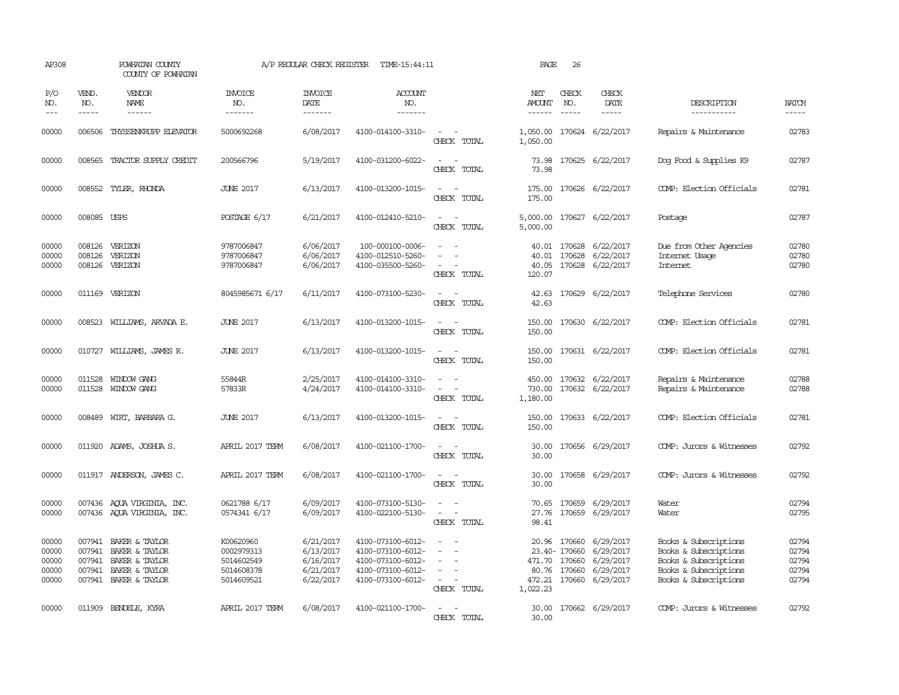AP308 POWHATAN COUNTY COUNTY OF POWHATAN A/P REGULAR CHECK REGISTER TIME-15:44:11 PAGE 26

| P/O NO. | VEND. NO. | VENDOR NAME | INVOICE NO. | INVOICE DATE | ACCOUNT NO. | | NET AMOUNT | CHECK NO. | CHECK DATE | DESCRIPTION | BATCH |
|---|---|---|---|---|---|---|---|---|---|---|---|
| --- | ----- | ------ | ------- | ------- | ------- | | ------ | ----- | ----- | ----------- | ----- |
| 00000 | 006506 | THYSSENKRUPP ELEVATOR | 5000692268 | 6/08/2017 | 4100-014100-3310- | - - | 1,050.00 | 170624 | 6/22/2017 | Repairs & Maintenance | 02783 |
| | | | | | | CHECK TOTAL | 1,050.00 | | | | |
| 00000 | 008565 | TRACTOR SUPPLY CREDIT | 200566796 | 5/19/2017 | 4100-031200-6022- | - - | 73.98 | 170625 | 6/22/2017 | Dog Food & Supplies K9 | 02787 |
| | | | | | | CHECK TOTAL | 73.98 | | | | |
| 00000 | 008552 | TYLER, RHONDA | JUNE 2017 | 6/13/2017 | 4100-013200-1015- | - - | 175.00 | 170626 | 6/22/2017 | COMP: Election Officials | 02781 |
| | | | | | | CHECK TOTAL | 175.00 | | | | |
| 00000 | 008085 | USPS | POSTAGE 6/17 | 6/21/2017 | 4100-012410-5210- | - - | 5,000.00 | 170627 | 6/22/2017 | Postage | 02787 |
| | | | | | | CHECK TOTAL | 5,000.00 | | | | |
| 00000 | 008126 | VERIZON | 9787006847 | 6/06/2017 | 100-000100-0006- | - - | 40.01 | 170628 | 6/22/2017 | Due from Other Agencies | 02780 |
| 00000 | 008126 | VERIZON | 9787006847 | 6/06/2017 | 4100-012510-5260- | - - | 40.01 | 170628 | 6/22/2017 | Internet Usage | 02780 |
| 00000 | 008126 | VERIZON | 9787006847 | 6/06/2017 | 4100-035500-5260- | - - | 40.05 | 170628 | 6/22/2017 | Internet | 02780 |
| | | | | | | CHECK TOTAL | 120.07 | | | | |
| 00000 | 011169 | VERIZON | 8045985671 6/17 | 6/11/2017 | 4100-073100-5230- | - - | 42.63 | 170629 | 6/22/2017 | Telephone Services | 02780 |
| | | | | | | CHECK TOTAL | 42.63 | | | | |
| 00000 | 008523 | WILLIAMS, ARVADA E. | JUNE 2017 | 6/13/2017 | 4100-013200-1015- | - - | 150.00 | 170630 | 6/22/2017 | COMP: Election Officials | 02781 |
| | | | | | | CHECK TOTAL | 150.00 | | | | |
| 00000 | 010727 | WILLIAMS, JAMES R. | JUNE 2017 | 6/13/2017 | 4100-013200-1015- | - - | 150.00 | 170631 | 6/22/2017 | COMP: Election Officials | 02781 |
| | | | | | | CHECK TOTAL | 150.00 | | | | |
| 00000 | 011528 | WINDOW GANG | 55844R | 2/25/2017 | 4100-014100-3310- | - - | 450.00 | 170632 | 6/22/2017 | Repairs & Maintenance | 02788 |
| 00000 | 011528 | WINDOW GANG | 57833R | 4/24/2017 | 4100-014100-3310- | - - | 730.00 | 170632 | 6/22/2017 | Repairs & Maintenance | 02788 |
| | | | | | | CHECK TOTAL | 1,180.00 | | | | |
| 00000 | 008489 | WIRT, BARBARA G. | JUNE 2017 | 6/13/2017 | 4100-013200-1015- | - - | 150.00 | 170633 | 6/22/2017 | COMP: Election Officials | 02781 |
| | | | | | | CHECK TOTAL | 150.00 | | | | |
| 00000 | 011920 | ADAMS, JOSHUA S. | APRIL 2017 TERM | 6/08/2017 | 4100-021100-1700- | - - | 30.00 | 170656 | 6/29/2017 | COMP: Jurors & Witnesses | 02792 |
| | | | | | | CHECK TOTAL | 30.00 | | | | |
| 00000 | 011917 | ANDERSON, JAMES C. | APRIL 2017 TERM | 6/08/2017 | 4100-021100-1700- | - - | 30.00 | 170658 | 6/29/2017 | COMP: Jurors & Witnesses | 02792 |
| | | | | | | CHECK TOTAL | 30.00 | | | | |
| 00000 | 007436 | AQUA VIRGINIA, INC. | 0621788 6/17 | 6/09/2017 | 4100-073100-5130- | - - | 70.65 | 170659 | 6/29/2017 | Water | 02794 |
| 00000 | 007436 | AQUA VIRGINIA, INC. | 0574341 6/17 | 6/09/2017 | 4100-022100-5130- | - - | 27.76 | 170659 | 6/29/2017 | Water | 02795 |
| | | | | | | CHECK TOTAL | 98.41 | | | | |
| 00000 | 007941 | BAKER & TAYLOR | K00620960 | 6/21/2017 | 4100-073100-6012- | - - | 20.96 | 170660 | 6/29/2017 | Books & Subscriptions | 02794 |
| 00000 | 007941 | BAKER & TAYLOR | 0002979313 | 6/13/2017 | 4100-073100-6012- | - - | 23.40- | 170660 | 6/29/2017 | Books & Subscriptions | 02794 |
| 00000 | 007941 | BAKER & TAYLOR | 5014602549 | 6/16/2017 | 4100-073100-6012- | - - | 471.70 | 170660 | 6/29/2017 | Books & Subscriptions | 02794 |
| 00000 | 007941 | BAKER & TAYLOR | 5014608378 | 6/21/2017 | 4100-073100-6012- | - - | 80.76 | 170660 | 6/29/2017 | Books & Subscriptions | 02794 |
| 00000 | 007941 | BAKER & TAYLOR | 5014609521 | 6/22/2017 | 4100-073100-6012- | - - | 472.21 | 170660 | 6/29/2017 | Books & Subscriptions | 02794 |
| | | | | | | CHECK TOTAL | 1,022.23 | | | | |
| 00000 | 011909 | BENDELE, KYRA | APRIL 2017 TERM | 6/08/2017 | 4100-021100-1700- | - - | 30.00 | 170662 | 6/29/2017 | COMP: Jurors & Witnesses | 02792 |
| | | | | | | CHECK TOTAL | 30.00 | | | | |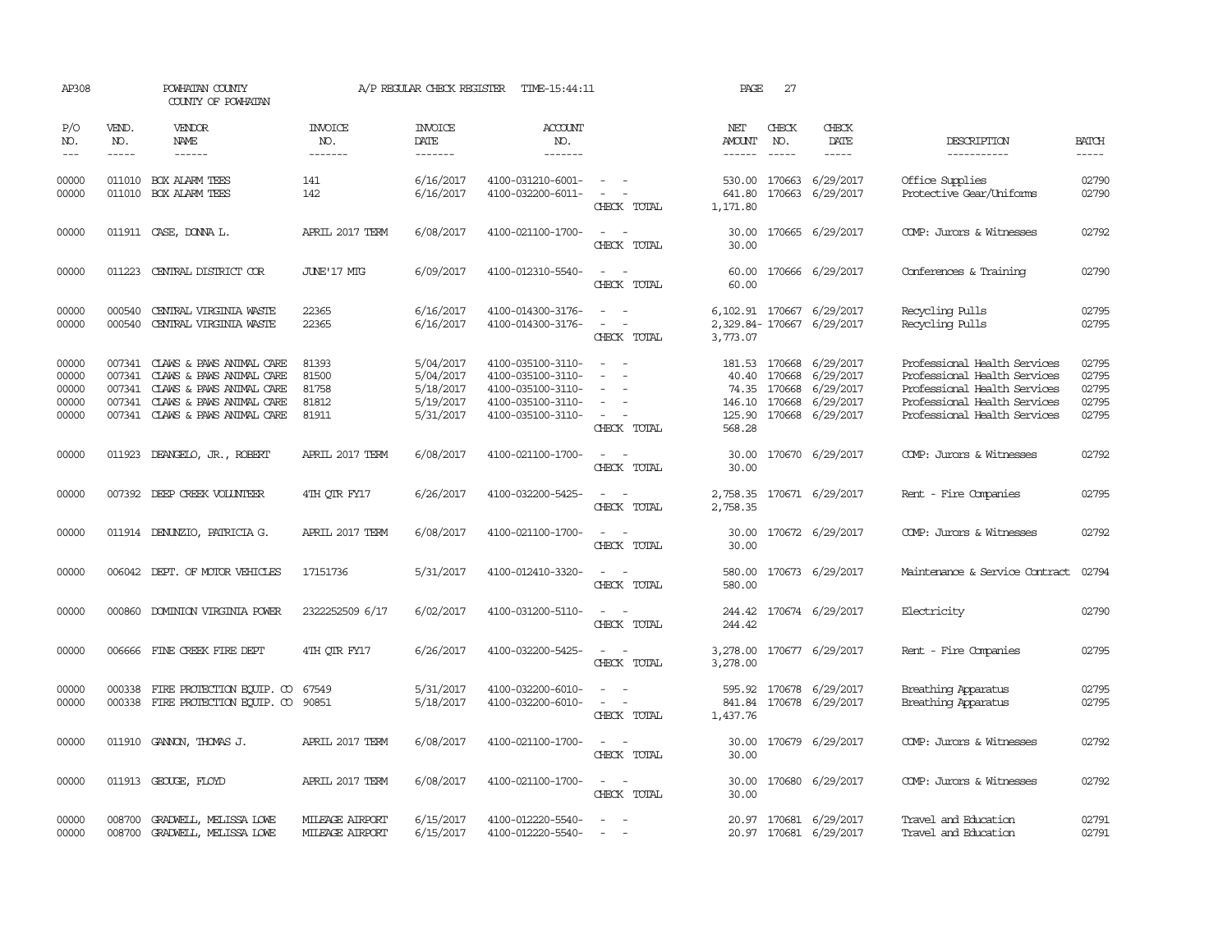AP308 POWHATAN COUNTY A/P REGULAR CHECK REGISTER TIME-15:44:11 PAGE 27

COUNTY OF POWHATAN

| P/O NO. | VEND. NO. | VENDOR NAME | INVOICE NO. | INVOICE DATE | ACCOUNT NO. | | NET AMOUNT | CHECK NO. | CHECK DATE | DESCRIPTION | BATCH |
|---|---|---|---|---|---|---|---|---|---|---|---|
| --- | ----- | ------ | ------- | ------- | ------- | | ------ | ----- | ----- | ----------- | ----- |
| 00000 | 011010 | BOX ALARM TEES | 141 | 6/16/2017 | 4100-031210-6001- | - - | 530.00 | 170663 | 6/29/2017 | Office Supplies | 02790 |
| 00000 | 011010 | BOX ALARM TEES | 142 | 6/16/2017 | 4100-032200-6011- | - - | 641.80 | 170663 | 6/29/2017 | Protective Gear/Uniforms | 02790 |
| | | | | | | CHECK TOTAL | 1,171.80 | | | | |
| 00000 | 011911 | CASE, DONNA L. | APRIL 2017 TERM | 6/08/2017 | 4100-021100-1700- | - - | 30.00 | 170665 | 6/29/2017 | COMP: Jurors & Witnesses | 02792 |
| | | | | | | CHECK TOTAL | 30.00 | | | | |
| 00000 | 011223 | CENTRAL DISTRICT COR | JUNE'17 MTG | 6/09/2017 | 4100-012310-5540- | - - | 60.00 | 170666 | 6/29/2017 | Conferences & Training | 02790 |
| | | | | | | CHECK TOTAL | 60.00 | | | | |
| 00000 | 000540 | CENTRAL VIRGINIA WASTE | 22365 | 6/16/2017 | 4100-014300-3176- | - - | 6,102.91 | 170667 | 6/29/2017 | Recycling Pulls | 02795 |
| 00000 | 000540 | CENTRAL VIRGINIA WASTE | 22365 | 6/16/2017 | 4100-014300-3176- | - - | 2,329.84- | 170667 | 6/29/2017 | Recycling Pulls | 02795 |
| | | | | | | CHECK TOTAL | 3,773.07 | | | | |
| 00000 | 007341 | CLAWS & PAWS ANIMAL CARE | 81393 | 5/04/2017 | 4100-035100-3110- | - - | 181.53 | 170668 | 6/29/2017 | Professional Health Services | 02795 |
| 00000 | 007341 | CLAWS & PAWS ANIMAL CARE | 81500 | 5/04/2017 | 4100-035100-3110- | - - | 40.40 | 170668 | 6/29/2017 | Professional Health Services | 02795 |
| 00000 | 007341 | CLAWS & PAWS ANIMAL CARE | 81758 | 5/18/2017 | 4100-035100-3110- | - - | 74.35 | 170668 | 6/29/2017 | Professional Health Services | 02795 |
| 00000 | 007341 | CLAWS & PAWS ANIMAL CARE | 81812 | 5/19/2017 | 4100-035100-3110- | - - | 146.10 | 170668 | 6/29/2017 | Professional Health Services | 02795 |
| 00000 | 007341 | CLAWS & PAWS ANIMAL CARE | 81911 | 5/31/2017 | 4100-035100-3110- | - - | 125.90 | 170668 | 6/29/2017 | Professional Health Services | 02795 |
| | | | | | | CHECK TOTAL | 568.28 | | | | |
| 00000 | 011923 | DEANGELO, JR., ROBERT | APRIL 2017 TERM | 6/08/2017 | 4100-021100-1700- | - - | 30.00 | 170670 | 6/29/2017 | COMP: Jurors & Witnesses | 02792 |
| | | | | | | CHECK TOTAL | 30.00 | | | | |
| 00000 | 007392 | DEEP CREEK VOLUNTEER | 4TH QTR FY17 | 6/26/2017 | 4100-032200-5425- | - - | 2,758.35 | 170671 | 6/29/2017 | Rent - Fire Companies | 02795 |
| | | | | | | CHECK TOTAL | 2,758.35 | | | | |
| 00000 | 011914 | DENUNZIO, PATRICIA G. | APRIL 2017 TERM | 6/08/2017 | 4100-021100-1700- | - - | 30.00 | 170672 | 6/29/2017 | COMP: Jurors & Witnesses | 02792 |
| | | | | | | CHECK TOTAL | 30.00 | | | | |
| 00000 | 006042 | DEPT. OF MOTOR VEHICLES | 17151736 | 5/31/2017 | 4100-012410-3320- | - - | 580.00 | 170673 | 6/29/2017 | Maintenance & Service Contract | 02794 |
| | | | | | | CHECK TOTAL | 580.00 | | | | |
| 00000 | 000860 | DOMINION VIRGINIA POWER | 2322252509 6/17 | 6/02/2017 | 4100-031200-5110- | - - | 244.42 | 170674 | 6/29/2017 | Electricity | 02790 |
| | | | | | | CHECK TOTAL | 244.42 | | | | |
| 00000 | 006666 | FINE CREEK FIRE DEPT | 4TH QTR FY17 | 6/26/2017 | 4100-032200-5425- | - - | 3,278.00 | 170677 | 6/29/2017 | Rent - Fire Companies | 02795 |
| | | | | | | CHECK TOTAL | 3,278.00 | | | | |
| 00000 | 000338 | FIRE PROTECTION EQUIP. CO | 67549 | 5/31/2017 | 4100-032200-6010- | - - | 595.92 | 170678 | 6/29/2017 | Breathing Apparatus | 02795 |
| 00000 | 000338 | FIRE PROTECTION EQUIP. CO | 90851 | 5/18/2017 | 4100-032200-6010- | - - | 841.84 | 170678 | 6/29/2017 | Breathing Apparatus | 02795 |
| | | | | | | CHECK TOTAL | 1,437.76 | | | | |
| 00000 | 011910 | GANNON, THOMAS J. | APRIL 2017 TERM | 6/08/2017 | 4100-021100-1700- | - - | 30.00 | 170679 | 6/29/2017 | COMP: Jurors & Witnesses | 02792 |
| | | | | | | CHECK TOTAL | 30.00 | | | | |
| 00000 | 011913 | GEOUGE, FLOYD | APRIL 2017 TERM | 6/08/2017 | 4100-021100-1700- | - - | 30.00 | 170680 | 6/29/2017 | COMP: Jurors & Witnesses | 02792 |
| | | | | | | CHECK TOTAL | 30.00 | | | | |
| 00000 | 008700 | GRADWELL, MELISSA LOWE | MILEAGE AIRPORT | 6/15/2017 | 4100-012220-5540- | - - | 20.97 | 170681 | 6/29/2017 | Travel and Education | 02791 |
| 00000 | 008700 | GRADWELL, MELISSA LOWE | MILEAGE AIRPORT | 6/15/2017 | 4100-012220-5540- | - - | 20.97 | 170681 | 6/29/2017 | Travel and Education | 02791 |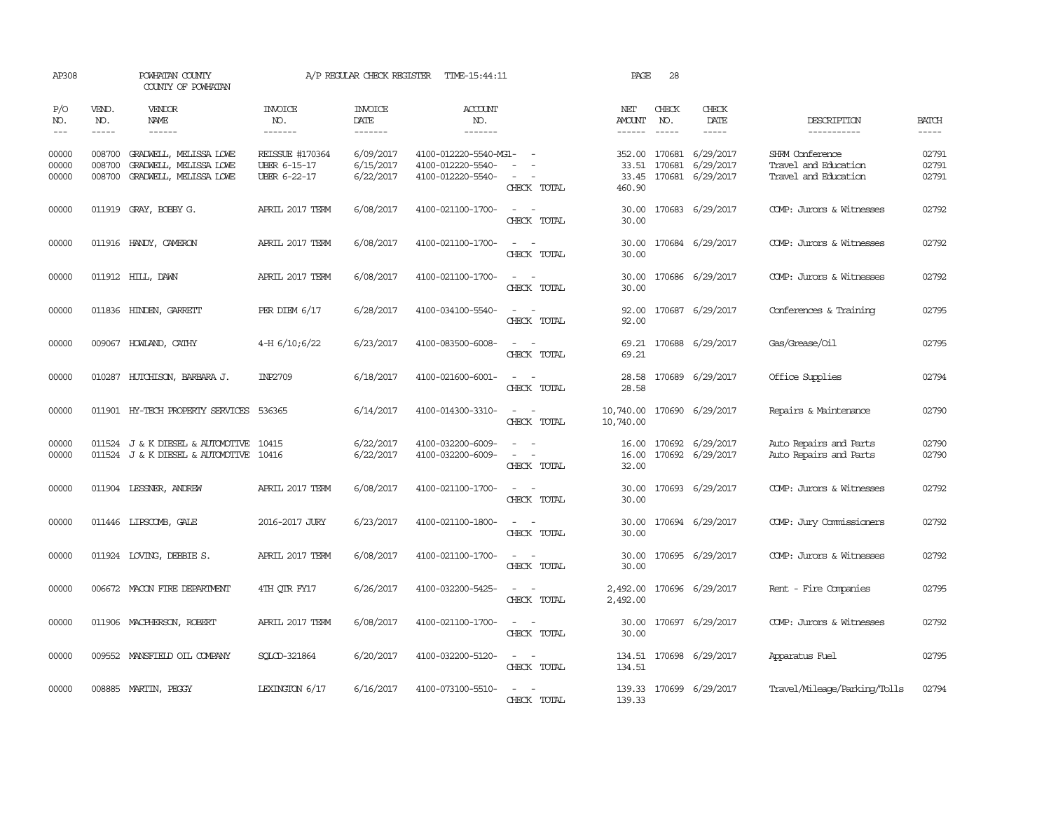AP308 POWHATAN COUNTY A/P REGULAR CHECK REGISTER TIME-15:44:11 PAGE 28

COUNTY OF POWHATAN

| P/O NO. | VEND. NO. | VENDOR NAME | INVOICE NO. | INVOICE DATE | ACCOUNT NO. | | NET AMOUNT | CHECK NO. | CHECK DATE | DESCRIPTION | BATCH |
|---|---|---|---|---|---|---|---|---|---|---|---|
| --- | ----- | ------ | ------- | ------- | ------- | | ------ | ----- | ----- | ----------- | ----- |
| 00000 | 008700 | GRADWELL, MELISSA LOWE | REISSUE #170364 | 6/09/2017 | 4100-012220-5540-MG1- | - | 352.00 | 170681 | 6/29/2017 | SHRM Conference | 02791 |
| 00000 | 008700 | GRADWELL, MELISSA LOWE | UBER 6-15-17 | 6/15/2017 | 4100-012220-5540- | - - | 33.51 | 170681 | 6/29/2017 | Travel and Education | 02791 |
| 00000 | 008700 | GRADWELL, MELISSA LOWE | UBER 6-22-17 | 6/22/2017 | 4100-012220-5540- | - - | 33.45 | 170681 | 6/29/2017 | Travel and Education | 02791 |
| | | | | | | CHECK TOTAL | 460.90 | | | | |
| 00000 | 011919 | GRAY, BOBBY G. | APRIL 2017 TERM | 6/08/2017 | 4100-021100-1700- | - - | 30.00 | 170683 | 6/29/2017 | COMP: Jurors & Witnesses | 02792 |
| | | | | | | CHECK TOTAL | 30.00 | | | | |
| 00000 | 011916 | HANDY, CAMERON | APRIL 2017 TERM | 6/08/2017 | 4100-021100-1700- | - - | 30.00 | 170684 | 6/29/2017 | COMP: Jurors & Witnesses | 02792 |
| | | | | | | CHECK TOTAL | 30.00 | | | | |
| 00000 | 011912 | HILL, DAWN | APRIL 2017 TERM | 6/08/2017 | 4100-021100-1700- | - - | 30.00 | 170686 | 6/29/2017 | COMP: Jurors & Witnesses | 02792 |
| | | | | | | CHECK TOTAL | 30.00 | | | | |
| 00000 | 011836 | HINDEN, GARRETT | PER DIEM 6/17 | 6/28/2017 | 4100-034100-5540- | - - | 92.00 | 170687 | 6/29/2017 | Conferences & Training | 02795 |
| | | | | | | CHECK TOTAL | 92.00 | | | | |
| 00000 | 009067 | HOWLAND, CATHY | 4-H 6/10;6/22 | 6/23/2017 | 4100-083500-6008- | - - | 69.21 | 170688 | 6/29/2017 | Gas/Grease/Oil | 02795 |
| | | | | | | CHECK TOTAL | 69.21 | | | | |
| 00000 | 010287 | HUTCHISON, BARBARA J. | INP2709 | 6/18/2017 | 4100-021600-6001- | - - | 28.58 | 170689 | 6/29/2017 | Office Supplies | 02794 |
| | | | | | | CHECK TOTAL | 28.58 | | | | |
| 00000 | 011901 | HY-TECH PROPERTY SERVICES | 536365 | 6/14/2017 | 4100-014300-3310- | - - | 10,740.00 | 170690 | 6/29/2017 | Repairs & Maintenance | 02790 |
| | | | | | | CHECK TOTAL | 10,740.00 | | | | |
| 00000 | 011524 | J & K DIESEL & AUTOMOTIVE | 10415 | 6/22/2017 | 4100-032200-6009- | - - | 16.00 | 170692 | 6/29/2017 | Auto Repairs and Parts | 02790 |
| 00000 | 011524 | J & K DIESEL & AUTOMOTIVE | 10416 | 6/22/2017 | 4100-032200-6009- | - - | 16.00 | 170692 | 6/29/2017 | Auto Repairs and Parts | 02790 |
| | | | | | | CHECK TOTAL | 32.00 | | | | |
| 00000 | 011904 | LESSNER, ANDREW | APRIL 2017 TERM | 6/08/2017 | 4100-021100-1700- | - - | 30.00 | 170693 | 6/29/2017 | COMP: Jurors & Witnesses | 02792 |
| | | | | | | CHECK TOTAL | 30.00 | | | | |
| 00000 | 011446 | LIPSCOMB, GALE | 2016-2017 JURY | 6/23/2017 | 4100-021100-1800- | - - | 30.00 | 170694 | 6/29/2017 | COMP: Jury Commissioners | 02792 |
| | | | | | | CHECK TOTAL | 30.00 | | | | |
| 00000 | 011924 | LOVING, DEBBIE S. | APRIL 2017 TERM | 6/08/2017 | 4100-021100-1700- | - - | 30.00 | 170695 | 6/29/2017 | COMP: Jurors & Witnesses | 02792 |
| | | | | | | CHECK TOTAL | 30.00 | | | | |
| 00000 | 006672 | MACON FIRE DEPARTMENT | 4TH QTR FY17 | 6/26/2017 | 4100-032200-5425- | - - | 2,492.00 | 170696 | 6/29/2017 | Rent - Fire Companies | 02795 |
| | | | | | | CHECK TOTAL | 2,492.00 | | | | |
| 00000 | 011906 | MACPHERSON, ROBERT | APRIL 2017 TERM | 6/08/2017 | 4100-021100-1700- | - - | 30.00 | 170697 | 6/29/2017 | COMP: Jurors & Witnesses | 02792 |
| | | | | | | CHECK TOTAL | 30.00 | | | | |
| 00000 | 009552 | MANSFIELD OIL COMPANY | SQLCD-321864 | 6/20/2017 | 4100-032200-5120- | - - | 134.51 | 170698 | 6/29/2017 | Apparatus Fuel | 02795 |
| | | | | | | CHECK TOTAL | 134.51 | | | | |
| 00000 | 008885 | MARTIN, PEGGY | LEXINGTON 6/17 | 6/16/2017 | 4100-073100-5510- | - - | 139.33 | 170699 | 6/29/2017 | Travel/Mileage/Parking/Tolls | 02794 |
| | | | | | | CHECK TOTAL | 139.33 | | | | |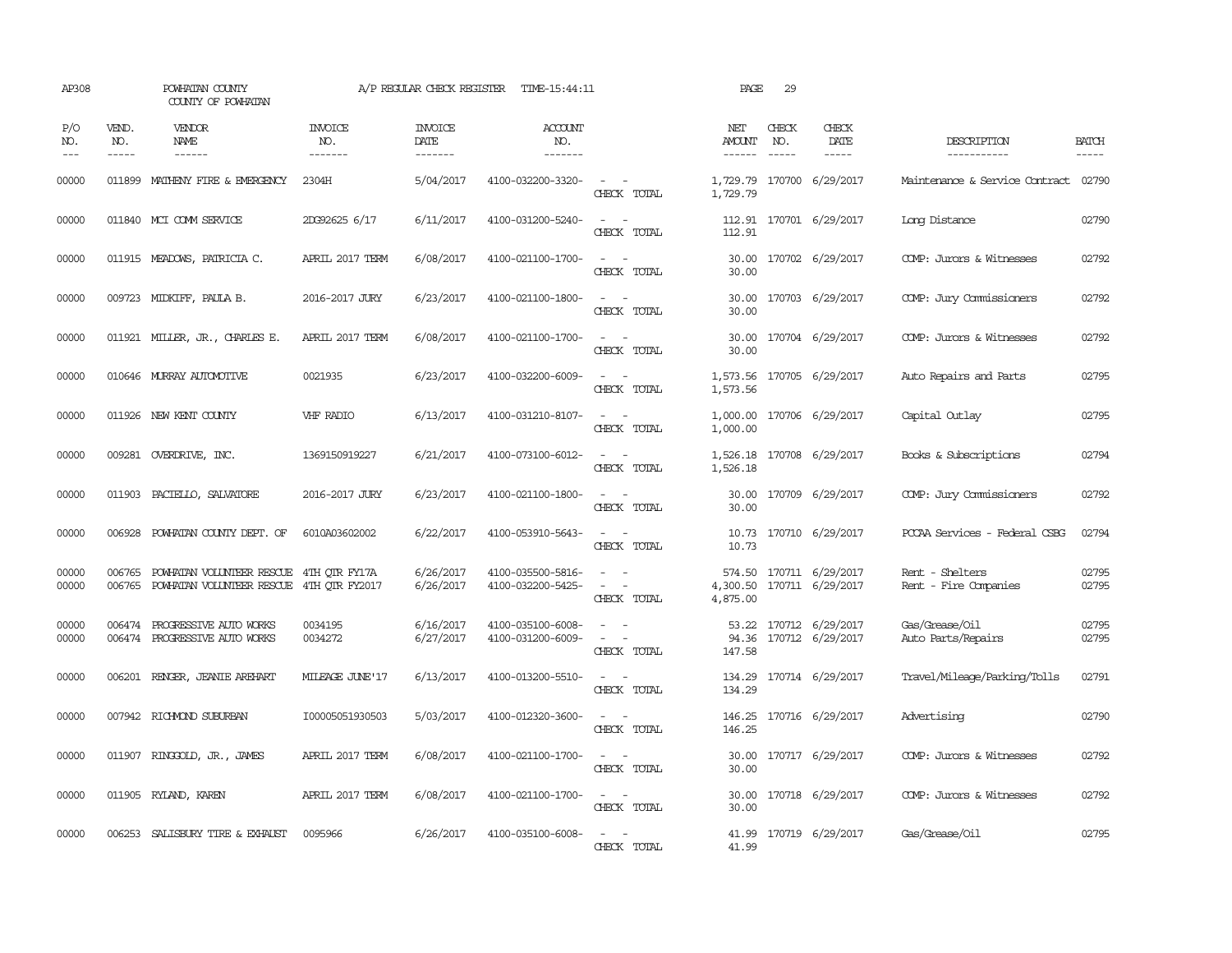AP308 POWHATAN COUNTY A/P REGULAR CHECK REGISTER TIME-15:44:11 PAGE 29

COUNTY OF POWHATAN

| P/O NO. | VEND. NO. | VENDOR NAME | INVOICE NO. | INVOICE DATE | ACCOUNT NO. | | NET AMOUNT | CHECK NO. | CHECK DATE | DESCRIPTION | BATCH |
|---|---|---|---|---|---|---|---|---|---|---|---|
| 00000 | 011899 | MATHENY FIRE & EMERGENCY | 2304H | 5/04/2017 | 4100-032200-3320- | - - | 1,729.79 | 170700 | 6/29/2017 | Maintenance & Service Contract | 02790 |
| | | | | | | CHECK TOTAL | 1,729.79 | | | | |
| 00000 | 011840 | MCI COMM SERVICE | 2DG92625 6/17 | 6/11/2017 | 4100-031200-5240- | - - | 112.91 | 170701 | 6/29/2017 | Long Distance | 02790 |
| | | | | | | CHECK TOTAL | 112.91 | | | | |
| 00000 | 011915 | MEADOWS, PATRICIA C. | APRIL 2017 TERM | 6/08/2017 | 4100-021100-1700- | - - | 30.00 | 170702 | 6/29/2017 | COMP: Jurors & Witnesses | 02792 |
| | | | | | | CHECK TOTAL | 30.00 | | | | |
| 00000 | 009723 | MIDKIFF, PAULA B. | 2016-2017 JURY | 6/23/2017 | 4100-021100-1800- | - - | 30.00 | 170703 | 6/29/2017 | COMP: Jury Commissioners | 02792 |
| | | | | | | CHECK TOTAL | 30.00 | | | | |
| 00000 | 011921 | MILLER, JR., CHARLES E. | APRIL 2017 TERM | 6/08/2017 | 4100-021100-1700- | - - | 30.00 | 170704 | 6/29/2017 | COMP: Jurors & Witnesses | 02792 |
| | | | | | | CHECK TOTAL | 30.00 | | | | |
| 00000 | 010646 | MURRAY AUTOMOTIVE | 0021935 | 6/23/2017 | 4100-032200-6009- | - - | 1,573.56 | 170705 | 6/29/2017 | Auto Repairs and Parts | 02795 |
| | | | | | | CHECK TOTAL | 1,573.56 | | | | |
| 00000 | 011926 | NEW KENT COUNTY | VHF RADIO | 6/13/2017 | 4100-031210-8107- | - - | 1,000.00 | 170706 | 6/29/2017 | Capital Outlay | 02795 |
| | | | | | | CHECK TOTAL | 1,000.00 | | | | |
| 00000 | 009281 | OVERDRIVE, INC. | 1369150919227 | 6/21/2017 | 4100-073100-6012- | - - | 1,526.18 | 170708 | 6/29/2017 | Books & Subscriptions | 02794 |
| | | | | | | CHECK TOTAL | 1,526.18 | | | | |
| 00000 | 011903 | PACIELLO, SALVATORE | 2016-2017 JURY | 6/23/2017 | 4100-021100-1800- | - - | 30.00 | 170709 | 6/29/2017 | COMP: Jury Commissioners | 02792 |
| | | | | | | CHECK TOTAL | 30.00 | | | | |
| 00000 | 006928 | POWHATAN COUNTY DEPT. OF | 6010A03602002 | 6/22/2017 | 4100-053910-5643- | - - | 10.73 | 170710 | 6/29/2017 | PCCAA Services - Federal CSBG | 02794 |
| | | | | | | CHECK TOTAL | 10.73 | | | | |
| 00000 | 006765 | POWHATAN VOLUNTEER RESCUE | 4TH QTR FY17A | 6/26/2017 | 4100-035500-5816- | - - | 574.50 | 170711 | 6/29/2017 | Rent - Shelters | 02795 |
| 00000 | 006765 | POWHATAN VOLUNTEER RESCUE | 4TH QTR FY2017 | 6/26/2017 | 4100-032200-5425- | - - | 4,300.50 | 170711 | 6/29/2017 | Rent - Fire Companies | 02795 |
| | | | | | | CHECK TOTAL | 4,875.00 | | | | |
| 00000 | 006474 | PROGRESSIVE AUTO WORKS | 0034195 | 6/16/2017 | 4100-035100-6008- | - - | 53.22 | 170712 | 6/29/2017 | Gas/Grease/Oil | 02795 |
| 00000 | 006474 | PROGRESSIVE AUTO WORKS | 0034272 | 6/27/2017 | 4100-031200-6009- | - - | 94.36 | 170712 | 6/29/2017 | Auto Parts/Repairs | 02795 |
| | | | | | | CHECK TOTAL | 147.58 | | | | |
| 00000 | 006201 | RENGER, JEANIE AREHART | MILEAGE JUNE'17 | 6/13/2017 | 4100-013200-5510- | - - | 134.29 | 170714 | 6/29/2017 | Travel/Mileage/Parking/Tolls | 02791 |
| | | | | | | CHECK TOTAL | 134.29 | | | | |
| 00000 | 007942 | RICHMOND SUBURBAN | I00005051930503 | 5/03/2017 | 4100-012320-3600- | - - | 146.25 | 170716 | 6/29/2017 | Advertising | 02790 |
| | | | | | | CHECK TOTAL | 146.25 | | | | |
| 00000 | 011907 | RINGGOLD, JR., JAMES | APRIL 2017 TERM | 6/08/2017 | 4100-021100-1700- | - - | 30.00 | 170717 | 6/29/2017 | COMP: Jurors & Witnesses | 02792 |
| | | | | | | CHECK TOTAL | 30.00 | | | | |
| 00000 | 011905 | RYLAND, KAREN | APRIL 2017 TERM | 6/08/2017 | 4100-021100-1700- | - - | 30.00 | 170718 | 6/29/2017 | COMP: Jurors & Witnesses | 02792 |
| | | | | | | CHECK TOTAL | 30.00 | | | | |
| 00000 | 006253 | SALISBURY TIRE & EXHAUST | 0095966 | 6/26/2017 | 4100-035100-6008- | - - | 41.99 | 170719 | 6/29/2017 | Gas/Grease/Oil | 02795 |
| | | | | | | CHECK TOTAL | 41.99 | | | | |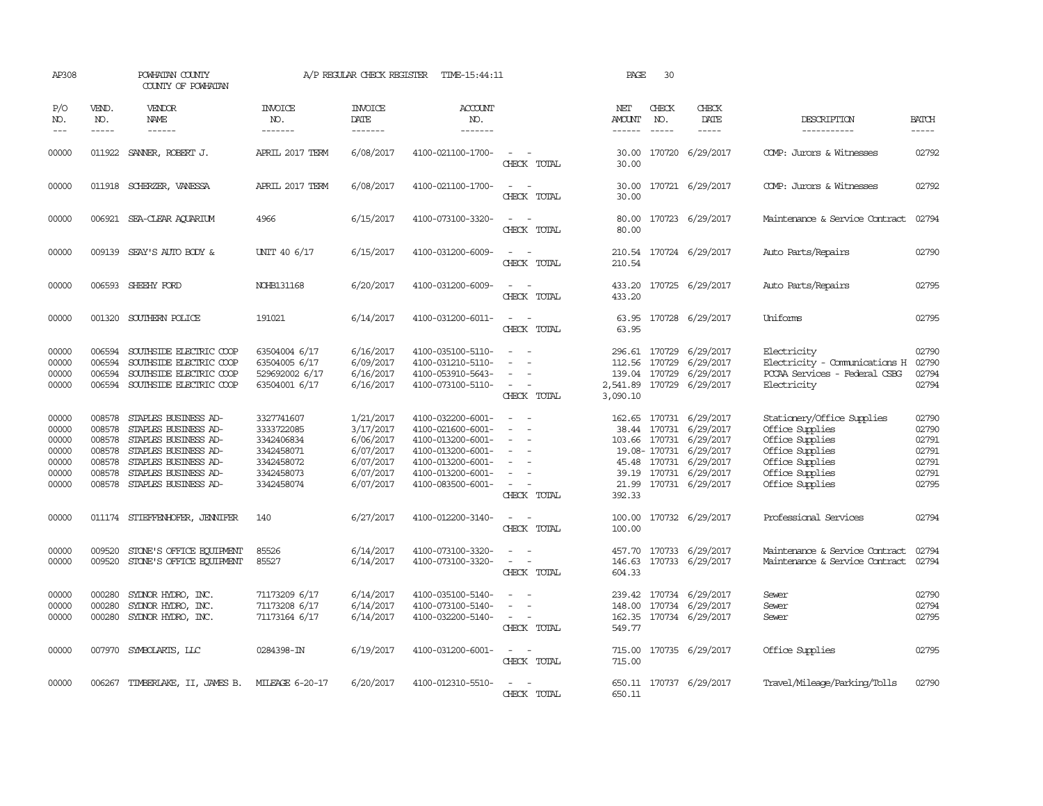AP308 POWHATAN COUNTY A/P REGULAR CHECK REGISTER TIME-15:44:11
COUNTY OF POWHATAN

| P/O NO. | VEND. NO. | VENDOR NAME | INVOICE NO. | INVOICE DATE | ACCOUNT NO. | | NET AMOUNT | CHECK NO. | CHECK DATE | DESCRIPTION | BATCH |
|---|---|---|---|---|---|---|---|---|---|---|---|
| 00000 | 011922 | SANNER, ROBERT J. | APRIL 2017 TERM | 6/08/2017 | 4100-021100-1700- | - - | 30.00 | 170720 | 6/29/2017 | COMP: Jurors & Witnesses | 02792 |
| | | | | | | CHECK TOTAL | 30.00 | | | | |
| 00000 | 011918 | SCHERZER, VANESSA | APRIL 2017 TERM | 6/08/2017 | 4100-021100-1700- | - - | 30.00 | 170721 | 6/29/2017 | COMP: Jurors & Witnesses | 02792 |
| | | | | | | CHECK TOTAL | 30.00 | | | | |
| 00000 | 006921 | SEA-CLEAR AQUARIUM | 4966 | 6/15/2017 | 4100-073100-3320- | - - | 80.00 | 170723 | 6/29/2017 | Maintenance & Service Contract | 02794 |
| | | | | | | CHECK TOTAL | 80.00 | | | | |
| 00000 | 009139 | SEAY'S AUTO BODY & | UNIT 40 6/17 | 6/15/2017 | 4100-031200-6009- | - - | 210.54 | 170724 | 6/29/2017 | Auto Parts/Repairs | 02790 |
| | | | | | | CHECK TOTAL | 210.54 | | | | |
| 00000 | 006593 | SHEEHY FORD | NOHB131168 | 6/20/2017 | 4100-031200-6009- | - - | 433.20 | 170725 | 6/29/2017 | Auto Parts/Repairs | 02795 |
| | | | | | | CHECK TOTAL | 433.20 | | | | |
| 00000 | 001320 | SOUTHERN POLICE | 191021 | 6/14/2017 | 4100-031200-6011- | - - | 63.95 | 170728 | 6/29/2017 | Uniforms | 02795 |
| | | | | | | CHECK TOTAL | 63.95 | | | | |
| 00000 | 006594 | SOUTHSIDE ELECTRIC COOP | 63504004 6/17 | 6/16/2017 | 4100-035100-5110- | - - | 296.61 | 170729 | 6/29/2017 | Electricity | 02790 |
| 00000 | 006594 | SOUTHSIDE ELECTRIC COOP | 63504005 6/17 | 6/09/2017 | 4100-031210-5110- | - - | 112.56 | 170729 | 6/29/2017 | Electricity - Communications H | 02790 |
| 00000 | 006594 | SOUTHSIDE ELECTRIC COOP | 529692002 6/17 | 6/16/2017 | 4100-053910-5643- | - - | 139.04 | 170729 | 6/29/2017 | PCCAA Services - Federal CSBG | 02794 |
| 00000 | 006594 | SOUTHSIDE ELECTRIC COOP | 63504001 6/17 | 6/16/2017 | 4100-073100-5110- | - - | 2,541.89 | 170729 | 6/29/2017 | Electricity | 02794 |
| | | | | | | CHECK TOTAL | 3,090.10 | | | | |
| 00000 | 008578 | STAPLES BUSINESS AD- | 3327741607 | 1/21/2017 | 4100-032200-6001- | - - | 162.65 | 170731 | 6/29/2017 | Stationery/Office Supplies | 02790 |
| 00000 | 008578 | STAPLES BUSINESS AD- | 3333722085 | 3/17/2017 | 4100-021600-6001- | - - | 38.44 | 170731 | 6/29/2017 | Office Supplies | 02790 |
| 00000 | 008578 | STAPLES BUSINESS AD- | 3342406834 | 6/06/2017 | 4100-013200-6001- | - - | 103.66 | 170731 | 6/29/2017 | Office Supplies | 02791 |
| 00000 | 008578 | STAPLES BUSINESS AD- | 3342458071 | 6/07/2017 | 4100-013200-6001- | - - | 19.08- | 170731 | 6/29/2017 | Office Supplies | 02791 |
| 00000 | 008578 | STAPLES BUSINESS AD- | 3342458072 | 6/07/2017 | 4100-013200-6001- | - - | 45.48 | 170731 | 6/29/2017 | Office Supplies | 02791 |
| 00000 | 008578 | STAPLES BUSINESS AD- | 3342458073 | 6/07/2017 | 4100-013200-6001- | - - | 39.19 | 170731 | 6/29/2017 | Office Supplies | 02791 |
| 00000 | 008578 | STAPLES BUSINESS AD- | 3342458074 | 6/07/2017 | 4100-083500-6001- | - - | 21.99 | 170731 | 6/29/2017 | Office Supplies | 02795 |
| | | | | | | CHECK TOTAL | 392.33 | | | | |
| 00000 | 011174 | STIEFFENHOFER, JENNIFER | 140 | 6/27/2017 | 4100-012200-3140- | - - | 100.00 | 170732 | 6/29/2017 | Professional Services | 02794 |
| | | | | | | CHECK TOTAL | 100.00 | | | | |
| 00000 | 009520 | STONE'S OFFICE EQUIPMENT | 85526 | 6/14/2017 | 4100-073100-3320- | - - | 457.70 | 170733 | 6/29/2017 | Maintenance & Service Contract | 02794 |
| 00000 | 009520 | STONE'S OFFICE EQUIPMENT | 85527 | 6/14/2017 | 4100-073100-3320- | - - | 146.63 | 170733 | 6/29/2017 | Maintenance & Service Contract | 02794 |
| | | | | | | CHECK TOTAL | 604.33 | | | | |
| 00000 | 000280 | SYDNOR HYDRO, INC. | 71173209 6/17 | 6/14/2017 | 4100-035100-5140- | - - | 239.42 | 170734 | 6/29/2017 | Sewer | 02790 |
| 00000 | 000280 | SYDNOR HYDRO, INC. | 71173208 6/17 | 6/14/2017 | 4100-073100-5140- | - - | 148.00 | 170734 | 6/29/2017 | Sewer | 02794 |
| 00000 | 000280 | SYDNOR HYDRO, INC. | 71173164 6/17 | 6/14/2017 | 4100-032200-5140- | - - | 162.35 | 170734 | 6/29/2017 | Sewer | 02795 |
| | | | | | | CHECK TOTAL | 549.77 | | | | |
| 00000 | 007970 | SYMBOLARTS, LLC | 0284398-IN | 6/19/2017 | 4100-031200-6001- | - - | 715.00 | 170735 | 6/29/2017 | Office Supplies | 02795 |
| | | | | | | CHECK TOTAL | 715.00 | | | | |
| 00000 | 006267 | TIMBERLAKE, II, JAMES B. | MILEAGE 6-20-17 | 6/20/2017 | 4100-012310-5510- | - - | 650.11 | 170737 | 6/29/2017 | Travel/Mileage/Parking/Tolls | 02790 |
| | | | | | | CHECK TOTAL | 650.11 | | | | |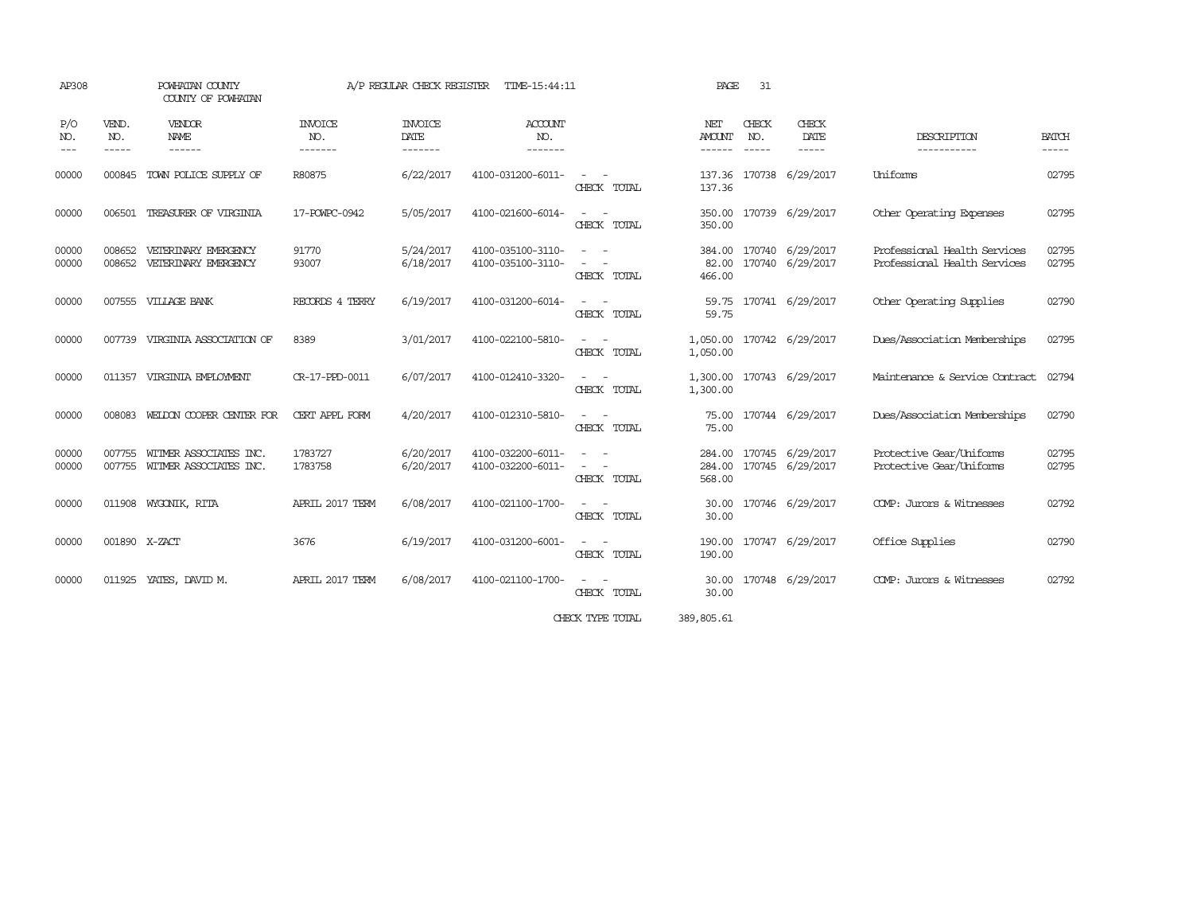AP308 POWHATAN COUNTY A/P REGULAR CHECK REGISTER TIME-15:44:11

COUNTY OF POWHATAN

| P/O NO. | VEND. NO. | VENDOR NAME | INVOICE NO. | INVOICE DATE | ACCOUNT NO. | | NET AMOUNT | CHECK NO. | CHECK DATE | DESCRIPTION | BATCH |
|---|---|---|---|---|---|---|---|---|---|---|---|
| 00000 | 000845 | TOWN POLICE SUPPLY OF | R80875 | 6/22/2017 | 4100-031200-6011- | - - | 137.36 | 170738 | 6/29/2017 | Uniforms | 02795 |
| | | | | | | CHECK TOTAL | 137.36 | | | | |
| 00000 | 006501 | TREASURER OF VIRGINIA | 17-POWPC-0942 | 5/05/2017 | 4100-021600-6014- | - - | 350.00 | 170739 | 6/29/2017 | Other Operating Expenses | 02795 |
| | | | | | | CHECK TOTAL | 350.00 | | | | |
| 00000 | 008652 | VETERINARY EMERGENCY | 91770 | 5/24/2017 | 4100-035100-3110- | - - | 384.00 | 170740 | 6/29/2017 | Professional Health Services | 02795 |
| 00000 | 008652 | VETERINARY EMERGENCY | 93007 | 6/18/2017 | 4100-035100-3110- | - - | 82.00 | 170740 | 6/29/2017 | Professional Health Services | 02795 |
| | | | | | | CHECK TOTAL | 466.00 | | | | |
| 00000 | 007555 | VILLAGE BANK | RECORDS 4 TERRY | 6/19/2017 | 4100-031200-6014- | - - | 59.75 | 170741 | 6/29/2017 | Other Operating Supplies | 02790 |
| | | | | | | CHECK TOTAL | 59.75 | | | | |
| 00000 | 007739 | VIRGINIA ASSOCIATION OF | 8389 | 3/01/2017 | 4100-022100-5810- | - - | 1,050.00 | 170742 | 6/29/2017 | Dues/Association Memberships | 02795 |
| | | | | | | CHECK TOTAL | 1,050.00 | | | | |
| 00000 | 011357 | VIRGINIA EMPLOYMENT | CR-17-PPD-0011 | 6/07/2017 | 4100-012410-3320- | - - | 1,300.00 | 170743 | 6/29/2017 | Maintenance & Service Contract | 02794 |
| | | | | | | CHECK TOTAL | 1,300.00 | | | | |
| 00000 | 008083 | WELDON COOPER CENTER FOR | CERT APPL FORM | 4/20/2017 | 4100-012310-5810- | - - | 75.00 | 170744 | 6/29/2017 | Dues/Association Memberships | 02790 |
| | | | | | | CHECK TOTAL | 75.00 | | | | |
| 00000 | 007755 | WITMER ASSOCIATES INC. | 1783727 | 6/20/2017 | 4100-032200-6011- | - - | 284.00 | 170745 | 6/29/2017 | Protective Gear/Uniforms | 02795 |
| 00000 | 007755 | WITMER ASSOCIATES INC. | 1783758 | 6/20/2017 | 4100-032200-6011- | - - | 284.00 | 170745 | 6/29/2017 | Protective Gear/Uniforms | 02795 |
| | | | | | | CHECK TOTAL | 568.00 | | | | |
| 00000 | 011908 | WYGONIK, RITA | APRIL 2017 TERM | 6/08/2017 | 4100-021100-1700- | - - | 30.00 | 170746 | 6/29/2017 | COMP: Jurors & Witnesses | 02792 |
| | | | | | | CHECK TOTAL | 30.00 | | | | |
| 00000 | 001890 | X-ZACT | 3676 | 6/19/2017 | 4100-031200-6001- | - - | 190.00 | 170747 | 6/29/2017 | Office Supplies | 02790 |
| | | | | | | CHECK TOTAL | 190.00 | | | | |
| 00000 | 011925 | YATES, DAVID M. | APRIL 2017 TERM | 6/08/2017 | 4100-021100-1700- | - - | 30.00 | 170748 | 6/29/2017 | COMP: Jurors & Witnesses | 02792 |
| | | | | | | CHECK TOTAL | 30.00 | | | | |
| | | | | | | CHECK TYPE TOTAL | 389,805.61 | | | | |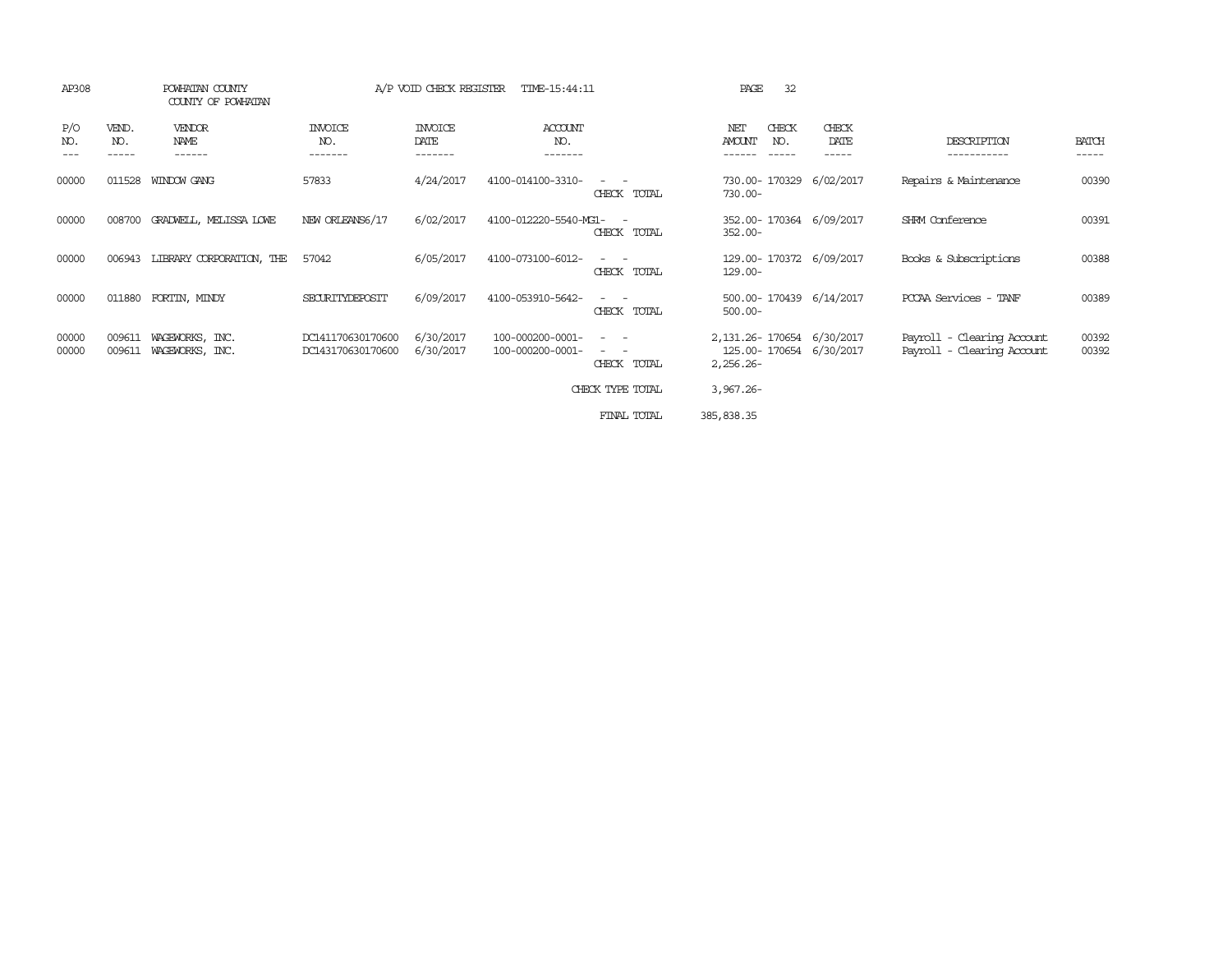AP308 POWHATAN COUNTY A/P VOID CHECK REGISTER TIME-15:44:11 PAGE 32

COUNTY OF POWHATAN

| P/O NO. | VEND. NO. | VENDOR NAME | INVOICE NO. | INVOICE DATE | ACCOUNT NO. | | NET AMOUNT | CHECK NO. | CHECK DATE | DESCRIPTION | BATCH |
|---|---|---|---|---|---|---|---|---|---|---|---|
| 00000 | 011528 | WINDOW GANG | 57833 | 4/24/2017 | 4100-014100-3310- | - - | 730.00- | 170329 | 6/02/2017 | Repairs & Maintenance | 00390 |
| | | | | | | CHECK TOTAL | 730.00- | | | | |
| 00000 | 008700 | GRADWELL, MELISSA LOWE | NEW ORLEANS6/17 | 6/02/2017 | 4100-012220-5540-MG1- | - | 352.00- | 170364 | 6/09/2017 | SHRM Conference | 00391 |
| | | | | | | CHECK TOTAL | 352.00- | | | | |
| 00000 | 006943 | LIBRARY CORPORATION, THE | 57042 | 6/05/2017 | 4100-073100-6012- | - - | 129.00- | 170372 | 6/09/2017 | Books & Subscriptions | 00388 |
| | | | | | | CHECK TOTAL | 129.00- | | | | |
| 00000 | 011880 | FORTIN, MINDY | SECURITYDEPOSIT | 6/09/2017 | 4100-053910-5642- | - - | 500.00- | 170439 | 6/14/2017 | PCCAA Services - TANF | 00389 |
| | | | | | | CHECK TOTAL | 500.00- | | | | |
| 00000 | 009611 | WAGEWORKS, INC. | DC141170630170600 | 6/30/2017 | 100-000200-0001- | - - | 2,131.26- | 170654 | 6/30/2017 | Payroll - Clearing Account | 00392 |
| 00000 | 009611 | WAGEWORKS, INC. | DC143170630170600 | 6/30/2017 | 100-000200-0001- | - - | 125.00- | 170654 | 6/30/2017 | Payroll - Clearing Account | 00392 |
| | | | | | | CHECK TOTAL | 2,256.26- | | | | |
| | | | | | | CHECK TYPE TOTAL | 3,967.26- | | | | |
| | | | | | | FINAL TOTAL | 385,838.35 | | | | |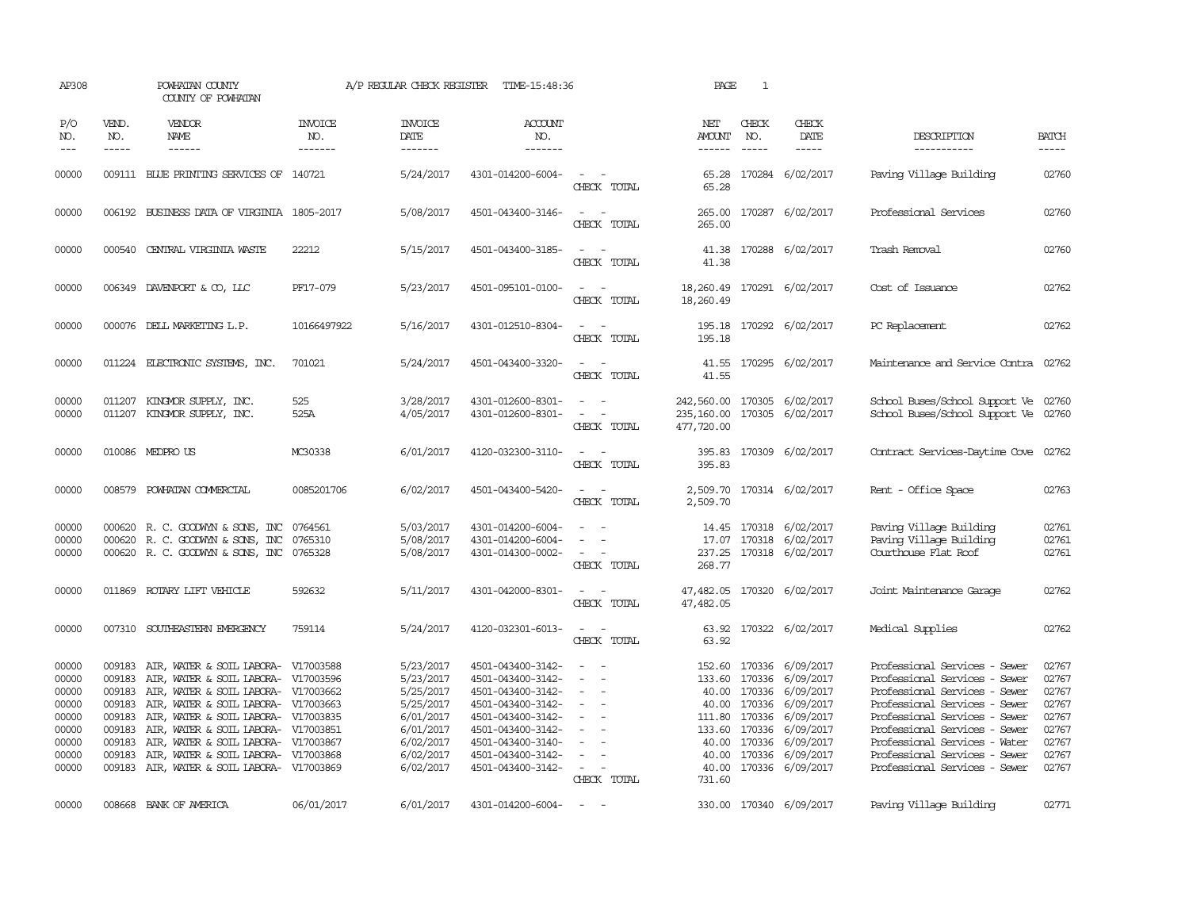AP308 POWHATAN COUNTY A/P REGULAR CHECK REGISTER TIME-15:48:36 PAGE 1

COUNTY OF POWHATAN

| P/O NO. | VEND. NO. | VENDOR NAME | INVOICE NO. | INVOICE DATE | ACCOUNT NO. | | NET AMOUNT | CHECK NO. | CHECK DATE | DESCRIPTION | BATCH |
|---|---|---|---|---|---|---|---|---|---|---|---|
| 00000 | 009111 | BLUE PRINTING SERVICES OF | 140721 | 5/24/2017 | 4301-014200-6004- | - - | 65.28 | 170284 | 6/02/2017 | Paving Village Building | 02760 |
| | | | | | | CHECK TOTAL | 65.28 | | | | |
| 00000 | 006192 | BUSINESS DATA OF VIRGINIA | 1805-2017 | 5/08/2017 | 4501-043400-3146- | - - | 265.00 | 170287 | 6/02/2017 | Professional Services | 02760 |
| | | | | | | CHECK TOTAL | 265.00 | | | | |
| 00000 | 000540 | CENTRAL VIRGINIA WASTE | 22212 | 5/15/2017 | 4501-043400-3185- | - - | 41.38 | 170288 | 6/02/2017 | Trash Removal | 02760 |
| | | | | | | CHECK TOTAL | 41.38 | | | | |
| 00000 | 006349 | DAVENPORT & CO, LLC | PF17-079 | 5/23/2017 | 4501-095101-0100- | - - | 18,260.49 | 170291 | 6/02/2017 | Cost of Issuance | 02762 |
| | | | | | | CHECK TOTAL | 18,260.49 | | | | |
| 00000 | 000076 | DELL MARKETING L.P. | 10166497922 | 5/16/2017 | 4301-012510-8304- | - - | 195.18 | 170292 | 6/02/2017 | PC Replacement | 02762 |
| | | | | | | CHECK TOTAL | 195.18 | | | | |
| 00000 | 011224 | ELECTRONIC SYSTEMS, INC. | 701021 | 5/24/2017 | 4501-043400-3320- | - - | 41.55 | 170295 | 6/02/2017 | Maintenance and Service Contra | 02762 |
| | | | | | | CHECK TOTAL | 41.55 | | | | |
| 00000 | 011207 | KINGMOR SUPPLY, INC. | 525 | 3/28/2017 | 4301-012600-8301- | - - | 242,560.00 | 170305 | 6/02/2017 | School Buses/School Support Ve | 02760 |
| 00000 | 011207 | KINGMOR SUPPLY, INC. | 525A | 4/05/2017 | 4301-012600-8301- | - - | 235,160.00 | 170305 | 6/02/2017 | School Buses/School Support Ve | 02760 |
| | | | | | | CHECK TOTAL | 477,720.00 | | | | |
| 00000 | 010086 | MEDPRO US | MC30338 | 6/01/2017 | 4120-032300-3110- | - - | 395.83 | 170309 | 6/02/2017 | Contract Services-Daytime Cove | 02762 |
| | | | | | | CHECK TOTAL | 395.83 | | | | |
| 00000 | 008579 | POWHATAN COMMERCIAL | 0085201706 | 6/02/2017 | 4501-043400-5420- | - - | 2,509.70 | 170314 | 6/02/2017 | Rent - Office Space | 02763 |
| | | | | | | CHECK TOTAL | 2,509.70 | | | | |
| 00000 | 000620 | R. C. GOODWYN & SONS, INC | 0764561 | 5/03/2017 | 4301-014200-6004- | - - | 14.45 | 170318 | 6/02/2017 | Paving Village Building | 02761 |
| 00000 | 000620 | R. C. GOODWYN & SONS, INC | 0765310 | 5/08/2017 | 4301-014200-6004- | - - | 17.07 | 170318 | 6/02/2017 | Paving Village Building | 02761 |
| 00000 | 000620 | R. C. GOODWYN & SONS, INC | 0765328 | 5/08/2017 | 4301-014300-0002- | - - | 237.25 | 170318 | 6/02/2017 | Courthouse Flat Roof | 02761 |
| | | | | | | CHECK TOTAL | 268.77 | | | | |
| 00000 | 011869 | ROTARY LIFT VEHICLE | 592632 | 5/11/2017 | 4301-042000-8301- | - - | 47,482.05 | 170320 | 6/02/2017 | Joint Maintenance Garage | 02762 |
| | | | | | | CHECK TOTAL | 47,482.05 | | | | |
| 00000 | 007310 | SOUTHEASTERN EMERGENCY | 759114 | 5/24/2017 | 4120-032301-6013- | - - | 63.92 | 170322 | 6/02/2017 | Medical Supplies | 02762 |
| | | | | | | CHECK TOTAL | 63.92 | | | | |
| 00000 | 009183 | AIR, WATER & SOIL LABORA- | V17003588 | 5/23/2017 | 4501-043400-3142- | - - | 152.60 | 170336 | 6/09/2017 | Professional Services - Sewer | 02767 |
| 00000 | 009183 | AIR, WATER & SOIL LABORA- | V17003596 | 5/23/2017 | 4501-043400-3142- | - - | 133.60 | 170336 | 6/09/2017 | Professional Services - Sewer | 02767 |
| 00000 | 009183 | AIR, WATER & SOIL LABORA- | V17003662 | 5/25/2017 | 4501-043400-3142- | - - | 40.00 | 170336 | 6/09/2017 | Professional Services - Sewer | 02767 |
| 00000 | 009183 | AIR, WATER & SOIL LABORA- | V17003663 | 5/25/2017 | 4501-043400-3142- | - - | 40.00 | 170336 | 6/09/2017 | Professional Services - Sewer | 02767 |
| 00000 | 009183 | AIR, WATER & SOIL LABORA- | V17003835 | 6/01/2017 | 4501-043400-3142- | - - | 111.80 | 170336 | 6/09/2017 | Professional Services - Sewer | 02767 |
| 00000 | 009183 | AIR, WATER & SOIL LABORA- | V17003851 | 6/01/2017 | 4501-043400-3142- | - - | 133.60 | 170336 | 6/09/2017 | Professional Services - Sewer | 02767 |
| 00000 | 009183 | AIR, WATER & SOIL LABORA- | V17003867 | 6/02/2017 | 4501-043400-3140- | - - | 40.00 | 170336 | 6/09/2017 | Professional Services - Water | 02767 |
| 00000 | 009183 | AIR, WATER & SOIL LABORA- | V17003868 | 6/02/2017 | 4501-043400-3142- | - - | 40.00 | 170336 | 6/09/2017 | Professional Services - Sewer | 02767 |
| 00000 | 009183 | AIR, WATER & SOIL LABORA- | V17003869 | 6/02/2017 | 4501-043400-3142- | - - | 40.00 | 170336 | 6/09/2017 | Professional Services - Sewer | 02767 |
| | | | | | | CHECK TOTAL | 731.60 | | | | |
| 00000 | 008668 | BANK OF AMERICA | 06/01/2017 | 6/01/2017 | 4301-014200-6004- | - - | 330.00 | 170340 | 6/09/2017 | Paving Village Building | 02771 |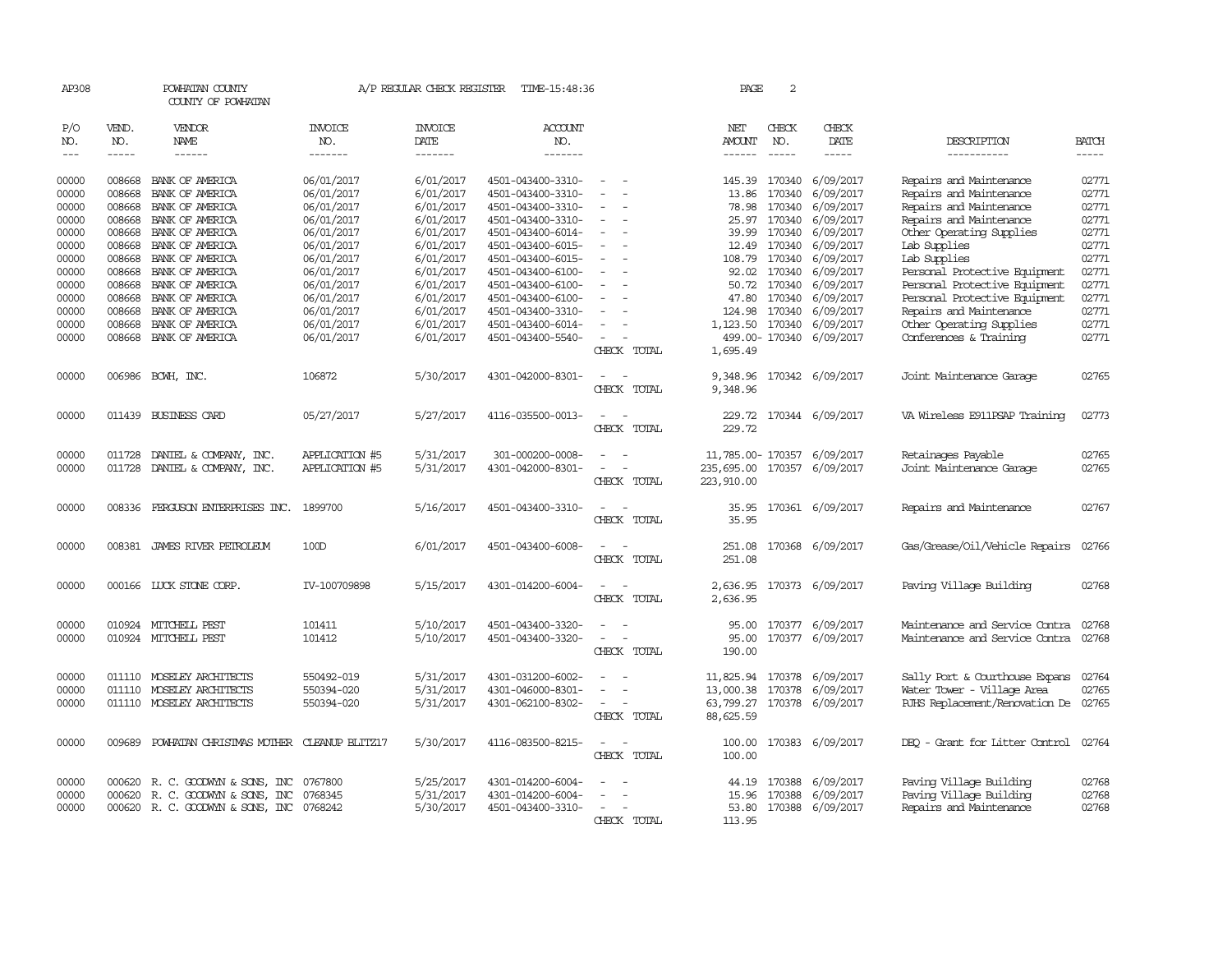AP308 POWHATAN COUNTY A/P REGULAR CHECK REGISTER TIME-15:48:36 PAGE 2

COUNTY OF POWHATAN

| P/O NO. | VEND. NO. | VENDOR NAME | INVOICE NO. | INVOICE DATE | ACCOUNT NO. | | NET AMOUNT | CHECK NO. | CHECK DATE | DESCRIPTION | BATCH |
|---|---|---|---|---|---|---|---|---|---|---|---|
| --- | ----- | ------ | ------- | ------- | ------- | | ------ | ----- | ----- | ----------- | ----- |
| 00000 | 008668 | BANK OF AMERICA | 06/01/2017 | 6/01/2017 | 4501-043400-3310- | - - | 145.39 | 170340 | 6/09/2017 | Repairs and Maintenance | 02771 |
| 00000 | 008668 | BANK OF AMERICA | 06/01/2017 | 6/01/2017 | 4501-043400-3310- | - - | 13.86 | 170340 | 6/09/2017 | Repairs and Maintenance | 02771 |
| 00000 | 008668 | BANK OF AMERICA | 06/01/2017 | 6/01/2017 | 4501-043400-3310- | - - | 78.98 | 170340 | 6/09/2017 | Repairs and Maintenance | 02771 |
| 00000 | 008668 | BANK OF AMERICA | 06/01/2017 | 6/01/2017 | 4501-043400-3310- | - - | 25.97 | 170340 | 6/09/2017 | Repairs and Maintenance | 02771 |
| 00000 | 008668 | BANK OF AMERICA | 06/01/2017 | 6/01/2017 | 4501-043400-6014- | - - | 39.99 | 170340 | 6/09/2017 | Other Operating Supplies | 02771 |
| 00000 | 008668 | BANK OF AMERICA | 06/01/2017 | 6/01/2017 | 4501-043400-6015- | - - | 12.49 | 170340 | 6/09/2017 | Lab Supplies | 02771 |
| 00000 | 008668 | BANK OF AMERICA | 06/01/2017 | 6/01/2017 | 4501-043400-6015- | - - | 108.79 | 170340 | 6/09/2017 | Lab Supplies | 02771 |
| 00000 | 008668 | BANK OF AMERICA | 06/01/2017 | 6/01/2017 | 4501-043400-6100- | - - | 92.02 | 170340 | 6/09/2017 | Personal Protective Equipment | 02771 |
| 00000 | 008668 | BANK OF AMERICA | 06/01/2017 | 6/01/2017 | 4501-043400-6100- | - - | 50.72 | 170340 | 6/09/2017 | Personal Protective Equipment | 02771 |
| 00000 | 008668 | BANK OF AMERICA | 06/01/2017 | 6/01/2017 | 4501-043400-6100- | - - | 47.80 | 170340 | 6/09/2017 | Personal Protective Equipment | 02771 |
| 00000 | 008668 | BANK OF AMERICA | 06/01/2017 | 6/01/2017 | 4501-043400-3310- | - - | 124.98 | 170340 | 6/09/2017 | Repairs and Maintenance | 02771 |
| 00000 | 008668 | BANK OF AMERICA | 06/01/2017 | 6/01/2017 | 4501-043400-6014- | - - | 1,123.50 | 170340 | 6/09/2017 | Other Operating Supplies | 02771 |
| 00000 | 008668 | BANK OF AMERICA | 06/01/2017 | 6/01/2017 | 4501-043400-5540- | - - | 499.00- | 170340 | 6/09/2017 | Conferences & Training | 02771 |
| | | | | | | CHECK TOTAL | 1,695.49 | | | | |
| 00000 | 006986 | BCWH, INC. | 106872 | 5/30/2017 | 4301-042000-8301- | - - | 9,348.96 | 170342 | 6/09/2017 | Joint Maintenance Garage | 02765 |
| | | | | | | CHECK TOTAL | 9,348.96 | | | | |
| 00000 | 011439 | BUSINESS CARD | 05/27/2017 | 5/27/2017 | 4116-035500-0013- | - - | 229.72 | 170344 | 6/09/2017 | VA Wireless E911PSAP Training | 02773 |
| | | | | | | CHECK TOTAL | 229.72 | | | | |
| 00000 | 011728 | DANIEL & COMPANY, INC. | APPLICATION #5 | 5/31/2017 | 301-000200-0008- | - - | 11,785.00- | 170357 | 6/09/2017 | Retainages Payable | 02765 |
| 00000 | 011728 | DANIEL & COMPANY, INC. | APPLICATION #5 | 5/31/2017 | 4301-042000-8301- | - - | 235,695.00 | 170357 | 6/09/2017 | Joint Maintenance Garage | 02765 |
| | | | | | | CHECK TOTAL | 223,910.00 | | | | |
| 00000 | 008336 | FERGUSON ENTERPRISES INC. | 1899700 | 5/16/2017 | 4501-043400-3310- | - - | 35.95 | 170361 | 6/09/2017 | Repairs and Maintenance | 02767 |
| | | | | | | CHECK TOTAL | 35.95 | | | | |
| 00000 | 008381 | JAMES RIVER PETROLEUM | 100D | 6/01/2017 | 4501-043400-6008- | - - | 251.08 | 170368 | 6/09/2017 | Gas/Grease/Oil/Vehicle Repairs | 02766 |
| | | | | | | CHECK TOTAL | 251.08 | | | | |
| 00000 | 000166 | LUCK STONE CORP. | IV-100709898 | 5/15/2017 | 4301-014200-6004- | - - | 2,636.95 | 170373 | 6/09/2017 | Paving Village Building | 02768 |
| | | | | | | CHECK TOTAL | 2,636.95 | | | | |
| 00000 | 010924 | MITCHELL PEST | 101411 | 5/10/2017 | 4501-043400-3320- | - - | 95.00 | 170377 | 6/09/2017 | Maintenance and Service Contra | 02768 |
| 00000 | 010924 | MITCHELL PEST | 101412 | 5/10/2017 | 4501-043400-3320- | - - | 95.00 | 170377 | 6/09/2017 | Maintenance and Service Contra | 02768 |
| | | | | | | CHECK TOTAL | 190.00 | | | | |
| 00000 | 011110 | MOSELEY ARCHITECTS | 550492-019 | 5/31/2017 | 4301-031200-6002- | - - | 11,825.94 | 170378 | 6/09/2017 | Sally Port & Courthouse Expans | 02764 |
| 00000 | 011110 | MOSELEY ARCHITECTS | 550394-020 | 5/31/2017 | 4301-046000-8301- | - - | 13,000.38 | 170378 | 6/09/2017 | Water Tower - Village Area | 02765 |
| 00000 | 011110 | MOSELEY ARCHITECTS | 550394-020 | 5/31/2017 | 4301-062100-8302- | - - | 63,799.27 | 170378 | 6/09/2017 | PJHS Replacement/Renovation De | 02765 |
| | | | | | | CHECK TOTAL | 88,625.59 | | | | |
| 00000 | 009689 | POWHATAN CHRISTMAS MOTHER | CLEANUP BLITZ17 | 5/30/2017 | 4116-083500-8215- | - - | 100.00 | 170383 | 6/09/2017 | DEQ - Grant for Litter Control | 02764 |
| | | | | | | CHECK TOTAL | 100.00 | | | | |
| 00000 | 000620 | R. C. GOODWYN & SONS, INC | 0767800 | 5/25/2017 | 4301-014200-6004- | - - | 44.19 | 170388 | 6/09/2017 | Paving Village Building | 02768 |
| 00000 | 000620 | R. C. GOODWYN & SONS, INC | 0768345 | 5/31/2017 | 4301-014200-6004- | - - | 15.96 | 170388 | 6/09/2017 | Paving Village Building | 02768 |
| 00000 | 000620 | R. C. GOODWYN & SONS, INC | 0768242 | 5/30/2017 | 4501-043400-3310- | - - | 53.80 | 170388 | 6/09/2017 | Repairs and Maintenance | 02768 |
| | | | | | | CHECK TOTAL | 113.95 | | | | |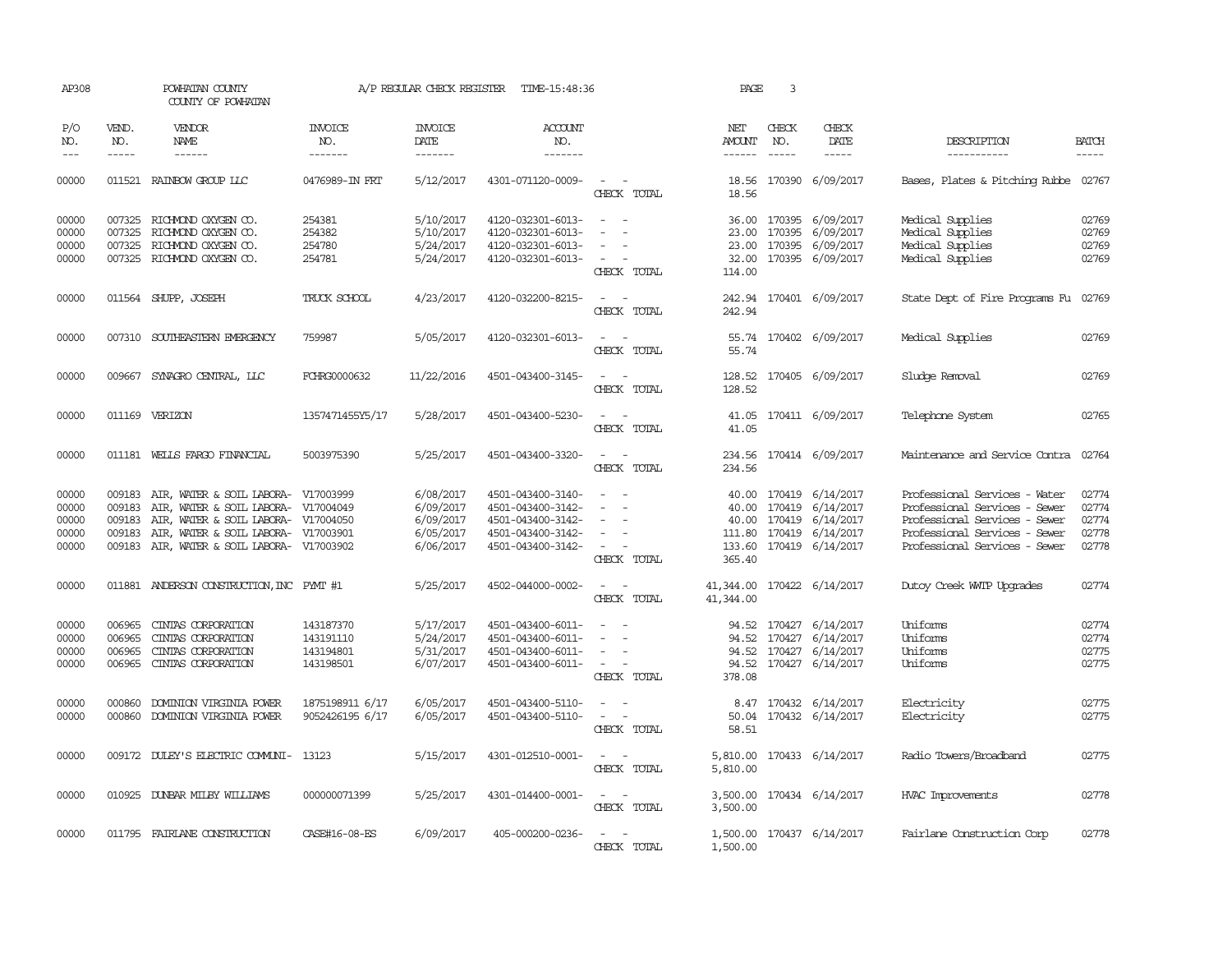AP308 POWHATAN COUNTY A/P REGULAR CHECK REGISTER TIME-15:48:36 PAGE 3

COUNTY OF POWHATAN

| P/O NO. | VEND. NO. | VENDOR NAME | INVOICE NO. | INVOICE DATE | ACCOUNT NO. | | NET AMOUNT | CHECK NO. | CHECK DATE | DESCRIPTION | BATCH |
|---|---|---|---|---|---|---|---|---|---|---|---|
| 00000 | 011521 | RAINBOW GROUP LLC | 0476989-IN FRT | 5/12/2017 | 4301-071120-0009- | - - | 18.56 | 170390 | 6/09/2017 | Bases, Plates & Pitching Rubbe | 02767 |
| | | | | | | CHECK TOTAL | 18.56 | | | | |
| 00000 | 007325 | RICHMOND OXYGEN CO. | 254381 | 5/10/2017 | 4120-032301-6013- | - - | 36.00 | 170395 | 6/09/2017 | Medical Supplies | 02769 |
| 00000 | 007325 | RICHMOND OXYGEN CO. | 254382 | 5/10/2017 | 4120-032301-6013- | - - | 23.00 | 170395 | 6/09/2017 | Medical Supplies | 02769 |
| 00000 | 007325 | RICHMOND OXYGEN CO. | 254780 | 5/24/2017 | 4120-032301-6013- | - - | 23.00 | 170395 | 6/09/2017 | Medical Supplies | 02769 |
| 00000 | 007325 | RICHMOND OXYGEN CO. | 254781 | 5/24/2017 | 4120-032301-6013- | - - | 32.00 | 170395 | 6/09/2017 | Medical Supplies | 02769 |
| | | | | | | CHECK TOTAL | 114.00 | | | | |
| 00000 | 011564 | SHUPP, JOSEPH | TRUCK SCHOOL | 4/23/2017 | 4120-032200-8215- | - - | 242.94 | 170401 | 6/09/2017 | State Dept of Fire Programs Fu | 02769 |
| | | | | | | CHECK TOTAL | 242.94 | | | | |
| 00000 | 007310 | SOUTHEASTERN EMERGENCY | 759987 | 5/05/2017 | 4120-032301-6013- | - - | 55.74 | 170402 | 6/09/2017 | Medical Supplies | 02769 |
| | | | | | | CHECK TOTAL | 55.74 | | | | |
| 00000 | 009667 | SYNAGRO CENTRAL, LLC | FCHRG0000632 | 11/22/2016 | 4501-043400-3145- | - - | 128.52 | 170405 | 6/09/2017 | Sludge Removal | 02769 |
| | | | | | | CHECK TOTAL | 128.52 | | | | |
| 00000 | 011169 | VERIZON | 1357471455Y5/17 | 5/28/2017 | 4501-043400-5230- | - - | 41.05 | 170411 | 6/09/2017 | Telephone System | 02765 |
| | | | | | | CHECK TOTAL | 41.05 | | | | |
| 00000 | 011181 | WELLS FARGO FINANCIAL | 5003975390 | 5/25/2017 | 4501-043400-3320- | - - | 234.56 | 170414 | 6/09/2017 | Maintenance and Service Contra | 02764 |
| | | | | | | CHECK TOTAL | 234.56 | | | | |
| 00000 | 009183 | AIR, WATER & SOIL LABORA- | V17003999 | 6/08/2017 | 4501-043400-3140- | - - | 40.00 | 170419 | 6/14/2017 | Professional Services - Water | 02774 |
| 00000 | 009183 | AIR, WATER & SOIL LABORA- | V17004049 | 6/09/2017 | 4501-043400-3142- | - - | 40.00 | 170419 | 6/14/2017 | Professional Services - Sewer | 02774 |
| 00000 | 009183 | AIR, WATER & SOIL LABORA- | V17004050 | 6/09/2017 | 4501-043400-3142- | - - | 40.00 | 170419 | 6/14/2017 | Professional Services - Sewer | 02774 |
| 00000 | 009183 | AIR, WATER & SOIL LABORA- | V17003901 | 6/05/2017 | 4501-043400-3142- | - - | 111.80 | 170419 | 6/14/2017 | Professional Services - Sewer | 02778 |
| 00000 | 009183 | AIR, WATER & SOIL LABORA- | V17003902 | 6/06/2017 | 4501-043400-3142- | - - | 133.60 | 170419 | 6/14/2017 | Professional Services - Sewer | 02778 |
| | | | | | | CHECK TOTAL | 365.40 | | | | |
| 00000 | 011881 | ANDERSON CONSTRUCTION,INC | PYMT #1 | 5/25/2017 | 4502-044000-0002- | - - | 41,344.00 | 170422 | 6/14/2017 | Dutoy Creek WWTP Upgrades | 02774 |
| | | | | | | CHECK TOTAL | 41,344.00 | | | | |
| 00000 | 006965 | CINTAS CORPORATION | 143187370 | 5/17/2017 | 4501-043400-6011- | - - | 94.52 | 170427 | 6/14/2017 | Uniforms | 02774 |
| 00000 | 006965 | CINTAS CORPORATION | 143191110 | 5/24/2017 | 4501-043400-6011- | - - | 94.52 | 170427 | 6/14/2017 | Uniforms | 02774 |
| 00000 | 006965 | CINTAS CORPORATION | 143194801 | 5/31/2017 | 4501-043400-6011- | - - | 94.52 | 170427 | 6/14/2017 | Uniforms | 02775 |
| 00000 | 006965 | CINTAS CORPORATION | 143198501 | 6/07/2017 | 4501-043400-6011- | - - | 94.52 | 170427 | 6/14/2017 | Uniforms | 02775 |
| | | | | | | CHECK TOTAL | 378.08 | | | | |
| 00000 | 000860 | DOMINION VIRGINIA POWER | 1875198911 6/17 | 6/05/2017 | 4501-043400-5110- | - - | 8.47 | 170432 | 6/14/2017 | Electricity | 02775 |
| 00000 | 000860 | DOMINION VIRGINIA POWER | 9052426195 6/17 | 6/05/2017 | 4501-043400-5110- | - - | 50.04 | 170432 | 6/14/2017 | Electricity | 02775 |
| | | | | | | CHECK TOTAL | 58.51 | | | | |
| 00000 | 009172 | DULEY'S ELECTRIC COMMUNI- | 13123 | 5/15/2017 | 4301-012510-0001- | - - | 5,810.00 | 170433 | 6/14/2017 | Radio Towers/Broadband | 02775 |
| | | | | | | CHECK TOTAL | 5,810.00 | | | | |
| 00000 | 010925 | DUNBAR MILBY WILLIAMS | 000000071399 | 5/25/2017 | 4301-014400-0001- | - - | 3,500.00 | 170434 | 6/14/2017 | HVAC Improvements | 02778 |
| | | | | | | CHECK TOTAL | 3,500.00 | | | | |
| 00000 | 011795 | FAIRLANE CONSTRUCTION | CASE#16-08-ES | 6/09/2017 | 405-000200-0236- | - - | 1,500.00 | 170437 | 6/14/2017 | Fairlane Construction Corp | 02778 |
| | | | | | | CHECK TOTAL | 1,500.00 | | | | |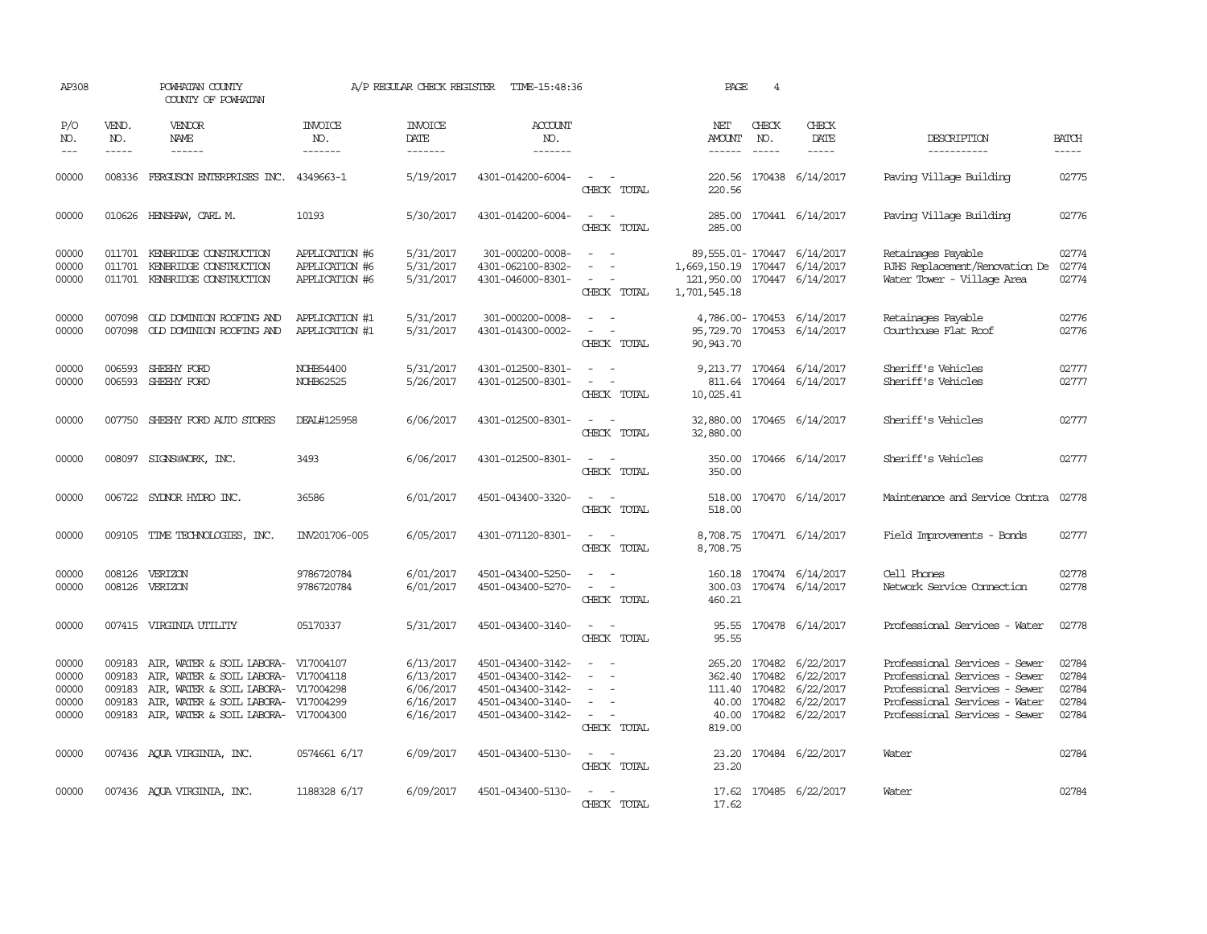AP308 POWHATAN COUNTY A/P REGULAR CHECK REGISTER TIME-15:48:36 PAGE 4

COUNTY OF POWHATAN

| P/O NO. | VEND. NO. | VENDOR NAME | INVOICE NO. | INVOICE DATE | ACCOUNT NO. | | NET AMOUNT | CHECK NO. | CHECK DATE | DESCRIPTION | BATCH |
|---|---|---|---|---|---|---|---|---|---|---|---|
| 00000 | 008336 | FERGUSON ENTERPRISES INC. | 4349663-1 | 5/19/2017 | 4301-014200-6004- | - - | 220.56 | 170438 | 6/14/2017 | Paving Village Building | 02775 |
| | | | | | | CHECK TOTAL | 220.56 | | | | |
| 00000 | 010626 | HENSHAW, CARL M. | 10193 | 5/30/2017 | 4301-014200-6004- | - - | 285.00 | 170441 | 6/14/2017 | Paving Village Building | 02776 |
| | | | | | | CHECK TOTAL | 285.00 | | | | |
| 00000 | 011701 | KENBRIDGE CONSTRUCTION | APPLICATION #6 | 5/31/2017 | 301-000200-0008- | - - | 89,555.01- | 170447 | 6/14/2017 | Retainages Payable | 02774 |
| 00000 | 011701 | KENBRIDGE CONSTRUCTION | APPLICATION #6 | 5/31/2017 | 4301-062100-8302- | - - | 1,669,150.19 | 170447 | 6/14/2017 | PJHS Replacement/Renovation De | 02774 |
| 00000 | 011701 | KENBRIDGE CONSTRUCTION | APPLICATION #6 | 5/31/2017 | 4301-046000-8301- | - - | 121,950.00 | 170447 | 6/14/2017 | Water Tower - Village Area | 02774 |
| | | | | | | CHECK TOTAL | 1,701,545.18 | | | | |
| 00000 | 007098 | OLD DOMINION ROOFING AND | APPLICATION #1 | 5/31/2017 | 301-000200-0008- | - - | 4,786.00- | 170453 | 6/14/2017 | Retainages Payable | 02776 |
| 00000 | 007098 | OLD DOMINION ROOFING AND | APPLICATION #1 | 5/31/2017 | 4301-014300-0002- | - - | 95,729.70 | 170453 | 6/14/2017 | Courthouse Flat Roof | 02776 |
| | | | | | | CHECK TOTAL | 90,943.70 | | | | |
| 00000 | 006593 | SHEEHY FORD | NOHB54400 | 5/31/2017 | 4301-012500-8301- | - - | 9,213.77 | 170464 | 6/14/2017 | Sheriff's Vehicles | 02777 |
| 00000 | 006593 | SHEEHY FORD | NOHB62525 | 5/26/2017 | 4301-012500-8301- | - - | 811.64 | 170464 | 6/14/2017 | Sheriff's Vehicles | 02777 |
| | | | | | | CHECK TOTAL | 10,025.41 | | | | |
| 00000 | 007750 | SHEEHY FORD AUTO STORES | DEAL#125958 | 6/06/2017 | 4301-012500-8301- | - - | 32,880.00 | 170465 | 6/14/2017 | Sheriff's Vehicles | 02777 |
| | | | | | | CHECK TOTAL | 32,880.00 | | | | |
| 00000 | 008097 | SIGNS@WORK, INC. | 3493 | 6/06/2017 | 4301-012500-8301- | - - | 350.00 | 170466 | 6/14/2017 | Sheriff's Vehicles | 02777 |
| | | | | | | CHECK TOTAL | 350.00 | | | | |
| 00000 | 006722 | SYDNOR HYDRO INC. | 36586 | 6/01/2017 | 4501-043400-3320- | - - | 518.00 | 170470 | 6/14/2017 | Maintenance and Service Contra | 02778 |
| | | | | | | CHECK TOTAL | 518.00 | | | | |
| 00000 | 009105 | TIME TECHNOLOGIES, INC. | INV201706-005 | 6/05/2017 | 4301-071120-8301- | - - | 8,708.75 | 170471 | 6/14/2017 | Field Improvements - Bonds | 02777 |
| | | | | | | CHECK TOTAL | 8,708.75 | | | | |
| 00000 | 008126 | VERIZON | 9786720784 | 6/01/2017 | 4501-043400-5250- | - - | 160.18 | 170474 | 6/14/2017 | Cell Phones | 02778 |
| 00000 | 008126 | VERIZON | 9786720784 | 6/01/2017 | 4501-043400-5270- | - - | 300.03 | 170474 | 6/14/2017 | Network Service Connection | 02778 |
| | | | | | | CHECK TOTAL | 460.21 | | | | |
| 00000 | 007415 | VIRGINIA UTILITY | 05170337 | 5/31/2017 | 4501-043400-3140- | - - | 95.55 | 170478 | 6/14/2017 | Professional Services - Water | 02778 |
| | | | | | | CHECK TOTAL | 95.55 | | | | |
| 00000 | 009183 | AIR, WATER & SOIL LABORA- | V17004107 | 6/13/2017 | 4501-043400-3142- | - - | 265.20 | 170482 | 6/22/2017 | Professional Services - Sewer | 02784 |
| 00000 | 009183 | AIR, WATER & SOIL LABORA- | V17004118 | 6/13/2017 | 4501-043400-3142- | - - | 362.40 | 170482 | 6/22/2017 | Professional Services - Sewer | 02784 |
| 00000 | 009183 | AIR, WATER & SOIL LABORA- | V17004298 | 6/06/2017 | 4501-043400-3142- | - - | 111.40 | 170482 | 6/22/2017 | Professional Services - Sewer | 02784 |
| 00000 | 009183 | AIR, WATER & SOIL LABORA- | V17004299 | 6/16/2017 | 4501-043400-3140- | - - | 40.00 | 170482 | 6/22/2017 | Professional Services - Water | 02784 |
| 00000 | 009183 | AIR, WATER & SOIL LABORA- | V17004300 | 6/16/2017 | 4501-043400-3142- | - - | 40.00 | 170482 | 6/22/2017 | Professional Services - Sewer | 02784 |
| | | | | | | CHECK TOTAL | 819.00 | | | | |
| 00000 | 007436 | AQUA VIRGINIA, INC. | 0574661 6/17 | 6/09/2017 | 4501-043400-5130- | - - | 23.20 | 170484 | 6/22/2017 | Water | 02784 |
| | | | | | | CHECK TOTAL | 23.20 | | | | |
| 00000 | 007436 | AQUA VIRGINIA, INC. | 1188328 6/17 | 6/09/2017 | 4501-043400-5130- | - - | 17.62 | 170485 | 6/22/2017 | Water | 02784 |
| | | | | | | CHECK TOTAL | 17.62 | | | | |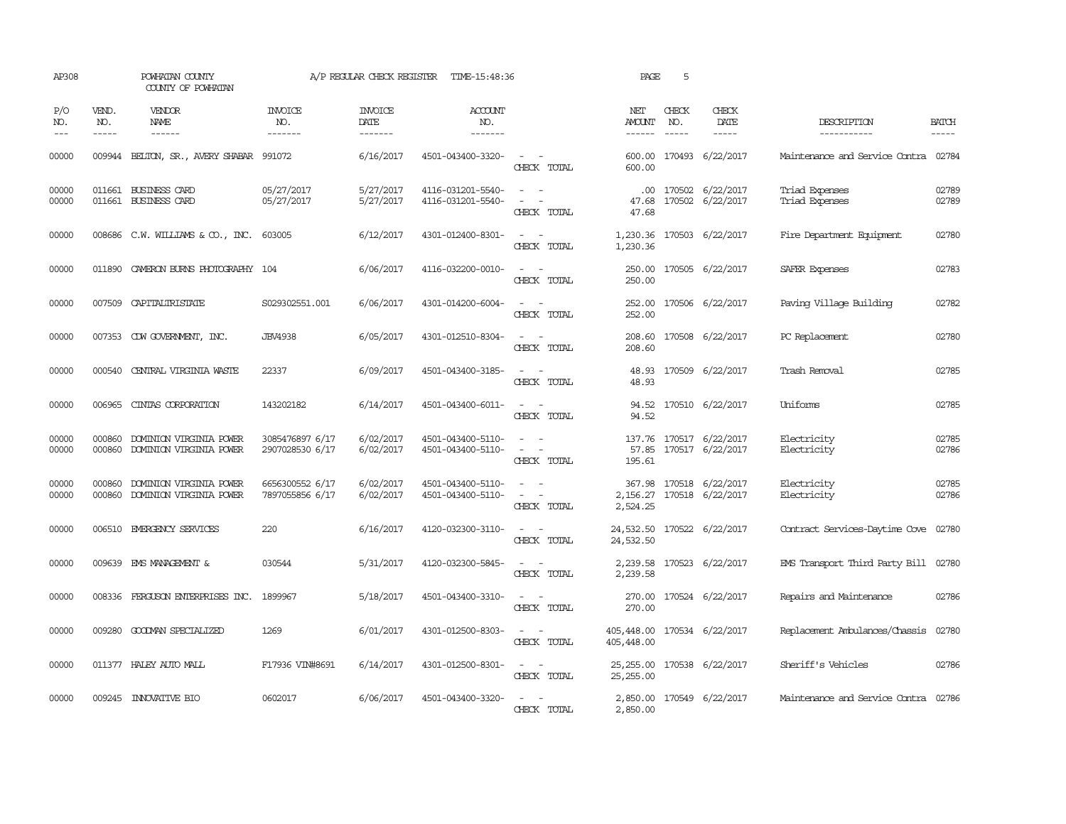AP308 POWHATAN COUNTY A/P REGULAR CHECK REGISTER TIME-15:48:36 PAGE 5

COUNTY OF POWHATAN

| P/O NO. | VEND. NO. | VENDOR NAME | INVOICE NO. | INVOICE DATE | ACCOUNT NO. | | NET AMOUNT | CHECK NO. | CHECK DATE | DESCRIPTION | BATCH |
|---|---|---|---|---|---|---|---|---|---|---|---|
| 00000 | 009944 | BELTON, SR., AVERY SHABAR | 991072 | 6/16/2017 | 4501-043400-3320- | - - | 600.00 | 170493 | 6/22/2017 | Maintenance and Service Contra | 02784 |
| | | | | | | CHECK TOTAL | 600.00 | | | | |
| 00000 | 011661 | BUSINESS CARD | 05/27/2017 | 5/27/2017 | 4116-031201-5540- | - - | .00 | 170502 | 6/22/2017 | Triad Expenses | 02789 |
| 00000 | 011661 | BUSINESS CARD | 05/27/2017 | 5/27/2017 | 4116-031201-5540- | - - | 47.68 | 170502 | 6/22/2017 | Triad Expenses | 02789 |
| | | | | | | CHECK TOTAL | 47.68 | | | | |
| 00000 | 008686 | C.W. WILLIAMS & CO., INC. | 603005 | 6/12/2017 | 4301-012400-8301- | - - | 1,230.36 | 170503 | 6/22/2017 | Fire Department Equipment | 02780 |
| | | | | | | CHECK TOTAL | 1,230.36 | | | | |
| 00000 | 011890 | CAMERON BURNS PHOTOGRAPHY | 104 | 6/06/2017 | 4116-032200-0010- | - - | 250.00 | 170505 | 6/22/2017 | SAFER Expenses | 02783 |
| | | | | | | CHECK TOTAL | 250.00 | | | | |
| 00000 | 007509 | CAPITALTRISTATE | S029302551.001 | 6/06/2017 | 4301-014200-6004- | - - | 252.00 | 170506 | 6/22/2017 | Paving Village Building | 02782 |
| | | | | | | CHECK TOTAL | 252.00 | | | | |
| 00000 | 007353 | CDW GOVERNMENT, INC. | JBV4938 | 6/05/2017 | 4301-012510-8304- | - - | 208.60 | 170508 | 6/22/2017 | PC Replacement | 02780 |
| | | | | | | CHECK TOTAL | 208.60 | | | | |
| 00000 | 000540 | CENTRAL VIRGINIA WASTE | 22337 | 6/09/2017 | 4501-043400-3185- | - - | 48.93 | 170509 | 6/22/2017 | Trash Removal | 02785 |
| | | | | | | CHECK TOTAL | 48.93 | | | | |
| 00000 | 006965 | CINTAS CORPORATION | 143202182 | 6/14/2017 | 4501-043400-6011- | - - | 94.52 | 170510 | 6/22/2017 | Uniforms | 02785 |
| | | | | | | CHECK TOTAL | 94.52 | | | | |
| 00000 | 000860 | DOMINION VIRGINIA POWER | 3085476897 6/17 | 6/02/2017 | 4501-043400-5110- | - - | 137.76 | 170517 | 6/22/2017 | Electricity | 02785 |
| 00000 | 000860 | DOMINION VIRGINIA POWER | 2907028530 6/17 | 6/02/2017 | 4501-043400-5110- | - - | 57.85 | 170517 | 6/22/2017 | Electricity | 02786 |
| | | | | | | CHECK TOTAL | 195.61 | | | | |
| 00000 | 000860 | DOMINION VIRGINIA POWER | 6656300552 6/17 | 6/02/2017 | 4501-043400-5110- | - - | 367.98 | 170518 | 6/22/2017 | Electricity | 02785 |
| 00000 | 000860 | DOMINION VIRGINIA POWER | 7897055856 6/17 | 6/02/2017 | 4501-043400-5110- | - - | 2,156.27 | 170518 | 6/22/2017 | Electricity | 02786 |
| | | | | | | CHECK TOTAL | 2,524.25 | | | | |
| 00000 | 006510 | EMERGENCY SERVICES | 220 | 6/16/2017 | 4120-032300-3110- | - - | 24,532.50 | 170522 | 6/22/2017 | Contract Services-Daytime Cove | 02780 |
| | | | | | | CHECK TOTAL | 24,532.50 | | | | |
| 00000 | 009639 | EMS MANAGEMENT & | 030544 | 5/31/2017 | 4120-032300-5845- | - - | 2,239.58 | 170523 | 6/22/2017 | EMS Transport Third Party Bill | 02780 |
| | | | | | | CHECK TOTAL | 2,239.58 | | | | |
| 00000 | 008336 | FERGUSON ENTERPRISES INC. | 1899967 | 5/18/2017 | 4501-043400-3310- | - - | 270.00 | 170524 | 6/22/2017 | Repairs and Maintenance | 02786 |
| | | | | | | CHECK TOTAL | 270.00 | | | | |
| 00000 | 009280 | GOODMAN SPECIALIZED | 1269 | 6/01/2017 | 4301-012500-8303- | - - | 405,448.00 | 170534 | 6/22/2017 | Replacement Ambulances/Chassis | 02780 |
| | | | | | | CHECK TOTAL | 405,448.00 | | | | |
| 00000 | 011377 | HALEY AUTO MALL | F17936 VIN#8691 | 6/14/2017 | 4301-012500-8301- | - - | 25,255.00 | 170538 | 6/22/2017 | Sheriff's Vehicles | 02786 |
| | | | | | | CHECK TOTAL | 25,255.00 | | | | |
| 00000 | 009245 | INNOVATIVE BIO | 0602017 | 6/06/2017 | 4501-043400-3320- | - - | 2,850.00 | 170549 | 6/22/2017 | Maintenance and Service Contra | 02786 |
| | | | | | | CHECK TOTAL | 2,850.00 | | | | |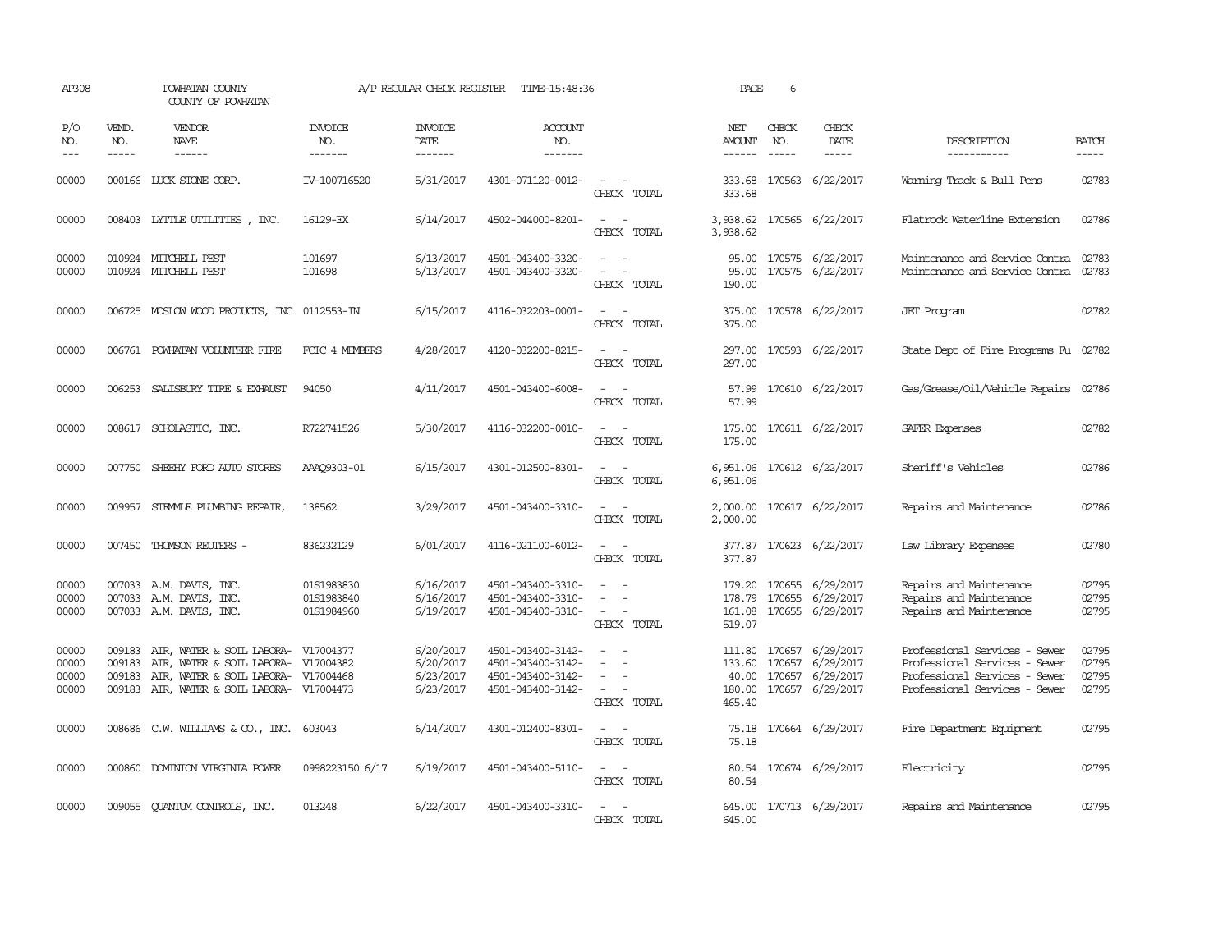AP308 POWHATAN COUNTY COUNTY OF POWHATAN A/P REGULAR CHECK REGISTER TIME-15:48:36 PAGE 6

| P/O NO. | VEND. NO. | VENDOR NAME | INVOICE NO. | INVOICE DATE | ACCOUNT NO. | | NET AMOUNT | CHECK NO. | CHECK DATE | DESCRIPTION | BATCH |
|---|---|---|---|---|---|---|---|---|---|---|---|
| 00000 | 000166 | LUCK STONE CORP. | IV-100716520 | 5/31/2017 | 4301-071120-0012- | - - | 333.68 | 170563 | 6/22/2017 | Warning Track & Bull Pens | 02783 |
| | | | | | | CHECK TOTAL | 333.68 | | | | |
| 00000 | 008403 | LYTTLE UTILITIES , INC. | 16129-EX | 6/14/2017 | 4502-044000-8201- | - - | 3,938.62 | 170565 | 6/22/2017 | Flatrock Waterline Extension | 02786 |
| | | | | | | CHECK TOTAL | 3,938.62 | | | | |
| 00000 | 010924 | MITCHELL PEST | 101697 | 6/13/2017 | 4501-043400-3320- | - - | 95.00 | 170575 | 6/22/2017 | Maintenance and Service Contra | 02783 |
| 00000 | 010924 | MITCHELL PEST | 101698 | 6/13/2017 | 4501-043400-3320- | - - | 95.00 | 170575 | 6/22/2017 | Maintenance and Service Contra | 02783 |
| | | | | | | CHECK TOTAL | 190.00 | | | | |
| 00000 | 006725 | MOSLOW WOOD PRODUCTS, INC | 0112553-IN | 6/15/2017 | 4116-032203-0001- | - - | 375.00 | 170578 | 6/22/2017 | JET Program | 02782 |
| | | | | | | CHECK TOTAL | 375.00 | | | | |
| 00000 | 006761 | POWHATAN VOLUNTEER FIRE | FCIC 4 MEMBERS | 4/28/2017 | 4120-032200-8215- | - - | 297.00 | 170593 | 6/22/2017 | State Dept of Fire Programs Fu | 02782 |
| | | | | | | CHECK TOTAL | 297.00 | | | | |
| 00000 | 006253 | SALISBURY TIRE & EXHAUST | 94050 | 4/11/2017 | 4501-043400-6008- | - - | 57.99 | 170610 | 6/22/2017 | Gas/Grease/Oil/Vehicle Repairs | 02786 |
| | | | | | | CHECK TOTAL | 57.99 | | | | |
| 00000 | 008617 | SCHOLASTIC, INC. | R722741526 | 5/30/2017 | 4116-032200-0010- | - - | 175.00 | 170611 | 6/22/2017 | SAFER Expenses | 02782 |
| | | | | | | CHECK TOTAL | 175.00 | | | | |
| 00000 | 007750 | SHEEHY FORD AUTO STORES | AAAQ9303-01 | 6/15/2017 | 4301-012500-8301- | - - | 6,951.06 | 170612 | 6/22/2017 | Sheriff's Vehicles | 02786 |
| | | | | | | CHECK TOTAL | 6,951.06 | | | | |
| 00000 | 009957 | STEMMLE PLUMBING REPAIR, | 138562 | 3/29/2017 | 4501-043400-3310- | - - | 2,000.00 | 170617 | 6/22/2017 | Repairs and Maintenance | 02786 |
| | | | | | | CHECK TOTAL | 2,000.00 | | | | |
| 00000 | 007450 | THOMSON REUTERS - | 836232129 | 6/01/2017 | 4116-021100-6012- | - - | 377.87 | 170623 | 6/22/2017 | Law Library Expenses | 02780 |
| | | | | | | CHECK TOTAL | 377.87 | | | | |
| 00000 | 007033 | A.M. DAVIS, INC. | 01S1983830 | 6/16/2017 | 4501-043400-3310- | - - | 179.20 | 170655 | 6/29/2017 | Repairs and Maintenance | 02795 |
| 00000 | 007033 | A.M. DAVIS, INC. | 01S1983840 | 6/16/2017 | 4501-043400-3310- | - - | 178.79 | 170655 | 6/29/2017 | Repairs and Maintenance | 02795 |
| 00000 | 007033 | A.M. DAVIS, INC. | 01S1984960 | 6/19/2017 | 4501-043400-3310- | - - | 161.08 | 170655 | 6/29/2017 | Repairs and Maintenance | 02795 |
| | | | | | | CHECK TOTAL | 519.07 | | | | |
| 00000 | 009183 | AIR, WATER & SOIL LABORA- | V17004377 | 6/20/2017 | 4501-043400-3142- | - - | 111.80 | 170657 | 6/29/2017 | Professional Services - Sewer | 02795 |
| 00000 | 009183 | AIR, WATER & SOIL LABORA- | V17004382 | 6/20/2017 | 4501-043400-3142- | - - | 133.60 | 170657 | 6/29/2017 | Professional Services - Sewer | 02795 |
| 00000 | 009183 | AIR, WATER & SOIL LABORA- | V17004468 | 6/23/2017 | 4501-043400-3142- | - - | 40.00 | 170657 | 6/29/2017 | Professional Services - Sewer | 02795 |
| 00000 | 009183 | AIR, WATER & SOIL LABORA- | V17004473 | 6/23/2017 | 4501-043400-3142- | - - | 180.00 | 170657 | 6/29/2017 | Professional Services - Sewer | 02795 |
| | | | | | | CHECK TOTAL | 465.40 | | | | |
| 00000 | 008686 | C.W. WILLIAMS & CO., INC. | 603043 | 6/14/2017 | 4301-012400-8301- | - - | 75.18 | 170664 | 6/29/2017 | Fire Department Equipment | 02795 |
| | | | | | | CHECK TOTAL | 75.18 | | | | |
| 00000 | 000860 | DOMINION VIRGINIA POWER | 0998223150 6/17 | 6/19/2017 | 4501-043400-5110- | - - | 80.54 | 170674 | 6/29/2017 | Electricity | 02795 |
| | | | | | | CHECK TOTAL | 80.54 | | | | |
| 00000 | 009055 | QUANTUM CONTROLS, INC. | 013248 | 6/22/2017 | 4501-043400-3310- | - - | 645.00 | 170713 | 6/29/2017 | Repairs and Maintenance | 02795 |
| | | | | | | CHECK TOTAL | 645.00 | | | | |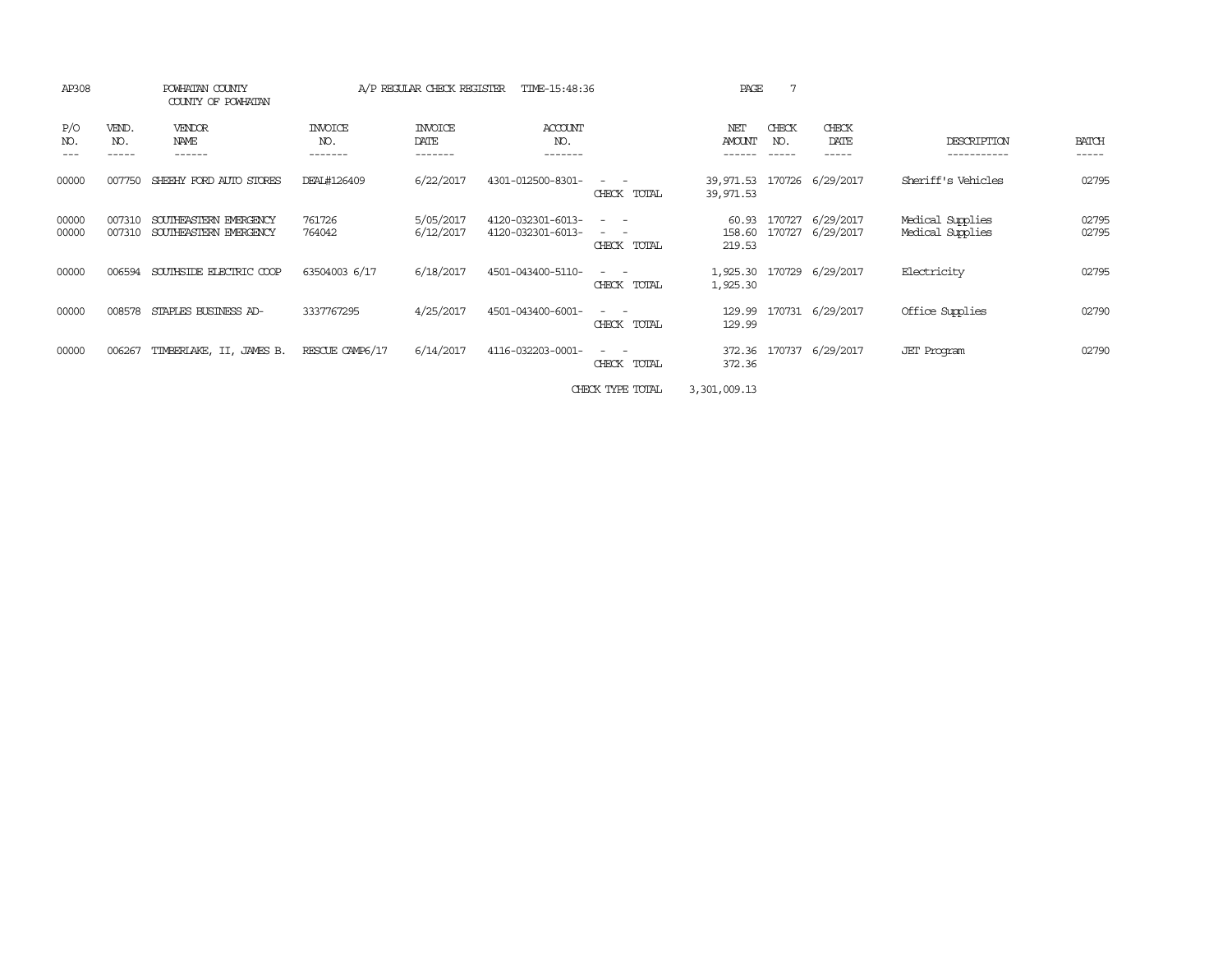AP308 POWHATAN COUNTY A/P REGULAR CHECK REGISTER TIME-15:48:36 PAGE 7

COUNTY OF POWHATAN

| P/O NO. | VEND. NO. | VENDOR NAME | INVOICE NO. | INVOICE DATE | ACCOUNT NO. | | NET AMOUNT | CHECK NO. | CHECK DATE | DESCRIPTION | BATCH |
|---|---|---|---|---|---|---|---|---|---|---|---|
| 00000 | 007750 | SHEEHY FORD AUTO STORES | DEAL#126409 | 6/22/2017 | 4301-012500-8301- | - - | 39,971.53 | 170726 | 6/29/2017 | Sheriff's Vehicles | 02795 |
| | | | | | | CHECK TOTAL | 39,971.53 | | | | |
| 00000 | 007310 | SOUTHEASTERN EMERGENCY | 761726 | 5/05/2017 | 4120-032301-6013- | - - | 60.93 | 170727 | 6/29/2017 | Medical Supplies | 02795 |
| 00000 | 007310 | SOUTHEASTERN EMERGENCY | 764042 | 6/12/2017 | 4120-032301-6013- | - - | 158.60 | 170727 | 6/29/2017 | Medical Supplies | 02795 |
| | | | | | | CHECK TOTAL | 219.53 | | | | |
| 00000 | 006594 | SOUTHSIDE ELECTRIC COOP | 63504003 6/17 | 6/18/2017 | 4501-043400-5110- | - - | 1,925.30 | 170729 | 6/29/2017 | Electricity | 02795 |
| | | | | | | CHECK TOTAL | 1,925.30 | | | | |
| 00000 | 008578 | STAPLES BUSINESS AD- | 3337767295 | 4/25/2017 | 4501-043400-6001- | - - | 129.99 | 170731 | 6/29/2017 | Office Supplies | 02790 |
| | | | | | | CHECK TOTAL | 129.99 | | | | |
| 00000 | 006267 | TIMBERLAKE, II, JAMES B. | RESCUE CAMP6/17 | 6/14/2017 | 4116-032203-0001- | - - | 372.36 | 170737 | 6/29/2017 | JET Program | 02790 |
| | | | | | | CHECK TOTAL | 372.36 | | | | |
| | | | | | | CHECK TYPE TOTAL | 3,301,009.13 | | | | |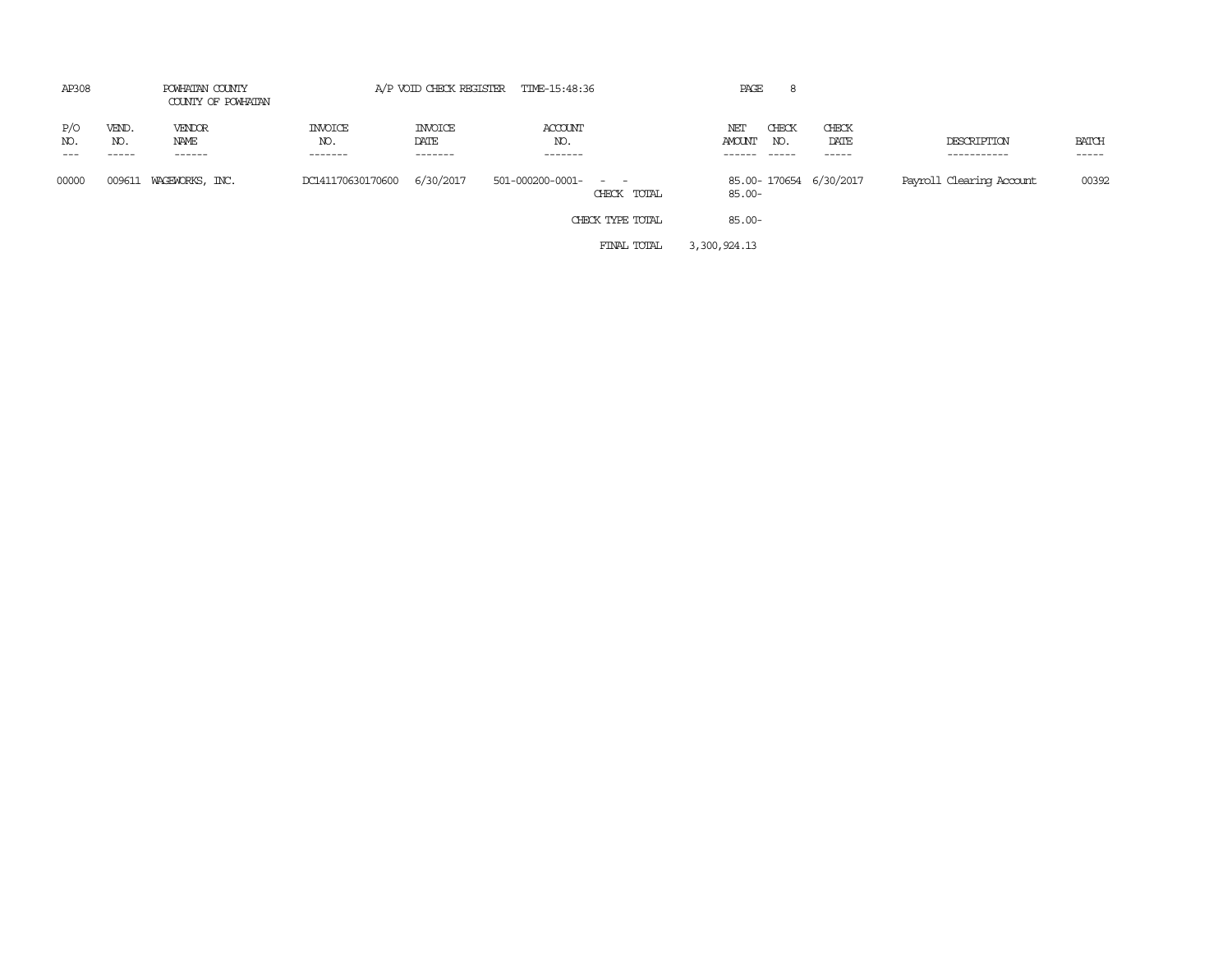AP308 POWHATAN COUNTY A/P VOID CHECK REGISTER TIME-15:48:36

COUNTY OF POWHATAN

| P/O NO. | VEND. NO. | VENDOR NAME | INVOICE NO. | INVOICE DATE | ACCOUNT NO. | | NET AMOUNT | CHECK NO. | CHECK DATE | DESCRIPTION | BATCH |
|---|---|---|---|---|---|---|---|---|---|---|---|
| 00000 | 009611 | WAGEWORKS, INC. | DC141170630170600 | 6/30/2017 | 501-000200-0001- - - | | 85.00- | 170654 | 6/30/2017 | Payroll Clearing Account | 00392 |
| | | | | | | CHECK TOTAL | 85.00- | | | | |
| | | | | | | CHECK TYPE TOTAL | 85.00- | | | | |
| | | | | | | FINAL TOTAL | 3,300,924.13 | | | | |